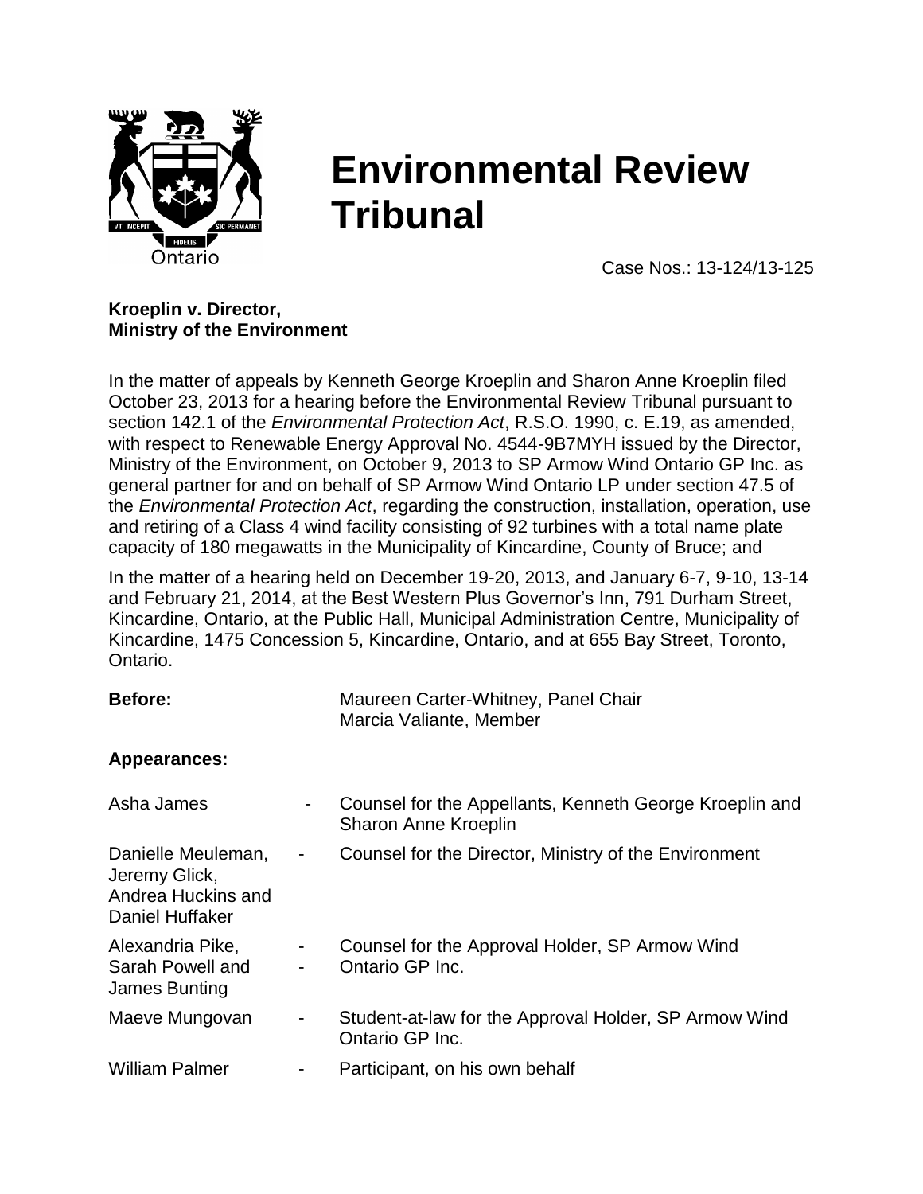# Environmental Review Tribunal

Case Nos.: 13-124/13-125

**Kroeplin v. Director, Ministry of the Environment**

In the matter of appeals by Kenneth George Kroeplin and Sharon Anne Kroeplin filed October 23, 2013 for a hearing before the Environmental Review Tribunal pursuant to section 142.1 of the *Environmental Protection Act*, R.S.O. 1990, c. E.19, as amended, with respect to Renewable Energy Approval No. 4544-9B7MYH issued by the Director, Ministry of the Environment, on October 9, 2013 to SP Armow Wind Ontario GP Inc. as general partner for and on behalf of SP Armow Wind Ontario LP under section 47.5 of the *Environmental Protection Act*, regarding the construction, installation, operation, use and retiring of a Class 4 wind facility consisting of 92 turbines with a total name plate capacity of 180 megawatts in the Municipality of Kincardine, County of Bruce; and

In the matter of a hearing held on December 19-20, 2013, and January 6-7, 9-10, 13-14 and February 21, 2014, at the Best Western Plus Governor's Inn, 791 Durham Street, Kincardine, Ontario, at the Public Hall, Municipal Administration Centre, Municipality of Kincardine, 1475 Concession 5, Kincardine, Ontario, and at 655 Bay Street, Toronto, Ontario.

**Before:** Maureen Carter-Whitney, Panel Chair
Marcia Valiante, Member

**Appearances:**

| | | |
|---|---|---|
| Asha James | - | Counsel for the Appellants, Kenneth George Kroeplin and Sharon Anne Kroeplin |
| Danielle Meuleman, Jeremy Glick, Andrea Huckins and Daniel Huffaker | - | Counsel for the Director, Ministry of the Environment |
| Alexandria Pike, Sarah Powell and James Bunting | - | Counsel for the Approval Holder, SP Armow Wind Ontario GP Inc. |
| Maeve Mungovan | - | Student-at-law for the Approval Holder, SP Armow Wind Ontario GP Inc. |
| William Palmer | - | Participant, on his own behalf |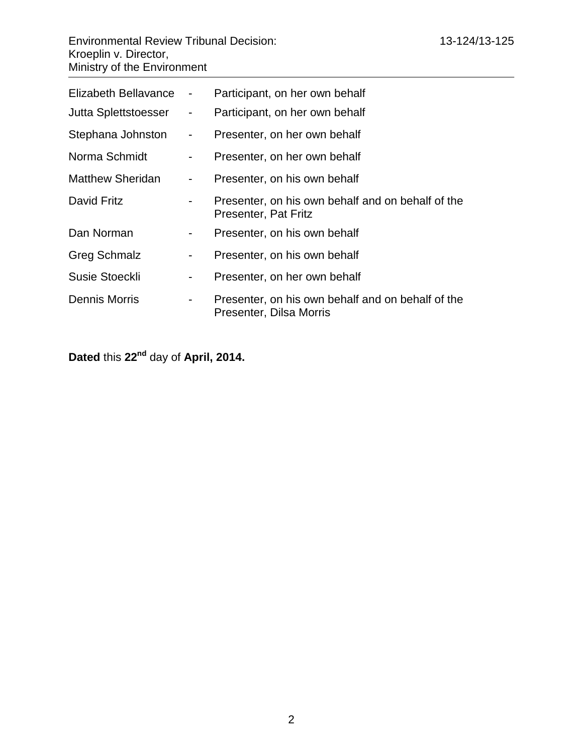| | | |
|---|---|---|
| Elizabeth Bellavance | - | Participant, on her own behalf |
| Jutta Splettstoesser | - | Participant, on her own behalf |
| Stephana Johnston | - | Presenter, on her own behalf |
| Norma Schmidt | - | Presenter, on her own behalf |
| Matthew Sheridan | - | Presenter, on his own behalf |
| David Fritz | - | Presenter, on his own behalf and on behalf of the Presenter, Pat Fritz |
| Dan Norman | - | Presenter, on his own behalf |
| Greg Schmalz | - | Presenter, on his own behalf |
| Susie Stoeckli | - | Presenter, on her own behalf |
| Dennis Morris | - | Presenter, on his own behalf and on behalf of the Presenter, Dilsa Morris |

**Dated** this **22nd** day of **April, 2014.**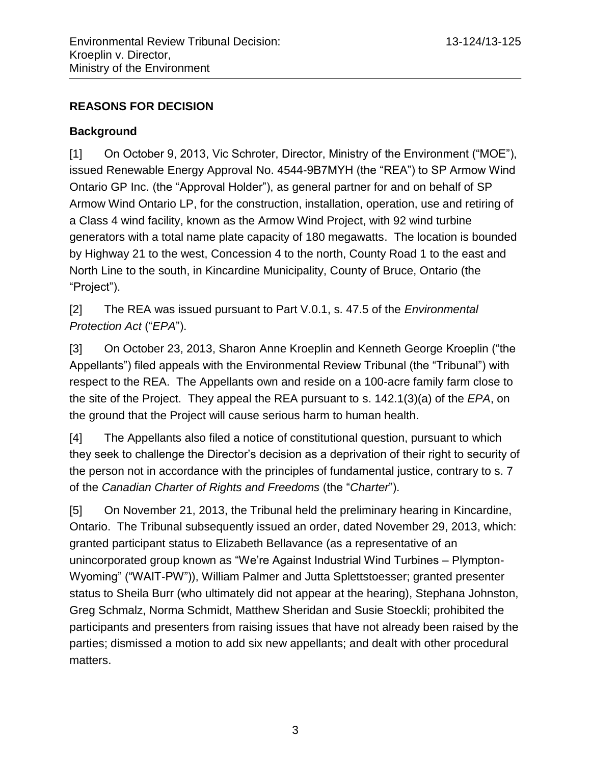## REASONS FOR DECISION

### Background

[1] On October 9, 2013, Vic Schroter, Director, Ministry of the Environment ("MOE"), issued Renewable Energy Approval No. 4544-9B7MYH (the "REA") to SP Armow Wind Ontario GP Inc. (the "Approval Holder"), as general partner for and on behalf of SP Armow Wind Ontario LP, for the construction, installation, operation, use and retiring of a Class 4 wind facility, known as the Armow Wind Project, with 92 wind turbine generators with a total name plate capacity of 180 megawatts. The location is bounded by Highway 21 to the west, Concession 4 to the north, County Road 1 to the east and North Line to the south, in Kincardine Municipality, County of Bruce, Ontario (the "Project").

[2] The REA was issued pursuant to Part V.0.1, s. 47.5 of the *Environmental Protection Act* ("*EPA*").

[3] On October 23, 2013, Sharon Anne Kroeplin and Kenneth George Kroeplin ("the Appellants") filed appeals with the Environmental Review Tribunal (the "Tribunal") with respect to the REA. The Appellants own and reside on a 100-acre family farm close to the site of the Project. They appeal the REA pursuant to s. 142.1(3)(a) of the *EPA*, on the ground that the Project will cause serious harm to human health.

[4] The Appellants also filed a notice of constitutional question, pursuant to which they seek to challenge the Director's decision as a deprivation of their right to security of the person not in accordance with the principles of fundamental justice, contrary to s. 7 of the *Canadian Charter of Rights and Freedoms* (the "*Charter*").

[5] On November 21, 2013, the Tribunal held the preliminary hearing in Kincardine, Ontario. The Tribunal subsequently issued an order, dated November 29, 2013, which: granted participant status to Elizabeth Bellavance (as a representative of an unincorporated group known as "We're Against Industrial Wind Turbines – Plympton-Wyoming" ("WAIT-PW")), William Palmer and Jutta Splettstoesser; granted presenter status to Sheila Burr (who ultimately did not appear at the hearing), Stephana Johnston, Greg Schmalz, Norma Schmidt, Matthew Sheridan and Susie Stoeckli; prohibited the participants and presenters from raising issues that have not already been raised by the parties; dismissed a motion to add six new appellants; and dealt with other procedural matters.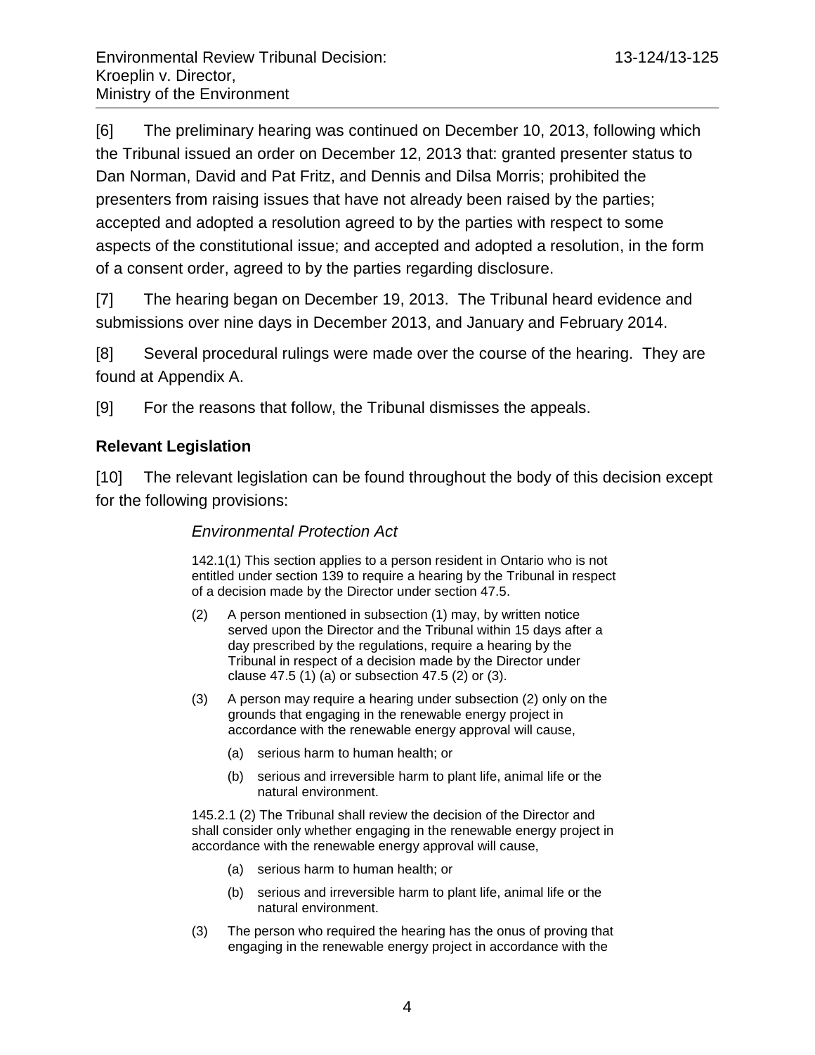[6] The preliminary hearing was continued on December 10, 2013, following which the Tribunal issued an order on December 12, 2013 that: granted presenter status to Dan Norman, David and Pat Fritz, and Dennis and Dilsa Morris; prohibited the presenters from raising issues that have not already been raised by the parties; accepted and adopted a resolution agreed to by the parties with respect to some aspects of the constitutional issue; and accepted and adopted a resolution, in the form of a consent order, agreed to by the parties regarding disclosure.

[7] The hearing began on December 19, 2013. The Tribunal heard evidence and submissions over nine days in December 2013, and January and February 2014.

[8] Several procedural rulings were made over the course of the hearing. They are found at Appendix A.

[9] For the reasons that follow, the Tribunal dismisses the appeals.

## Relevant Legislation

[10] The relevant legislation can be found throughout the body of this decision except for the following provisions:

> *Environmental Protection Act*
>
> 142.1(1) This section applies to a person resident in Ontario who is not entitled under section 139 to require a hearing by the Tribunal in respect of a decision made by the Director under section 47.5.
>
> (2) A person mentioned in subsection (1) may, by written notice served upon the Director and the Tribunal within 15 days after a day prescribed by the regulations, require a hearing by the Tribunal in respect of a decision made by the Director under clause 47.5 (1) (a) or subsection 47.5 (2) or (3).
>
> (3) A person may require a hearing under subsection (2) only on the grounds that engaging in the renewable energy project in accordance with the renewable energy approval will cause,
>
> (a) serious harm to human health; or
>
> (b) serious and irreversible harm to plant life, animal life or the natural environment.
>
> 145.2.1 (2) The Tribunal shall review the decision of the Director and shall consider only whether engaging in the renewable energy project in accordance with the renewable energy approval will cause,
>
> (a) serious harm to human health; or
>
> (b) serious and irreversible harm to plant life, animal life or the natural environment.
>
> (3) The person who required the hearing has the onus of proving that engaging in the renewable energy project in accordance with the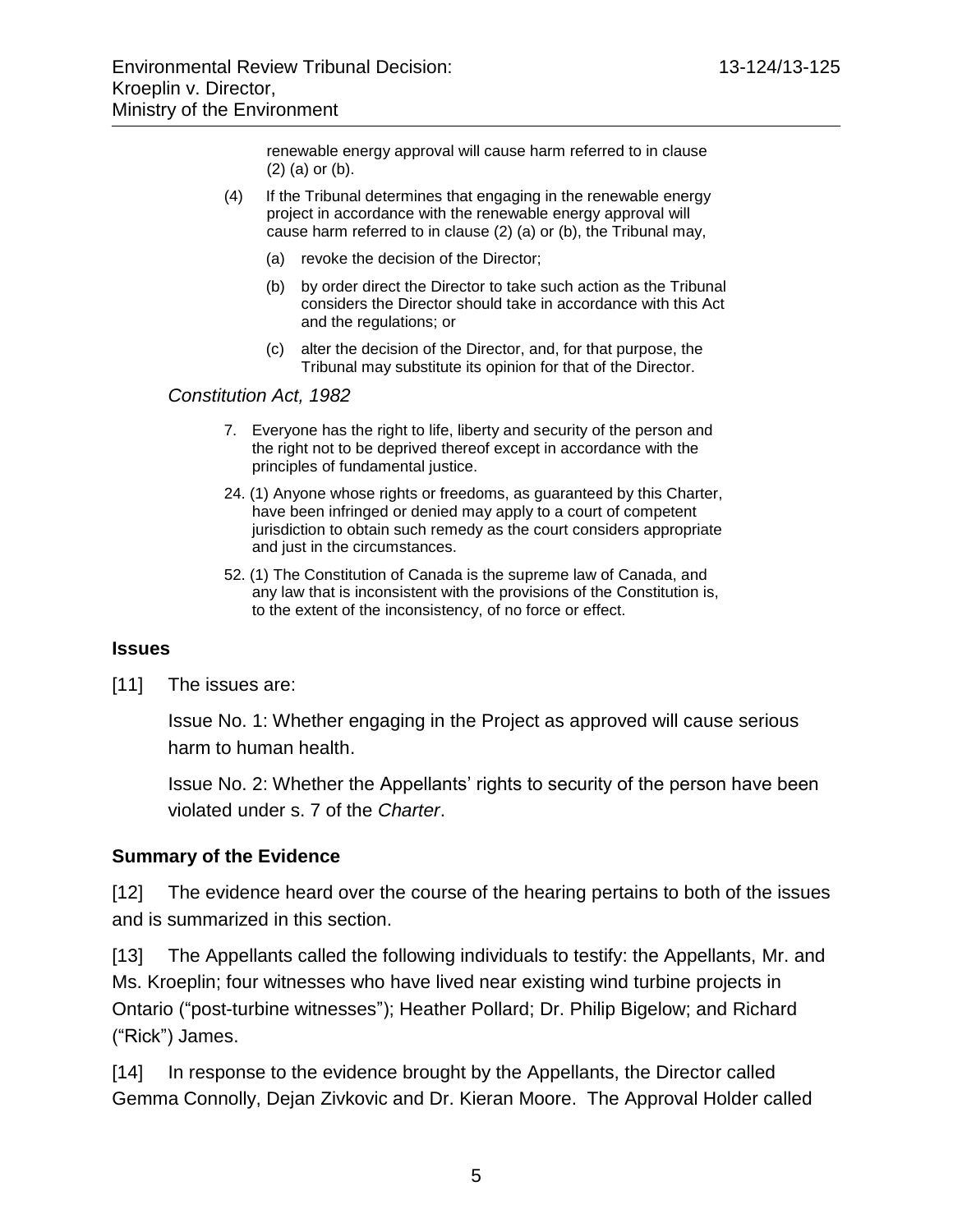renewable energy approval will cause harm referred to in clause (2) (a) or (b).

(4) If the Tribunal determines that engaging in the renewable energy project in accordance with the renewable energy approval will cause harm referred to in clause (2) (a) or (b), the Tribunal may,

(a) revoke the decision of the Director;

(b) by order direct the Director to take such action as the Tribunal considers the Director should take in accordance with this Act and the regulations; or

(c) alter the decision of the Director, and, for that purpose, the Tribunal may substitute its opinion for that of the Director.

*Constitution Act, 1982*

7. Everyone has the right to life, liberty and security of the person and the right not to be deprived thereof except in accordance with the principles of fundamental justice.

24. (1) Anyone whose rights or freedoms, as guaranteed by this Charter, have been infringed or denied may apply to a court of competent jurisdiction to obtain such remedy as the court considers appropriate and just in the circumstances.

52. (1) The Constitution of Canada is the supreme law of Canada, and any law that is inconsistent with the provisions of the Constitution is, to the extent of the inconsistency, of no force or effect.

## Issues

[11] The issues are:

Issue No. 1: Whether engaging in the Project as approved will cause serious harm to human health.

Issue No. 2: Whether the Appellants' rights to security of the person have been violated under s. 7 of the *Charter*.

## Summary of the Evidence

[12] The evidence heard over the course of the hearing pertains to both of the issues and is summarized in this section.

[13] The Appellants called the following individuals to testify: the Appellants, Mr. and Ms. Kroeplin; four witnesses who have lived near existing wind turbine projects in Ontario ("post-turbine witnesses"); Heather Pollard; Dr. Philip Bigelow; and Richard ("Rick") James.

[14] In response to the evidence brought by the Appellants, the Director called Gemma Connolly, Dejan Zivkovic and Dr. Kieran Moore. The Approval Holder called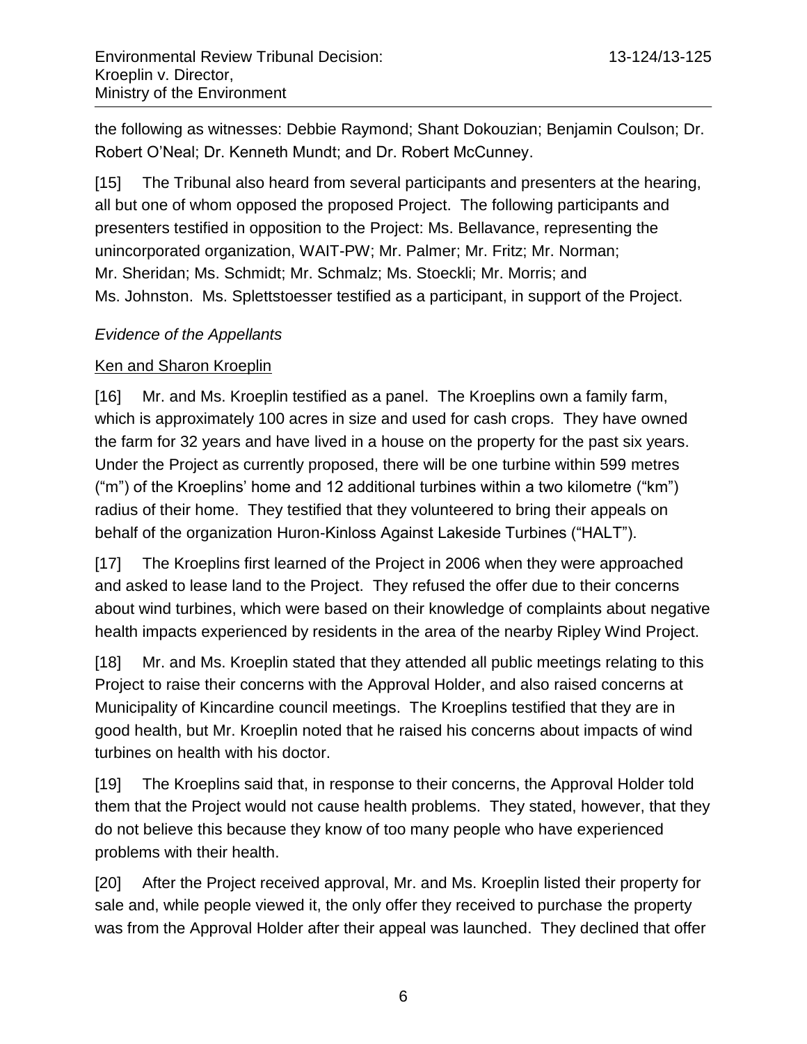the following as witnesses: Debbie Raymond; Shant Dokouzian; Benjamin Coulson; Dr. Robert O'Neal; Dr. Kenneth Mundt; and Dr. Robert McCunney.

[15] The Tribunal also heard from several participants and presenters at the hearing, all but one of whom opposed the proposed Project. The following participants and presenters testified in opposition to the Project: Ms. Bellavance, representing the unincorporated organization, WAIT-PW; Mr. Palmer; Mr. Fritz; Mr. Norman; Mr. Sheridan; Ms. Schmidt; Mr. Schmalz; Ms. Stoeckli; Mr. Morris; and Ms. Johnston. Ms. Splettstoesser testified as a participant, in support of the Project.

*Evidence of the Appellants*

<u>Ken and Sharon Kroeplin</u>

[16] Mr. and Ms. Kroeplin testified as a panel. The Kroeplins own a family farm, which is approximately 100 acres in size and used for cash crops. They have owned the farm for 32 years and have lived in a house on the property for the past six years. Under the Project as currently proposed, there will be one turbine within 599 metres ("m") of the Kroeplins' home and 12 additional turbines within a two kilometre ("km") radius of their home. They testified that they volunteered to bring their appeals on behalf of the organization Huron-Kinloss Against Lakeside Turbines ("HALT").

[17] The Kroeplins first learned of the Project in 2006 when they were approached and asked to lease land to the Project. They refused the offer due to their concerns about wind turbines, which were based on their knowledge of complaints about negative health impacts experienced by residents in the area of the nearby Ripley Wind Project.

[18] Mr. and Ms. Kroeplin stated that they attended all public meetings relating to this Project to raise their concerns with the Approval Holder, and also raised concerns at Municipality of Kincardine council meetings. The Kroeplins testified that they are in good health, but Mr. Kroeplin noted that he raised his concerns about impacts of wind turbines on health with his doctor.

[19] The Kroeplins said that, in response to their concerns, the Approval Holder told them that the Project would not cause health problems. They stated, however, that they do not believe this because they know of too many people who have experienced problems with their health.

[20] After the Project received approval, Mr. and Ms. Kroeplin listed their property for sale and, while people viewed it, the only offer they received to purchase the property was from the Approval Holder after their appeal was launched. They declined that offer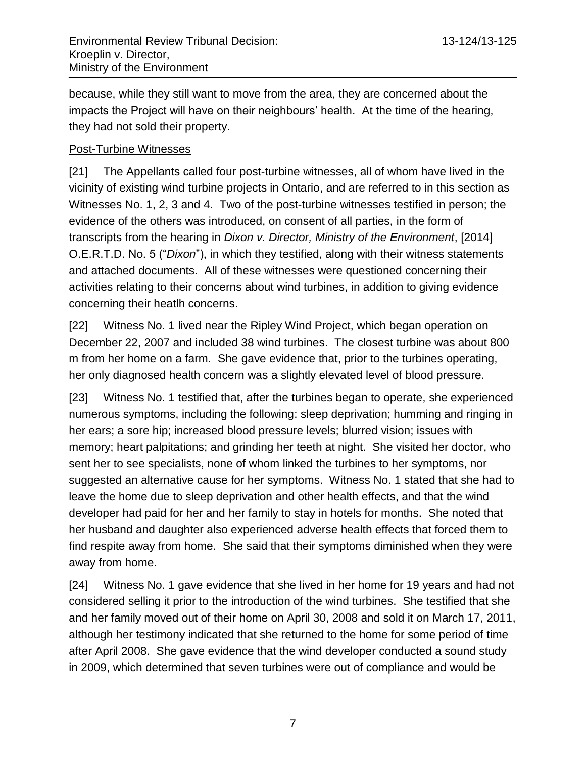because, while they still want to move from the area, they are concerned about the impacts the Project will have on their neighbours' health. At the time of the hearing, they had not sold their property.

Post-Turbine Witnesses

[21] The Appellants called four post-turbine witnesses, all of whom have lived in the vicinity of existing wind turbine projects in Ontario, and are referred to in this section as Witnesses No. 1, 2, 3 and 4. Two of the post-turbine witnesses testified in person; the evidence of the others was introduced, on consent of all parties, in the form of transcripts from the hearing in *Dixon v. Director, Ministry of the Environment*, [2014] O.E.R.T.D. No. 5 ("*Dixon*"), in which they testified, along with their witness statements and attached documents. All of these witnesses were questioned concerning their activities relating to their concerns about wind turbines, in addition to giving evidence concerning their heatlh concerns.

[22] Witness No. 1 lived near the Ripley Wind Project, which began operation on December 22, 2007 and included 38 wind turbines. The closest turbine was about 800 m from her home on a farm. She gave evidence that, prior to the turbines operating, her only diagnosed health concern was a slightly elevated level of blood pressure.

[23] Witness No. 1 testified that, after the turbines began to operate, she experienced numerous symptoms, including the following: sleep deprivation; humming and ringing in her ears; a sore hip; increased blood pressure levels; blurred vision; issues with memory; heart palpitations; and grinding her teeth at night. She visited her doctor, who sent her to see specialists, none of whom linked the turbines to her symptoms, nor suggested an alternative cause for her symptoms. Witness No. 1 stated that she had to leave the home due to sleep deprivation and other health effects, and that the wind developer had paid for her and her family to stay in hotels for months. She noted that her husband and daughter also experienced adverse health effects that forced them to find respite away from home. She said that their symptoms diminished when they were away from home.

[24] Witness No. 1 gave evidence that she lived in her home for 19 years and had not considered selling it prior to the introduction of the wind turbines. She testified that she and her family moved out of their home on April 30, 2008 and sold it on March 17, 2011, although her testimony indicated that she returned to the home for some period of time after April 2008. She gave evidence that the wind developer conducted a sound study in 2009, which determined that seven turbines were out of compliance and would be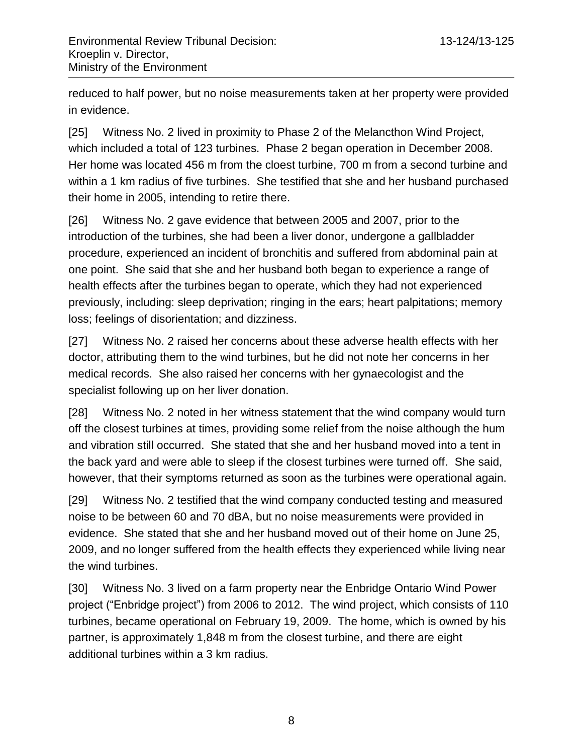reduced to half power, but no noise measurements taken at her property were provided in evidence.

[25] Witness No. 2 lived in proximity to Phase 2 of the Melancthon Wind Project, which included a total of 123 turbines. Phase 2 began operation in December 2008. Her home was located 456 m from the cloest turbine, 700 m from a second turbine and within a 1 km radius of five turbines. She testified that she and her husband purchased their home in 2005, intending to retire there.

[26] Witness No. 2 gave evidence that between 2005 and 2007, prior to the introduction of the turbines, she had been a liver donor, undergone a gallbladder procedure, experienced an incident of bronchitis and suffered from abdominal pain at one point. She said that she and her husband both began to experience a range of health effects after the turbines began to operate, which they had not experienced previously, including: sleep deprivation; ringing in the ears; heart palpitations; memory loss; feelings of disorientation; and dizziness.

[27] Witness No. 2 raised her concerns about these adverse health effects with her doctor, attributing them to the wind turbines, but he did not note her concerns in her medical records. She also raised her concerns with her gynaecologist and the specialist following up on her liver donation.

[28] Witness No. 2 noted in her witness statement that the wind company would turn off the closest turbines at times, providing some relief from the noise although the hum and vibration still occurred. She stated that she and her husband moved into a tent in the back yard and were able to sleep if the closest turbines were turned off. She said, however, that their symptoms returned as soon as the turbines were operational again.

[29] Witness No. 2 testified that the wind company conducted testing and measured noise to be between 60 and 70 dBA, but no noise measurements were provided in evidence. She stated that she and her husband moved out of their home on June 25, 2009, and no longer suffered from the health effects they experienced while living near the wind turbines.

[30] Witness No. 3 lived on a farm property near the Enbridge Ontario Wind Power project ("Enbridge project") from 2006 to 2012. The wind project, which consists of 110 turbines, became operational on February 19, 2009. The home, which is owned by his partner, is approximately 1,848 m from the closest turbine, and there are eight additional turbines within a 3 km radius.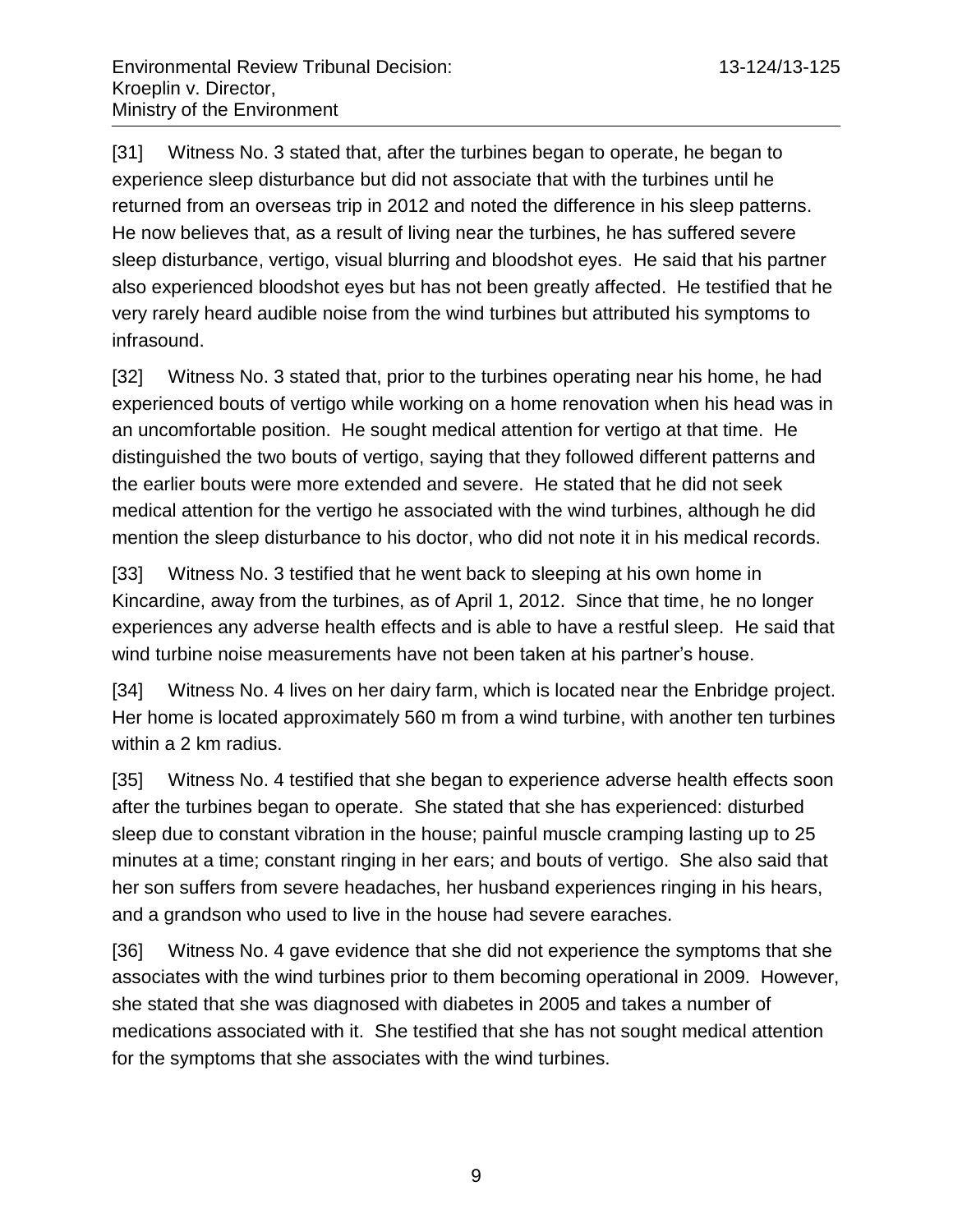[31] Witness No. 3 stated that, after the turbines began to operate, he began to experience sleep disturbance but did not associate that with the turbines until he returned from an overseas trip in 2012 and noted the difference in his sleep patterns. He now believes that, as a result of living near the turbines, he has suffered severe sleep disturbance, vertigo, visual blurring and bloodshot eyes. He said that his partner also experienced bloodshot eyes but has not been greatly affected. He testified that he very rarely heard audible noise from the wind turbines but attributed his symptoms to infrasound.

[32] Witness No. 3 stated that, prior to the turbines operating near his home, he had experienced bouts of vertigo while working on a home renovation when his head was in an uncomfortable position. He sought medical attention for vertigo at that time. He distinguished the two bouts of vertigo, saying that they followed different patterns and the earlier bouts were more extended and severe. He stated that he did not seek medical attention for the vertigo he associated with the wind turbines, although he did mention the sleep disturbance to his doctor, who did not note it in his medical records.

[33] Witness No. 3 testified that he went back to sleeping at his own home in Kincardine, away from the turbines, as of April 1, 2012. Since that time, he no longer experiences any adverse health effects and is able to have a restful sleep. He said that wind turbine noise measurements have not been taken at his partner's house.

[34] Witness No. 4 lives on her dairy farm, which is located near the Enbridge project. Her home is located approximately 560 m from a wind turbine, with another ten turbines within a 2 km radius.

[35] Witness No. 4 testified that she began to experience adverse health effects soon after the turbines began to operate. She stated that she has experienced: disturbed sleep due to constant vibration in the house; painful muscle cramping lasting up to 25 minutes at a time; constant ringing in her ears; and bouts of vertigo. She also said that her son suffers from severe headaches, her husband experiences ringing in his hears, and a grandson who used to live in the house had severe earaches.

[36] Witness No. 4 gave evidence that she did not experience the symptoms that she associates with the wind turbines prior to them becoming operational in 2009. However, she stated that she was diagnosed with diabetes in 2005 and takes a number of medications associated with it. She testified that she has not sought medical attention for the symptoms that she associates with the wind turbines.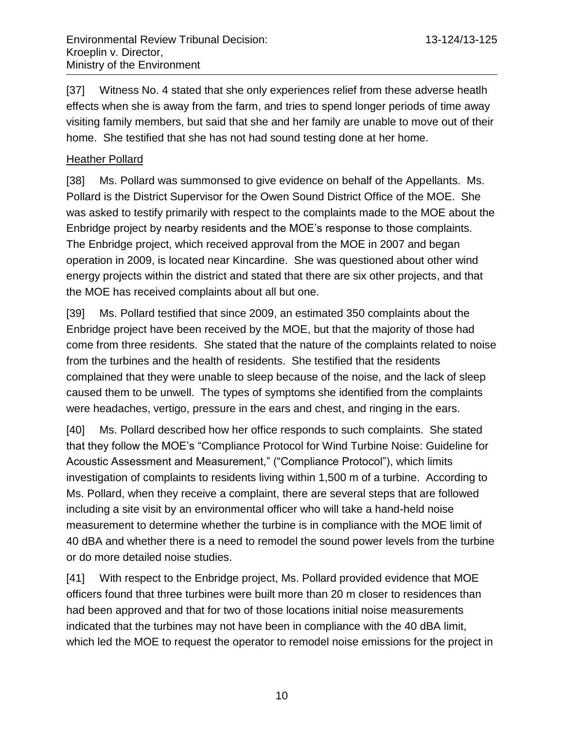[37] Witness No. 4 stated that she only experiences relief from these adverse heatlh effects when she is away from the farm, and tries to spend longer periods of time away visiting family members, but said that she and her family are unable to move out of their home. She testified that she has not had sound testing done at her home.

### Heather Pollard

[38] Ms. Pollard was summonsed to give evidence on behalf of the Appellants. Ms. Pollard is the District Supervisor for the Owen Sound District Office of the MOE. She was asked to testify primarily with respect to the complaints made to the MOE about the Enbridge project by nearby residents and the MOE's response to those complaints. The Enbridge project, which received approval from the MOE in 2007 and began operation in 2009, is located near Kincardine. She was questioned about other wind energy projects within the district and stated that there are six other projects, and that the MOE has received complaints about all but one.

[39] Ms. Pollard testified that since 2009, an estimated 350 complaints about the Enbridge project have been received by the MOE, but that the majority of those had come from three residents. She stated that the nature of the complaints related to noise from the turbines and the health of residents. She testified that the residents complained that they were unable to sleep because of the noise, and the lack of sleep caused them to be unwell. The types of symptoms she identified from the complaints were headaches, vertigo, pressure in the ears and chest, and ringing in the ears.

[40] Ms. Pollard described how her office responds to such complaints. She stated that they follow the MOE's "Compliance Protocol for Wind Turbine Noise: Guideline for Acoustic Assessment and Measurement," ("Compliance Protocol"), which limits investigation of complaints to residents living within 1,500 m of a turbine. According to Ms. Pollard, when they receive a complaint, there are several steps that are followed including a site visit by an environmental officer who will take a hand-held noise measurement to determine whether the turbine is in compliance with the MOE limit of 40 dBA and whether there is a need to remodel the sound power levels from the turbine or do more detailed noise studies.

[41] With respect to the Enbridge project, Ms. Pollard provided evidence that MOE officers found that three turbines were built more than 20 m closer to residences than had been approved and that for two of those locations initial noise measurements indicated that the turbines may not have been in compliance with the 40 dBA limit, which led the MOE to request the operator to remodel noise emissions for the project in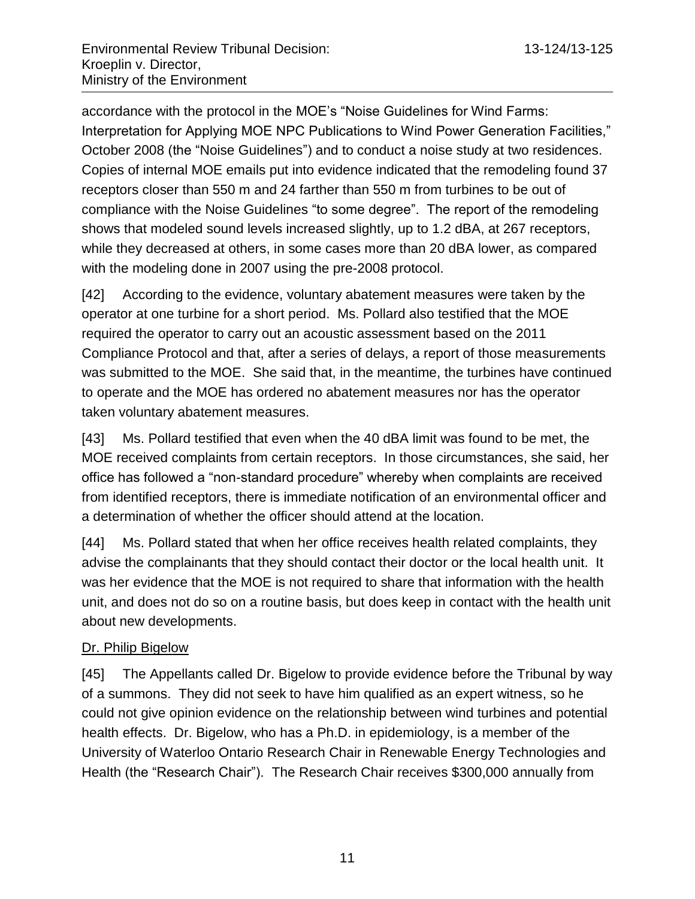accordance with the protocol in the MOE's "Noise Guidelines for Wind Farms: Interpretation for Applying MOE NPC Publications to Wind Power Generation Facilities," October 2008 (the "Noise Guidelines") and to conduct a noise study at two residences. Copies of internal MOE emails put into evidence indicated that the remodeling found 37 receptors closer than 550 m and 24 farther than 550 m from turbines to be out of compliance with the Noise Guidelines "to some degree". The report of the remodeling shows that modeled sound levels increased slightly, up to 1.2 dBA, at 267 receptors, while they decreased at others, in some cases more than 20 dBA lower, as compared with the modeling done in 2007 using the pre-2008 protocol.

[42] According to the evidence, voluntary abatement measures were taken by the operator at one turbine for a short period. Ms. Pollard also testified that the MOE required the operator to carry out an acoustic assessment based on the 2011 Compliance Protocol and that, after a series of delays, a report of those measurements was submitted to the MOE. She said that, in the meantime, the turbines have continued to operate and the MOE has ordered no abatement measures nor has the operator taken voluntary abatement measures.

[43] Ms. Pollard testified that even when the 40 dBA limit was found to be met, the MOE received complaints from certain receptors. In those circumstances, she said, her office has followed a "non-standard procedure" whereby when complaints are received from identified receptors, there is immediate notification of an environmental officer and a determination of whether the officer should attend at the location.

[44] Ms. Pollard stated that when her office receives health related complaints, they advise the complainants that they should contact their doctor or the local health unit. It was her evidence that the MOE is not required to share that information with the health unit, and does not do so on a routine basis, but does keep in contact with the health unit about new developments.

<u>Dr. Philip Bigelow</u>

[45] The Appellants called Dr. Bigelow to provide evidence before the Tribunal by way of a summons. They did not seek to have him qualified as an expert witness, so he could not give opinion evidence on the relationship between wind turbines and potential health effects. Dr. Bigelow, who has a Ph.D. in epidemiology, is a member of the University of Waterloo Ontario Research Chair in Renewable Energy Technologies and Health (the "Research Chair"). The Research Chair receives $300,000 annually from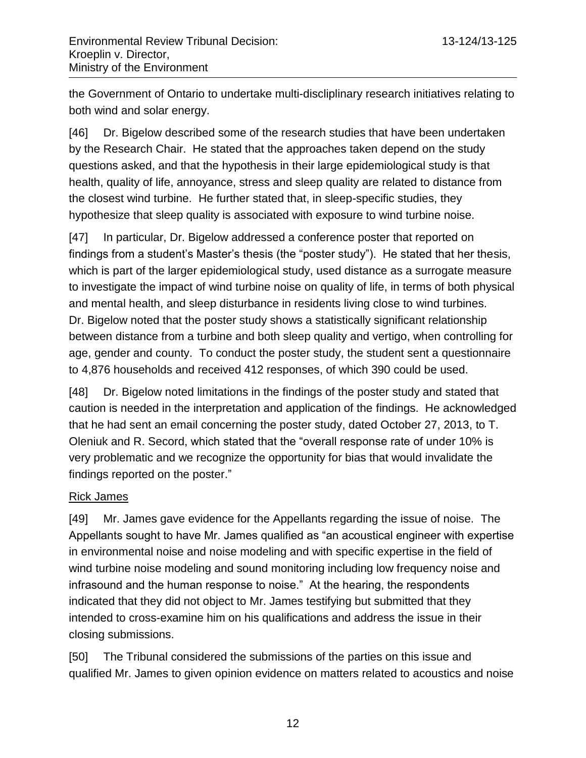the Government of Ontario to undertake multi-discliplinary research initiatives relating to both wind and solar energy.

[46] Dr. Bigelow described some of the research studies that have been undertaken by the Research Chair. He stated that the approaches taken depend on the study questions asked, and that the hypothesis in their large epidemiological study is that health, quality of life, annoyance, stress and sleep quality are related to distance from the closest wind turbine. He further stated that, in sleep-specific studies, they hypothesize that sleep quality is associated with exposure to wind turbine noise.

[47] In particular, Dr. Bigelow addressed a conference poster that reported on findings from a student's Master's thesis (the "poster study"). He stated that her thesis, which is part of the larger epidemiological study, used distance as a surrogate measure to investigate the impact of wind turbine noise on quality of life, in terms of both physical and mental health, and sleep disturbance in residents living close to wind turbines. Dr. Bigelow noted that the poster study shows a statistically significant relationship between distance from a turbine and both sleep quality and vertigo, when controlling for age, gender and county. To conduct the poster study, the student sent a questionnaire to 4,876 households and received 412 responses, of which 390 could be used.

[48] Dr. Bigelow noted limitations in the findings of the poster study and stated that caution is needed in the interpretation and application of the findings. He acknowledged that he had sent an email concerning the poster study, dated October 27, 2013, to T. Oleniuk and R. Secord, which stated that the "overall response rate of under 10% is very problematic and we recognize the opportunity for bias that would invalidate the findings reported on the poster."

<u>Rick James</u>

[49] Mr. James gave evidence for the Appellants regarding the issue of noise. The Appellants sought to have Mr. James qualified as "an acoustical engineer with expertise in environmental noise and noise modeling and with specific expertise in the field of wind turbine noise modeling and sound monitoring including low frequency noise and infrasound and the human response to noise." At the hearing, the respondents indicated that they did not object to Mr. James testifying but submitted that they intended to cross-examine him on his qualifications and address the issue in their closing submissions.

[50] The Tribunal considered the submissions of the parties on this issue and qualified Mr. James to given opinion evidence on matters related to acoustics and noise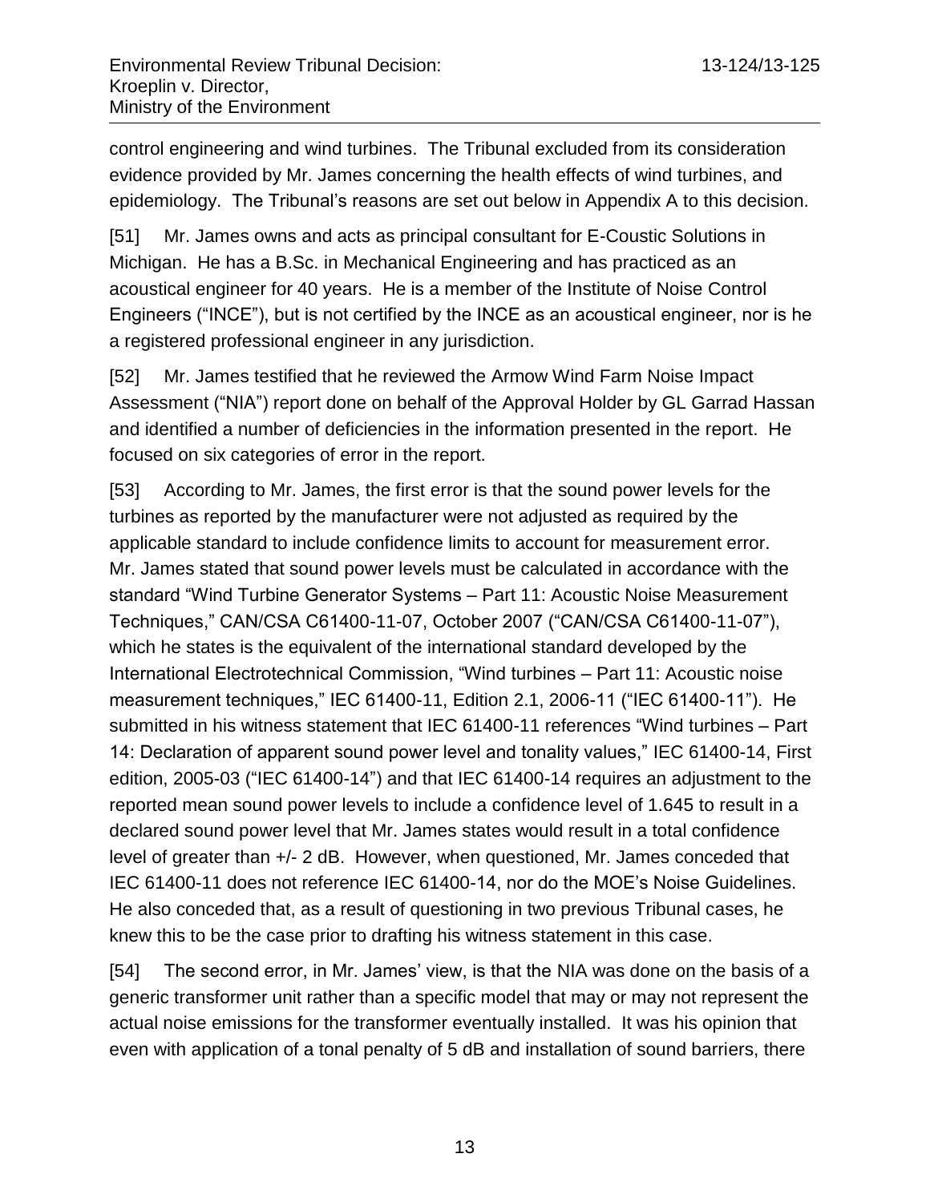control engineering and wind turbines. The Tribunal excluded from its consideration evidence provided by Mr. James concerning the health effects of wind turbines, and epidemiology. The Tribunal's reasons are set out below in Appendix A to this decision.

[51] Mr. James owns and acts as principal consultant for E-Coustic Solutions in Michigan. He has a B.Sc. in Mechanical Engineering and has practiced as an acoustical engineer for 40 years. He is a member of the Institute of Noise Control Engineers ("INCE"), but is not certified by the INCE as an acoustical engineer, nor is he a registered professional engineer in any jurisdiction.

[52] Mr. James testified that he reviewed the Armow Wind Farm Noise Impact Assessment ("NIA") report done on behalf of the Approval Holder by GL Garrad Hassan and identified a number of deficiencies in the information presented in the report. He focused on six categories of error in the report.

[53] According to Mr. James, the first error is that the sound power levels for the turbines as reported by the manufacturer were not adjusted as required by the applicable standard to include confidence limits to account for measurement error. Mr. James stated that sound power levels must be calculated in accordance with the standard "Wind Turbine Generator Systems – Part 11: Acoustic Noise Measurement Techniques," CAN/CSA C61400-11-07, October 2007 ("CAN/CSA C61400-11-07"), which he states is the equivalent of the international standard developed by the International Electrotechnical Commission, "Wind turbines – Part 11: Acoustic noise measurement techniques," IEC 61400-11, Edition 2.1, 2006-11 ("IEC 61400-11"). He submitted in his witness statement that IEC 61400-11 references "Wind turbines – Part 14: Declaration of apparent sound power level and tonality values," IEC 61400-14, First edition, 2005-03 ("IEC 61400-14") and that IEC 61400-14 requires an adjustment to the reported mean sound power levels to include a confidence level of 1.645 to result in a declared sound power level that Mr. James states would result in a total confidence level of greater than +/- 2 dB. However, when questioned, Mr. James conceded that IEC 61400-11 does not reference IEC 61400-14, nor do the MOE's Noise Guidelines. He also conceded that, as a result of questioning in two previous Tribunal cases, he knew this to be the case prior to drafting his witness statement in this case.

[54] The second error, in Mr. James' view, is that the NIA was done on the basis of a generic transformer unit rather than a specific model that may or may not represent the actual noise emissions for the transformer eventually installed. It was his opinion that even with application of a tonal penalty of 5 dB and installation of sound barriers, there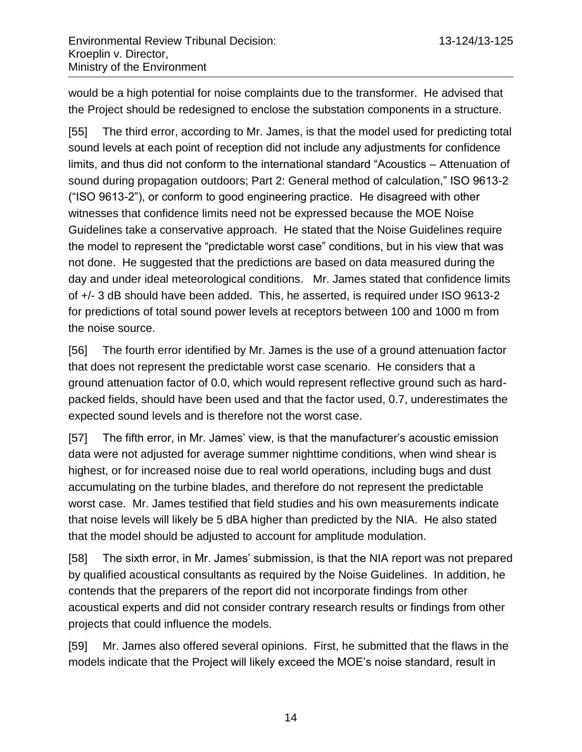would be a high potential for noise complaints due to the transformer. He advised that the Project should be redesigned to enclose the substation components in a structure.

[55] The third error, according to Mr. James, is that the model used for predicting total sound levels at each point of reception did not include any adjustments for confidence limits, and thus did not conform to the international standard "Acoustics – Attenuation of sound during propagation outdoors; Part 2: General method of calculation," ISO 9613-2 ("ISO 9613-2"), or conform to good engineering practice. He disagreed with other witnesses that confidence limits need not be expressed because the MOE Noise Guidelines take a conservative approach. He stated that the Noise Guidelines require the model to represent the "predictable worst case" conditions, but in his view that was not done. He suggested that the predictions are based on data measured during the day and under ideal meteorological conditions. Mr. James stated that confidence limits of +/- 3 dB should have been added. This, he asserted, is required under ISO 9613-2 for predictions of total sound power levels at receptors between 100 and 1000 m from the noise source.

[56] The fourth error identified by Mr. James is the use of a ground attenuation factor that does not represent the predictable worst case scenario. He considers that a ground attenuation factor of 0.0, which would represent reflective ground such as hard-packed fields, should have been used and that the factor used, 0.7, underestimates the expected sound levels and is therefore not the worst case.

[57] The fifth error, in Mr. James' view, is that the manufacturer's acoustic emission data were not adjusted for average summer nighttime conditions, when wind shear is highest, or for increased noise due to real world operations, including bugs and dust accumulating on the turbine blades, and therefore do not represent the predictable worst case. Mr. James testified that field studies and his own measurements indicate that noise levels will likely be 5 dBA higher than predicted by the NIA. He also stated that the model should be adjusted to account for amplitude modulation.

[58] The sixth error, in Mr. James' submission, is that the NIA report was not prepared by qualified acoustical consultants as required by the Noise Guidelines. In addition, he contends that the preparers of the report did not incorporate findings from other acoustical experts and did not consider contrary research results or findings from other projects that could influence the models.

[59] Mr. James also offered several opinions. First, he submitted that the flaws in the models indicate that the Project will likely exceed the MOE's noise standard, result in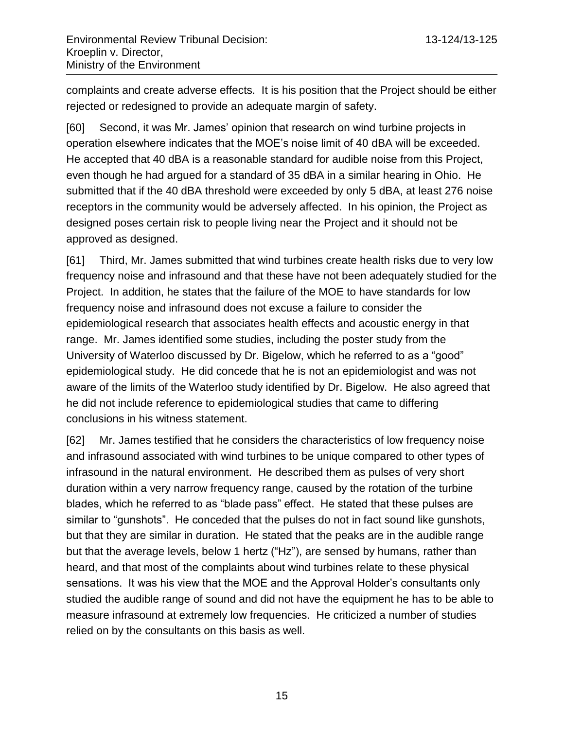complaints and create adverse effects. It is his position that the Project should be either rejected or redesigned to provide an adequate margin of safety.

[60] Second, it was Mr. James' opinion that research on wind turbine projects in operation elsewhere indicates that the MOE's noise limit of 40 dBA will be exceeded. He accepted that 40 dBA is a reasonable standard for audible noise from this Project, even though he had argued for a standard of 35 dBA in a similar hearing in Ohio. He submitted that if the 40 dBA threshold were exceeded by only 5 dBA, at least 276 noise receptors in the community would be adversely affected. In his opinion, the Project as designed poses certain risk to people living near the Project and it should not be approved as designed.

[61] Third, Mr. James submitted that wind turbines create health risks due to very low frequency noise and infrasound and that these have not been adequately studied for the Project. In addition, he states that the failure of the MOE to have standards for low frequency noise and infrasound does not excuse a failure to consider the epidemiological research that associates health effects and acoustic energy in that range. Mr. James identified some studies, including the poster study from the University of Waterloo discussed by Dr. Bigelow, which he referred to as a "good" epidemiological study. He did concede that he is not an epidemiologist and was not aware of the limits of the Waterloo study identified by Dr. Bigelow. He also agreed that he did not include reference to epidemiological studies that came to differing conclusions in his witness statement.

[62] Mr. James testified that he considers the characteristics of low frequency noise and infrasound associated with wind turbines to be unique compared to other types of infrasound in the natural environment. He described them as pulses of very short duration within a very narrow frequency range, caused by the rotation of the turbine blades, which he referred to as "blade pass" effect. He stated that these pulses are similar to "gunshots". He conceded that the pulses do not in fact sound like gunshots, but that they are similar in duration. He stated that the peaks are in the audible range but that the average levels, below 1 hertz ("Hz"), are sensed by humans, rather than heard, and that most of the complaints about wind turbines relate to these physical sensations. It was his view that the MOE and the Approval Holder's consultants only studied the audible range of sound and did not have the equipment he has to be able to measure infrasound at extremely low frequencies. He criticized a number of studies relied on by the consultants on this basis as well.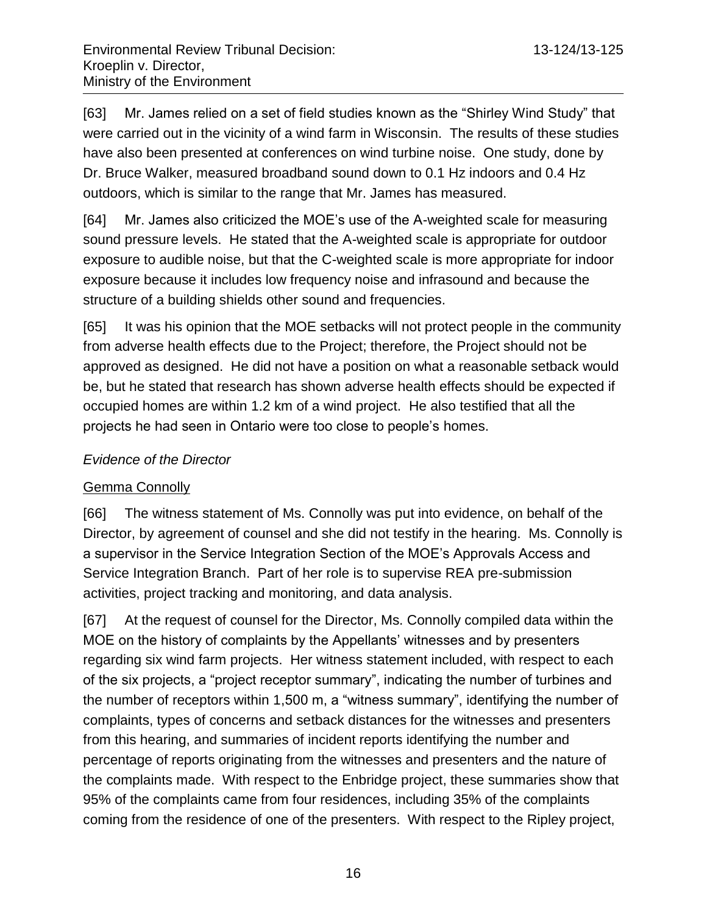[63] Mr. James relied on a set of field studies known as the "Shirley Wind Study" that were carried out in the vicinity of a wind farm in Wisconsin. The results of these studies have also been presented at conferences on wind turbine noise. One study, done by Dr. Bruce Walker, measured broadband sound down to 0.1 Hz indoors and 0.4 Hz outdoors, which is similar to the range that Mr. James has measured.

[64] Mr. James also criticized the MOE's use of the A-weighted scale for measuring sound pressure levels. He stated that the A-weighted scale is appropriate for outdoor exposure to audible noise, but that the C-weighted scale is more appropriate for indoor exposure because it includes low frequency noise and infrasound and because the structure of a building shields other sound and frequencies.

[65] It was his opinion that the MOE setbacks will not protect people in the community from adverse health effects due to the Project; therefore, the Project should not be approved as designed. He did not have a position on what a reasonable setback would be, but he stated that research has shown adverse health effects should be expected if occupied homes are within 1.2 km of a wind project. He also testified that all the projects he had seen in Ontario were too close to people's homes.

*Evidence of the Director*

<u>Gemma Connolly</u>

[66] The witness statement of Ms. Connolly was put into evidence, on behalf of the Director, by agreement of counsel and she did not testify in the hearing. Ms. Connolly is a supervisor in the Service Integration Section of the MOE's Approvals Access and Service Integration Branch. Part of her role is to supervise REA pre-submission activities, project tracking and monitoring, and data analysis.

[67] At the request of counsel for the Director, Ms. Connolly compiled data within the MOE on the history of complaints by the Appellants' witnesses and by presenters regarding six wind farm projects. Her witness statement included, with respect to each of the six projects, a "project receptor summary", indicating the number of turbines and the number of receptors within 1,500 m, a "witness summary", identifying the number of complaints, types of concerns and setback distances for the witnesses and presenters from this hearing, and summaries of incident reports identifying the number and percentage of reports originating from the witnesses and presenters and the nature of the complaints made. With respect to the Enbridge project, these summaries show that 95% of the complaints came from four residences, including 35% of the complaints coming from the residence of one of the presenters. With respect to the Ripley project,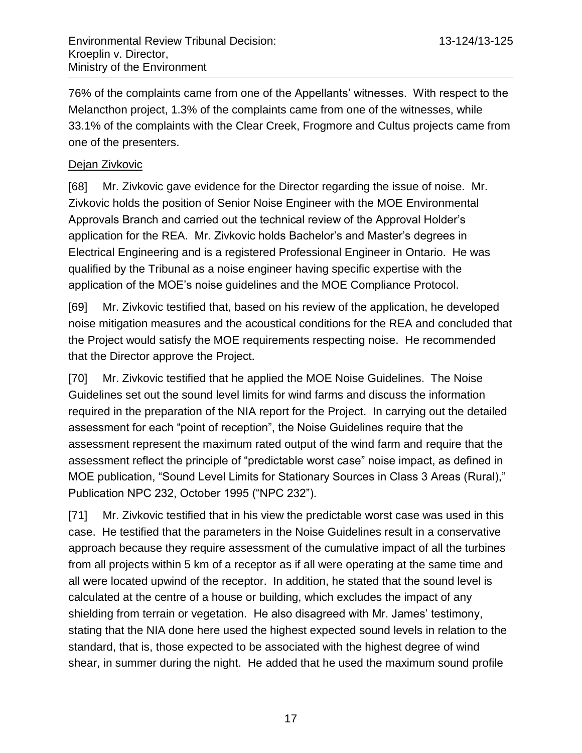76% of the complaints came from one of the Appellants' witnesses. With respect to the Melancthon project, 1.3% of the complaints came from one of the witnesses, while 33.1% of the complaints with the Clear Creek, Frogmore and Cultus projects came from one of the presenters.

Dejan Zivkovic

[68] Mr. Zivkovic gave evidence for the Director regarding the issue of noise. Mr. Zivkovic holds the position of Senior Noise Engineer with the MOE Environmental Approvals Branch and carried out the technical review of the Approval Holder's application for the REA. Mr. Zivkovic holds Bachelor's and Master's degrees in Electrical Engineering and is a registered Professional Engineer in Ontario. He was qualified by the Tribunal as a noise engineer having specific expertise with the application of the MOE's noise guidelines and the MOE Compliance Protocol.

[69] Mr. Zivkovic testified that, based on his review of the application, he developed noise mitigation measures and the acoustical conditions for the REA and concluded that the Project would satisfy the MOE requirements respecting noise. He recommended that the Director approve the Project.

[70] Mr. Zivkovic testified that he applied the MOE Noise Guidelines. The Noise Guidelines set out the sound level limits for wind farms and discuss the information required in the preparation of the NIA report for the Project. In carrying out the detailed assessment for each "point of reception", the Noise Guidelines require that the assessment represent the maximum rated output of the wind farm and require that the assessment reflect the principle of "predictable worst case" noise impact, as defined in MOE publication, "Sound Level Limits for Stationary Sources in Class 3 Areas (Rural)," Publication NPC 232, October 1995 ("NPC 232").

[71] Mr. Zivkovic testified that in his view the predictable worst case was used in this case. He testified that the parameters in the Noise Guidelines result in a conservative approach because they require assessment of the cumulative impact of all the turbines from all projects within 5 km of a receptor as if all were operating at the same time and all were located upwind of the receptor. In addition, he stated that the sound level is calculated at the centre of a house or building, which excludes the impact of any shielding from terrain or vegetation. He also disagreed with Mr. James' testimony, stating that the NIA done here used the highest expected sound levels in relation to the standard, that is, those expected to be associated with the highest degree of wind shear, in summer during the night. He added that he used the maximum sound profile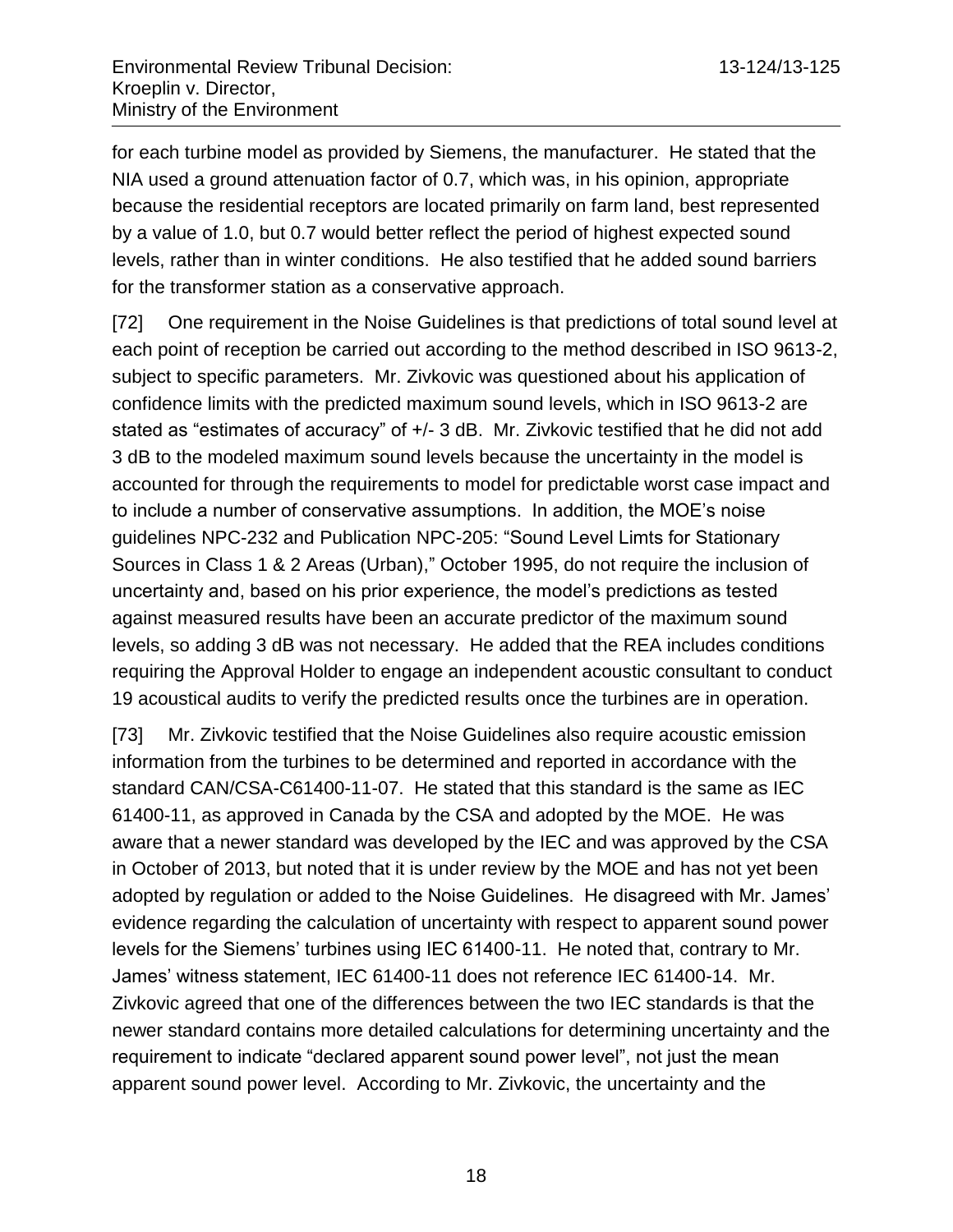for each turbine model as provided by Siemens, the manufacturer. He stated that the NIA used a ground attenuation factor of 0.7, which was, in his opinion, appropriate because the residential receptors are located primarily on farm land, best represented by a value of 1.0, but 0.7 would better reflect the period of highest expected sound levels, rather than in winter conditions. He also testified that he added sound barriers for the transformer station as a conservative approach.

[72] One requirement in the Noise Guidelines is that predictions of total sound level at each point of reception be carried out according to the method described in ISO 9613-2, subject to specific parameters. Mr. Zivkovic was questioned about his application of confidence limits with the predicted maximum sound levels, which in ISO 9613-2 are stated as "estimates of accuracy" of +/- 3 dB. Mr. Zivkovic testified that he did not add 3 dB to the modeled maximum sound levels because the uncertainty in the model is accounted for through the requirements to model for predictable worst case impact and to include a number of conservative assumptions. In addition, the MOE's noise guidelines NPC-232 and Publication NPC-205: "Sound Level Limts for Stationary Sources in Class 1 & 2 Areas (Urban)," October 1995, do not require the inclusion of uncertainty and, based on his prior experience, the model's predictions as tested against measured results have been an accurate predictor of the maximum sound levels, so adding 3 dB was not necessary. He added that the REA includes conditions requiring the Approval Holder to engage an independent acoustic consultant to conduct 19 acoustical audits to verify the predicted results once the turbines are in operation.

[73] Mr. Zivkovic testified that the Noise Guidelines also require acoustic emission information from the turbines to be determined and reported in accordance with the standard CAN/CSA-C61400-11-07. He stated that this standard is the same as IEC 61400-11, as approved in Canada by the CSA and adopted by the MOE. He was aware that a newer standard was developed by the IEC and was approved by the CSA in October of 2013, but noted that it is under review by the MOE and has not yet been adopted by regulation or added to the Noise Guidelines. He disagreed with Mr. James' evidence regarding the calculation of uncertainty with respect to apparent sound power levels for the Siemens' turbines using IEC 61400-11. He noted that, contrary to Mr. James' witness statement, IEC 61400-11 does not reference IEC 61400-14. Mr. Zivkovic agreed that one of the differences between the two IEC standards is that the newer standard contains more detailed calculations for determining uncertainty and the requirement to indicate "declared apparent sound power level", not just the mean apparent sound power level. According to Mr. Zivkovic, the uncertainty and the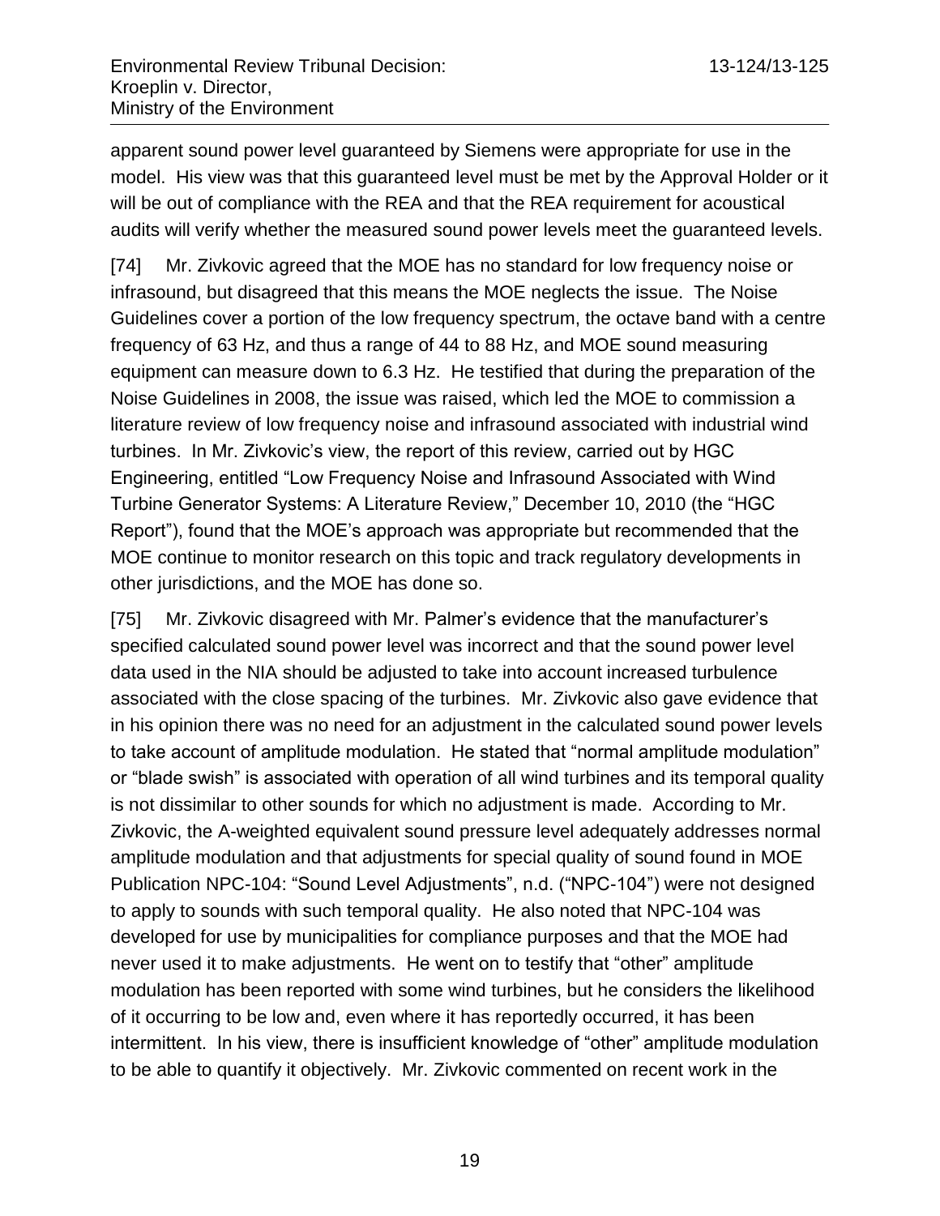apparent sound power level guaranteed by Siemens were appropriate for use in the model. His view was that this guaranteed level must be met by the Approval Holder or it will be out of compliance with the REA and that the REA requirement for acoustical audits will verify whether the measured sound power levels meet the guaranteed levels.

[74] Mr. Zivkovic agreed that the MOE has no standard for low frequency noise or infrasound, but disagreed that this means the MOE neglects the issue. The Noise Guidelines cover a portion of the low frequency spectrum, the octave band with a centre frequency of 63 Hz, and thus a range of 44 to 88 Hz, and MOE sound measuring equipment can measure down to 6.3 Hz. He testified that during the preparation of the Noise Guidelines in 2008, the issue was raised, which led the MOE to commission a literature review of low frequency noise and infrasound associated with industrial wind turbines. In Mr. Zivkovic's view, the report of this review, carried out by HGC Engineering, entitled "Low Frequency Noise and Infrasound Associated with Wind Turbine Generator Systems: A Literature Review," December 10, 2010 (the "HGC Report"), found that the MOE's approach was appropriate but recommended that the MOE continue to monitor research on this topic and track regulatory developments in other jurisdictions, and the MOE has done so.

[75] Mr. Zivkovic disagreed with Mr. Palmer's evidence that the manufacturer's specified calculated sound power level was incorrect and that the sound power level data used in the NIA should be adjusted to take into account increased turbulence associated with the close spacing of the turbines. Mr. Zivkovic also gave evidence that in his opinion there was no need for an adjustment in the calculated sound power levels to take account of amplitude modulation. He stated that "normal amplitude modulation" or "blade swish" is associated with operation of all wind turbines and its temporal quality is not dissimilar to other sounds for which no adjustment is made. According to Mr. Zivkovic, the A-weighted equivalent sound pressure level adequately addresses normal amplitude modulation and that adjustments for special quality of sound found in MOE Publication NPC-104: "Sound Level Adjustments", n.d. ("NPC-104") were not designed to apply to sounds with such temporal quality. He also noted that NPC-104 was developed for use by municipalities for compliance purposes and that the MOE had never used it to make adjustments. He went on to testify that "other" amplitude modulation has been reported with some wind turbines, but he considers the likelihood of it occurring to be low and, even where it has reportedly occurred, it has been intermittent. In his view, there is insufficient knowledge of "other" amplitude modulation to be able to quantify it objectively. Mr. Zivkovic commented on recent work in the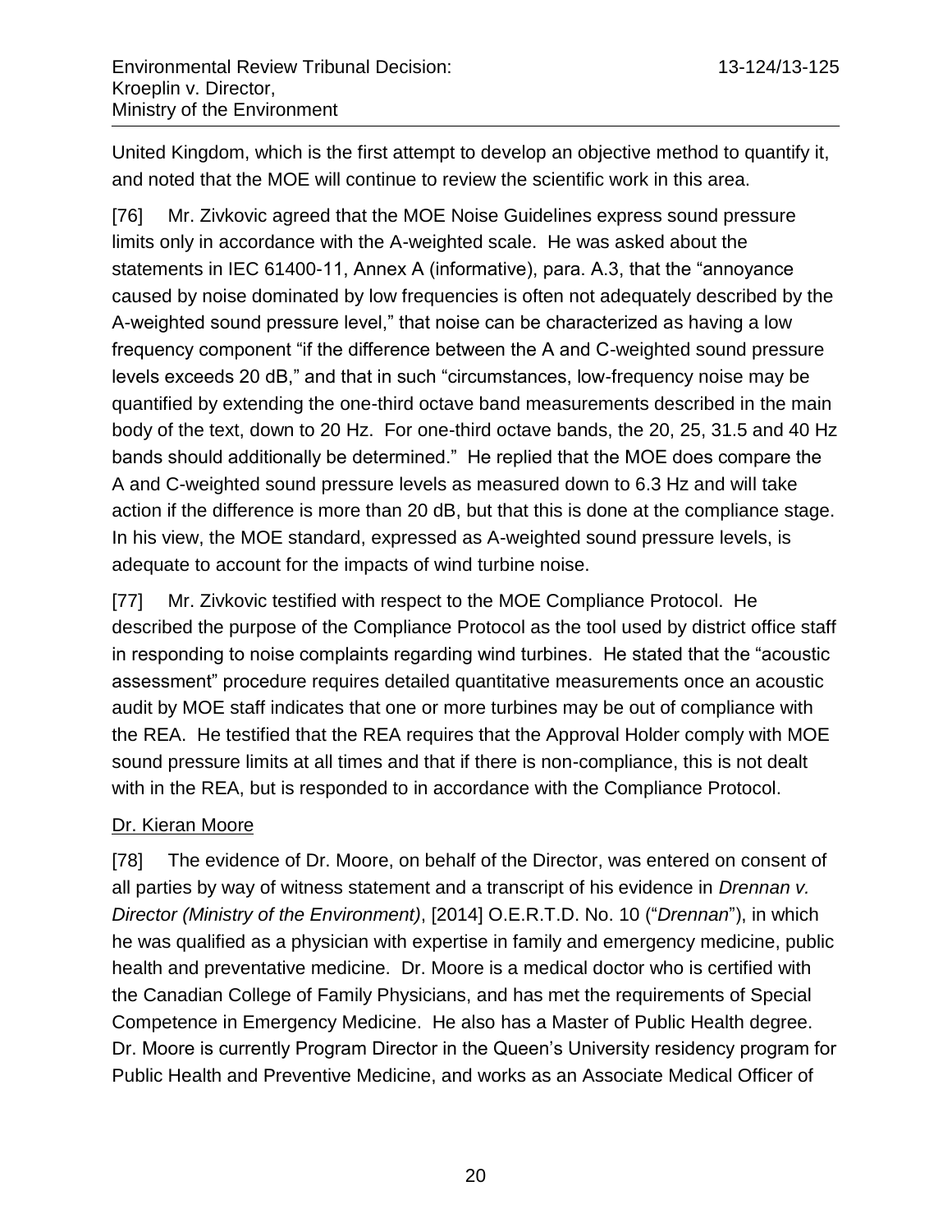United Kingdom, which is the first attempt to develop an objective method to quantify it, and noted that the MOE will continue to review the scientific work in this area.

[76] Mr. Zivkovic agreed that the MOE Noise Guidelines express sound pressure limits only in accordance with the A-weighted scale. He was asked about the statements in IEC 61400-11, Annex A (informative), para. A.3, that the "annoyance caused by noise dominated by low frequencies is often not adequately described by the A-weighted sound pressure level," that noise can be characterized as having a low frequency component "if the difference between the A and C-weighted sound pressure levels exceeds 20 dB," and that in such "circumstances, low-frequency noise may be quantified by extending the one-third octave band measurements described in the main body of the text, down to 20 Hz. For one-third octave bands, the 20, 25, 31.5 and 40 Hz bands should additionally be determined." He replied that the MOE does compare the A and C-weighted sound pressure levels as measured down to 6.3 Hz and will take action if the difference is more than 20 dB, but that this is done at the compliance stage. In his view, the MOE standard, expressed as A-weighted sound pressure levels, is adequate to account for the impacts of wind turbine noise.

[77] Mr. Zivkovic testified with respect to the MOE Compliance Protocol. He described the purpose of the Compliance Protocol as the tool used by district office staff in responding to noise complaints regarding wind turbines. He stated that the "acoustic assessment" procedure requires detailed quantitative measurements once an acoustic audit by MOE staff indicates that one or more turbines may be out of compliance with the REA. He testified that the REA requires that the Approval Holder comply with MOE sound pressure limits at all times and that if there is non-compliance, this is not dealt with in the REA, but is responded to in accordance with the Compliance Protocol.

### Dr. Kieran Moore

[78] The evidence of Dr. Moore, on behalf of the Director, was entered on consent of all parties by way of witness statement and a transcript of his evidence in *Drennan v. Director (Ministry of the Environment)*, [2014] O.E.R.T.D. No. 10 ("*Drennan*"), in which he was qualified as a physician with expertise in family and emergency medicine, public health and preventative medicine. Dr. Moore is a medical doctor who is certified with the Canadian College of Family Physicians, and has met the requirements of Special Competence in Emergency Medicine. He also has a Master of Public Health degree. Dr. Moore is currently Program Director in the Queen's University residency program for Public Health and Preventive Medicine, and works as an Associate Medical Officer of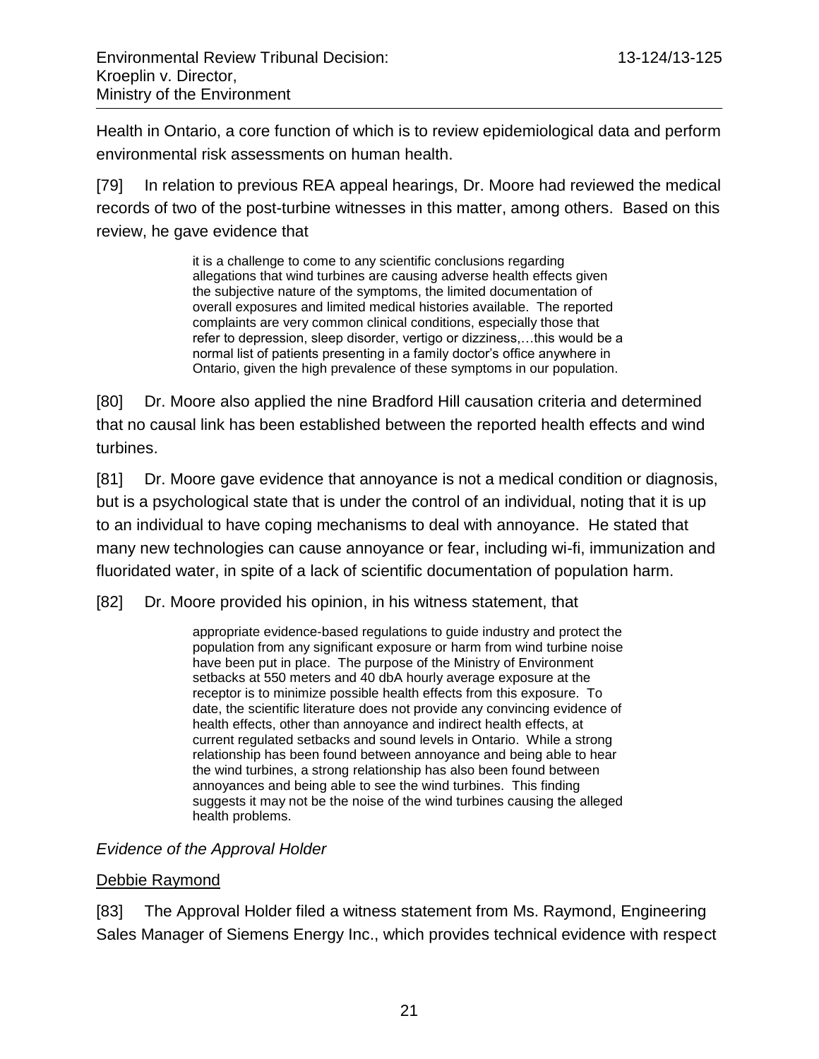Health in Ontario, a core function of which is to review epidemiological data and perform environmental risk assessments on human health.

[79] In relation to previous REA appeal hearings, Dr. Moore had reviewed the medical records of two of the post-turbine witnesses in this matter, among others. Based on this review, he gave evidence that

> it is a challenge to come to any scientific conclusions regarding allegations that wind turbines are causing adverse health effects given the subjective nature of the symptoms, the limited documentation of overall exposures and limited medical histories available. The reported complaints are very common clinical conditions, especially those that refer to depression, sleep disorder, vertigo or dizziness,…this would be a normal list of patients presenting in a family doctor's office anywhere in Ontario, given the high prevalence of these symptoms in our population.

[80] Dr. Moore also applied the nine Bradford Hill causation criteria and determined that no causal link has been established between the reported health effects and wind turbines.

[81] Dr. Moore gave evidence that annoyance is not a medical condition or diagnosis, but is a psychological state that is under the control of an individual, noting that it is up to an individual to have coping mechanisms to deal with annoyance. He stated that many new technologies can cause annoyance or fear, including wi-fi, immunization and fluoridated water, in spite of a lack of scientific documentation of population harm.

[82] Dr. Moore provided his opinion, in his witness statement, that

> appropriate evidence-based regulations to guide industry and protect the population from any significant exposure or harm from wind turbine noise have been put in place. The purpose of the Ministry of Environment setbacks at 550 meters and 40 dbA hourly average exposure at the receptor is to minimize possible health effects from this exposure. To date, the scientific literature does not provide any convincing evidence of health effects, other than annoyance and indirect health effects, at current regulated setbacks and sound levels in Ontario. While a strong relationship has been found between annoyance and being able to hear the wind turbines, a strong relationship has also been found between annoyances and being able to see the wind turbines. This finding suggests it may not be the noise of the wind turbines causing the alleged health problems.

*Evidence of the Approval Holder*

Debbie Raymond

[83] The Approval Holder filed a witness statement from Ms. Raymond, Engineering Sales Manager of Siemens Energy Inc., which provides technical evidence with respect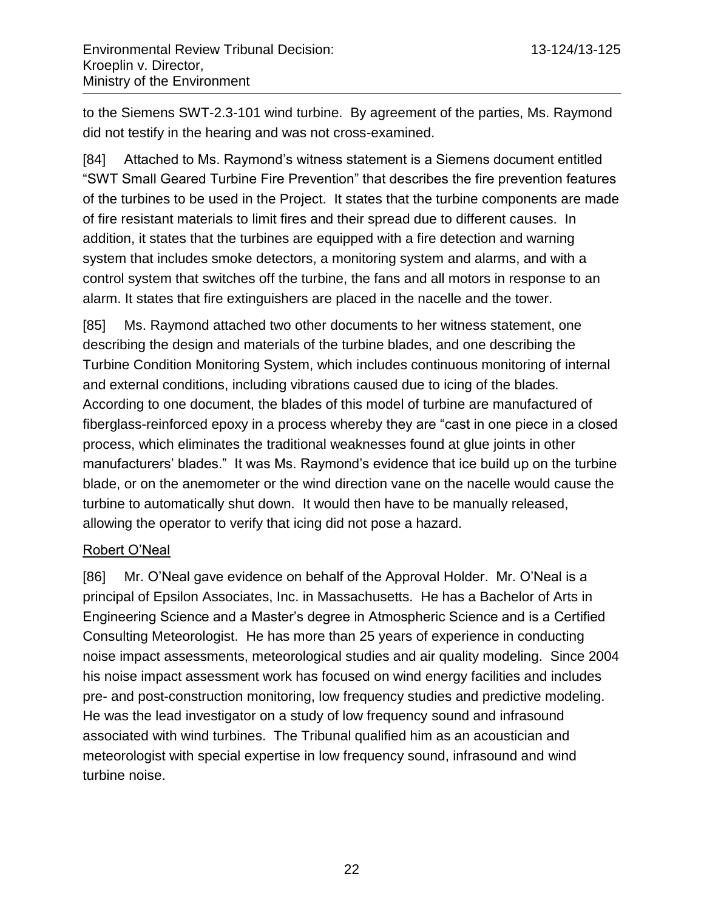to the Siemens SWT-2.3-101 wind turbine. By agreement of the parties, Ms. Raymond did not testify in the hearing and was not cross-examined.

[84] Attached to Ms. Raymond's witness statement is a Siemens document entitled "SWT Small Geared Turbine Fire Prevention" that describes the fire prevention features of the turbines to be used in the Project. It states that the turbine components are made of fire resistant materials to limit fires and their spread due to different causes. In addition, it states that the turbines are equipped with a fire detection and warning system that includes smoke detectors, a monitoring system and alarms, and with a control system that switches off the turbine, the fans and all motors in response to an alarm. It states that fire extinguishers are placed in the nacelle and the tower.

[85] Ms. Raymond attached two other documents to her witness statement, one describing the design and materials of the turbine blades, and one describing the Turbine Condition Monitoring System, which includes continuous monitoring of internal and external conditions, including vibrations caused due to icing of the blades. According to one document, the blades of this model of turbine are manufactured of fiberglass-reinforced epoxy in a process whereby they are "cast in one piece in a closed process, which eliminates the traditional weaknesses found at glue joints in other manufacturers' blades." It was Ms. Raymond's evidence that ice build up on the turbine blade, or on the anemometer or the wind direction vane on the nacelle would cause the turbine to automatically shut down. It would then have to be manually released, allowing the operator to verify that icing did not pose a hazard.

<u>Robert O'Neal</u>

[86] Mr. O'Neal gave evidence on behalf of the Approval Holder. Mr. O'Neal is a principal of Epsilon Associates, Inc. in Massachusetts. He has a Bachelor of Arts in Engineering Science and a Master's degree in Atmospheric Science and is a Certified Consulting Meteorologist. He has more than 25 years of experience in conducting noise impact assessments, meteorological studies and air quality modeling. Since 2004 his noise impact assessment work has focused on wind energy facilities and includes pre- and post-construction monitoring, low frequency studies and predictive modeling. He was the lead investigator on a study of low frequency sound and infrasound associated with wind turbines. The Tribunal qualified him as an acoustician and meteorologist with special expertise in low frequency sound, infrasound and wind turbine noise.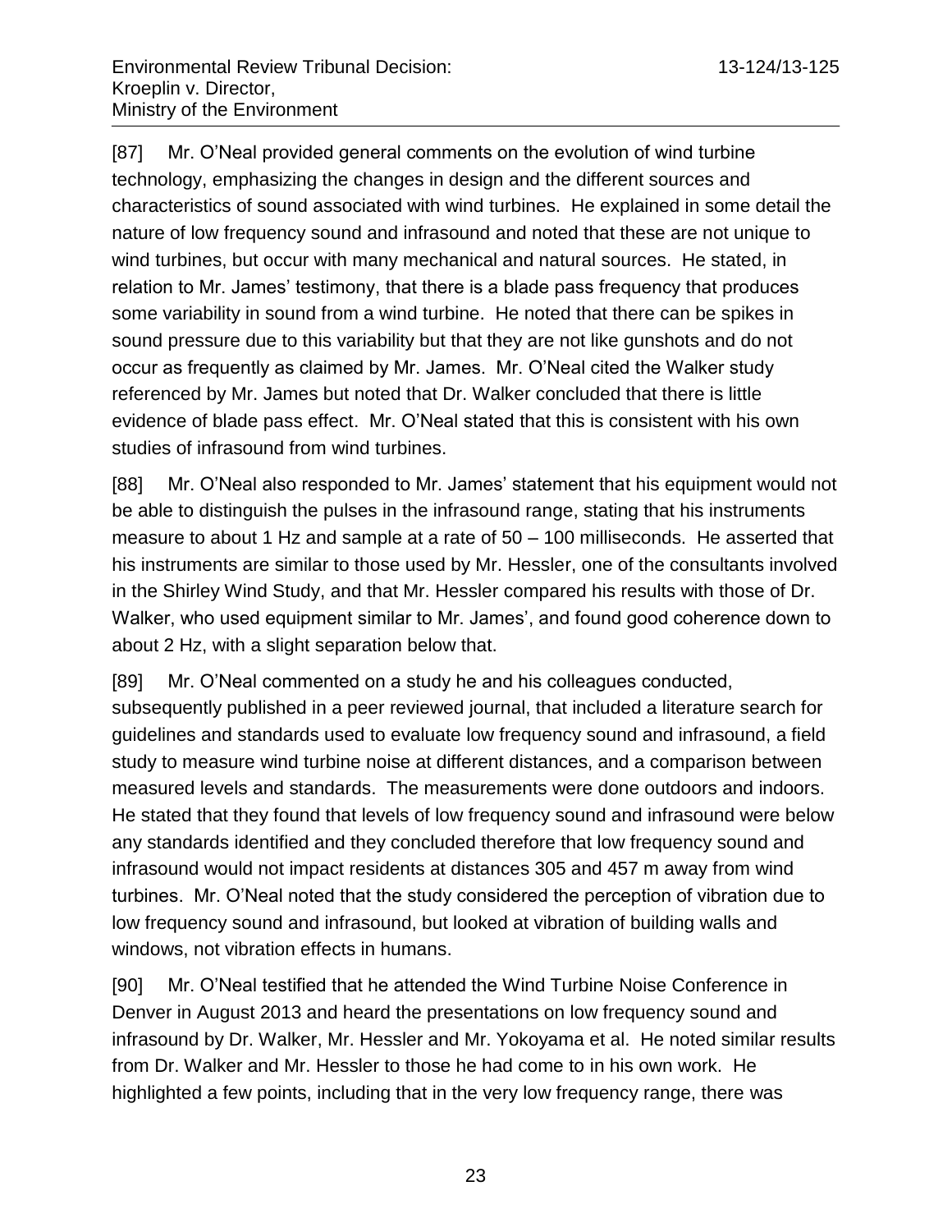[87] Mr. O'Neal provided general comments on the evolution of wind turbine technology, emphasizing the changes in design and the different sources and characteristics of sound associated with wind turbines. He explained in some detail the nature of low frequency sound and infrasound and noted that these are not unique to wind turbines, but occur with many mechanical and natural sources. He stated, in relation to Mr. James' testimony, that there is a blade pass frequency that produces some variability in sound from a wind turbine. He noted that there can be spikes in sound pressure due to this variability but that they are not like gunshots and do not occur as frequently as claimed by Mr. James. Mr. O'Neal cited the Walker study referenced by Mr. James but noted that Dr. Walker concluded that there is little evidence of blade pass effect. Mr. O'Neal stated that this is consistent with his own studies of infrasound from wind turbines.

[88] Mr. O'Neal also responded to Mr. James' statement that his equipment would not be able to distinguish the pulses in the infrasound range, stating that his instruments measure to about 1 Hz and sample at a rate of 50 – 100 milliseconds. He asserted that his instruments are similar to those used by Mr. Hessler, one of the consultants involved in the Shirley Wind Study, and that Mr. Hessler compared his results with those of Dr. Walker, who used equipment similar to Mr. James', and found good coherence down to about 2 Hz, with a slight separation below that.

[89] Mr. O'Neal commented on a study he and his colleagues conducted, subsequently published in a peer reviewed journal, that included a literature search for guidelines and standards used to evaluate low frequency sound and infrasound, a field study to measure wind turbine noise at different distances, and a comparison between measured levels and standards. The measurements were done outdoors and indoors. He stated that they found that levels of low frequency sound and infrasound were below any standards identified and they concluded therefore that low frequency sound and infrasound would not impact residents at distances 305 and 457 m away from wind turbines. Mr. O'Neal noted that the study considered the perception of vibration due to low frequency sound and infrasound, but looked at vibration of building walls and windows, not vibration effects in humans.

[90] Mr. O'Neal testified that he attended the Wind Turbine Noise Conference in Denver in August 2013 and heard the presentations on low frequency sound and infrasound by Dr. Walker, Mr. Hessler and Mr. Yokoyama et al. He noted similar results from Dr. Walker and Mr. Hessler to those he had come to in his own work. He highlighted a few points, including that in the very low frequency range, there was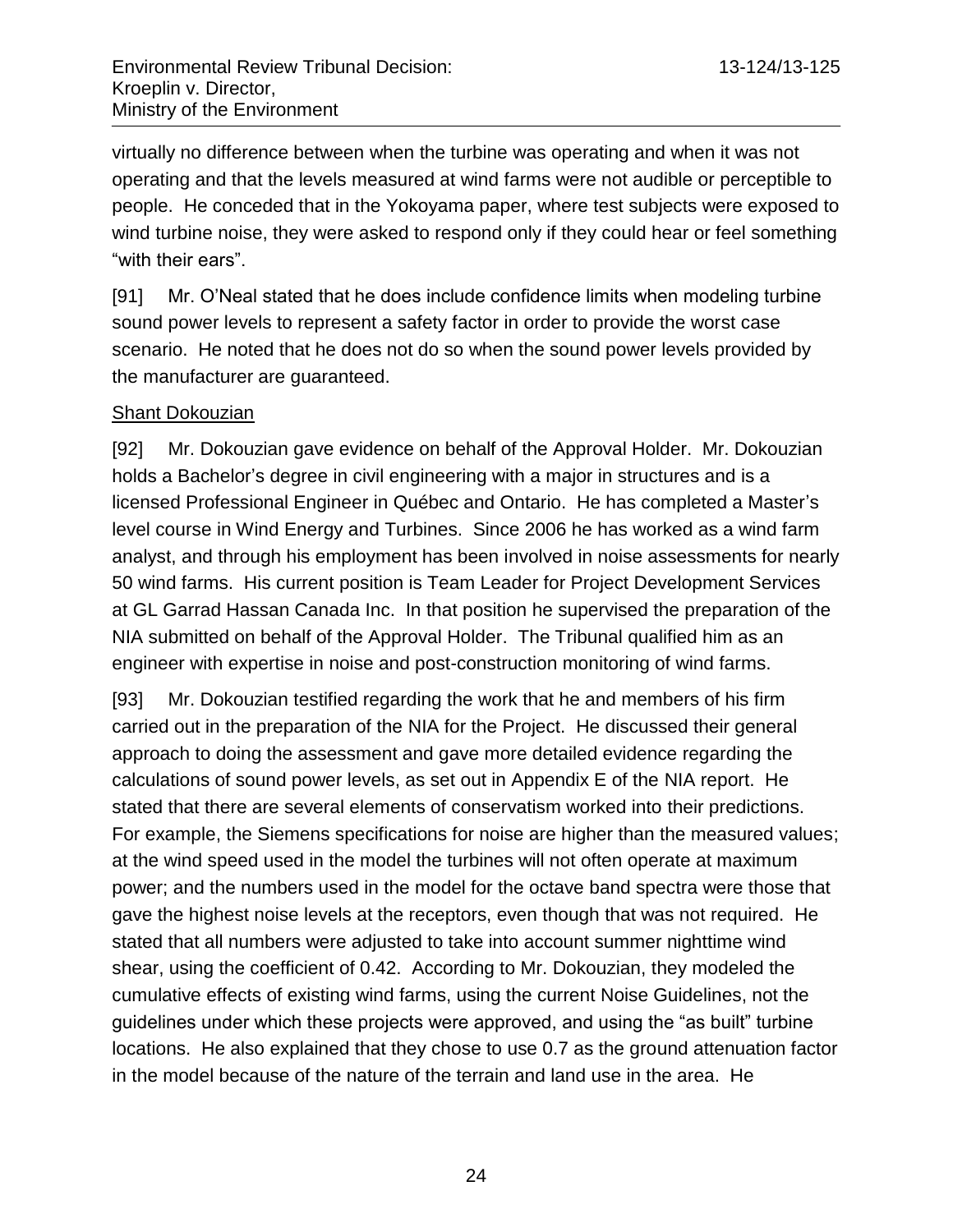virtually no difference between when the turbine was operating and when it was not operating and that the levels measured at wind farms were not audible or perceptible to people. He conceded that in the Yokoyama paper, where test subjects were exposed to wind turbine noise, they were asked to respond only if they could hear or feel something "with their ears".

[91] Mr. O'Neal stated that he does include confidence limits when modeling turbine sound power levels to represent a safety factor in order to provide the worst case scenario. He noted that he does not do so when the sound power levels provided by the manufacturer are guaranteed.

Shant Dokouzian

[92] Mr. Dokouzian gave evidence on behalf of the Approval Holder. Mr. Dokouzian holds a Bachelor's degree in civil engineering with a major in structures and is a licensed Professional Engineer in Québec and Ontario. He has completed a Master's level course in Wind Energy and Turbines. Since 2006 he has worked as a wind farm analyst, and through his employment has been involved in noise assessments for nearly 50 wind farms. His current position is Team Leader for Project Development Services at GL Garrad Hassan Canada Inc. In that position he supervised the preparation of the NIA submitted on behalf of the Approval Holder. The Tribunal qualified him as an engineer with expertise in noise and post-construction monitoring of wind farms.

[93] Mr. Dokouzian testified regarding the work that he and members of his firm carried out in the preparation of the NIA for the Project. He discussed their general approach to doing the assessment and gave more detailed evidence regarding the calculations of sound power levels, as set out in Appendix E of the NIA report. He stated that there are several elements of conservatism worked into their predictions. For example, the Siemens specifications for noise are higher than the measured values; at the wind speed used in the model the turbines will not often operate at maximum power; and the numbers used in the model for the octave band spectra were those that gave the highest noise levels at the receptors, even though that was not required. He stated that all numbers were adjusted to take into account summer nighttime wind shear, using the coefficient of 0.42. According to Mr. Dokouzian, they modeled the cumulative effects of existing wind farms, using the current Noise Guidelines, not the guidelines under which these projects were approved, and using the "as built" turbine locations. He also explained that they chose to use 0.7 as the ground attenuation factor in the model because of the nature of the terrain and land use in the area. He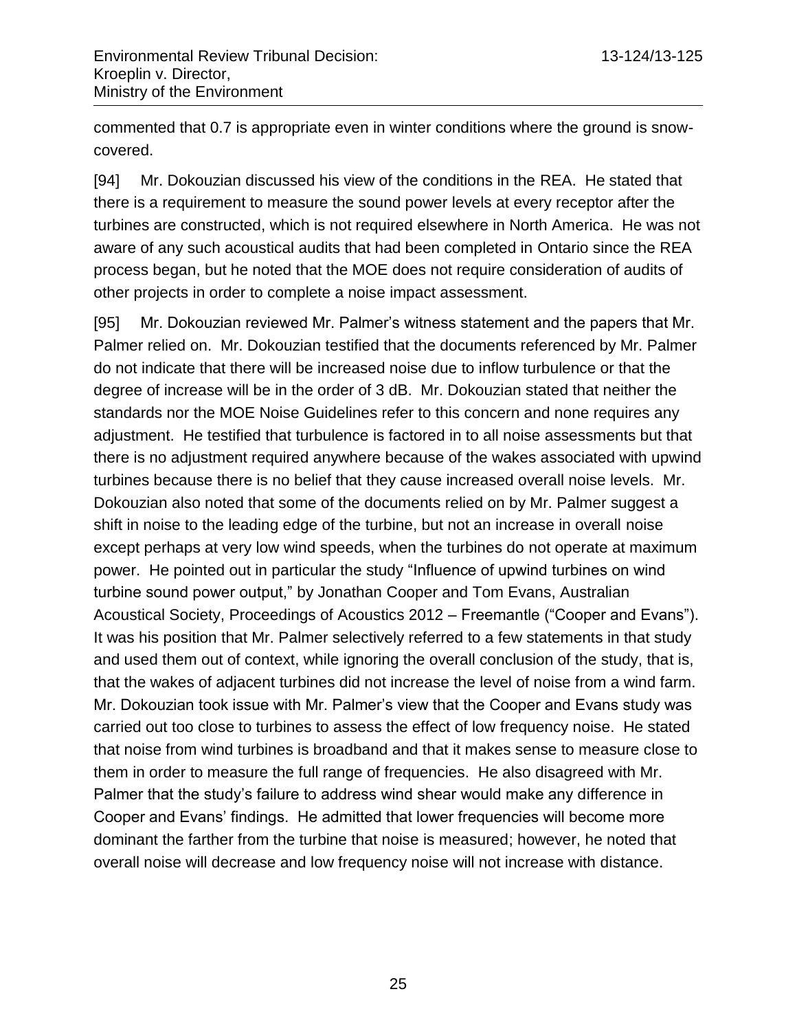commented that 0.7 is appropriate even in winter conditions where the ground is snow-covered.

[94] Mr. Dokouzian discussed his view of the conditions in the REA. He stated that there is a requirement to measure the sound power levels at every receptor after the turbines are constructed, which is not required elsewhere in North America. He was not aware of any such acoustical audits that had been completed in Ontario since the REA process began, but he noted that the MOE does not require consideration of audits of other projects in order to complete a noise impact assessment.

[95] Mr. Dokouzian reviewed Mr. Palmer's witness statement and the papers that Mr. Palmer relied on. Mr. Dokouzian testified that the documents referenced by Mr. Palmer do not indicate that there will be increased noise due to inflow turbulence or that the degree of increase will be in the order of 3 dB. Mr. Dokouzian stated that neither the standards nor the MOE Noise Guidelines refer to this concern and none requires any adjustment. He testified that turbulence is factored in to all noise assessments but that there is no adjustment required anywhere because of the wakes associated with upwind turbines because there is no belief that they cause increased overall noise levels. Mr. Dokouzian also noted that some of the documents relied on by Mr. Palmer suggest a shift in noise to the leading edge of the turbine, but not an increase in overall noise except perhaps at very low wind speeds, when the turbines do not operate at maximum power. He pointed out in particular the study "Influence of upwind turbines on wind turbine sound power output," by Jonathan Cooper and Tom Evans, Australian Acoustical Society, Proceedings of Acoustics 2012 – Freemantle ("Cooper and Evans"). It was his position that Mr. Palmer selectively referred to a few statements in that study and used them out of context, while ignoring the overall conclusion of the study, that is, that the wakes of adjacent turbines did not increase the level of noise from a wind farm. Mr. Dokouzian took issue with Mr. Palmer's view that the Cooper and Evans study was carried out too close to turbines to assess the effect of low frequency noise. He stated that noise from wind turbines is broadband and that it makes sense to measure close to them in order to measure the full range of frequencies. He also disagreed with Mr. Palmer that the study's failure to address wind shear would make any difference in Cooper and Evans' findings. He admitted that lower frequencies will become more dominant the farther from the turbine that noise is measured; however, he noted that overall noise will decrease and low frequency noise will not increase with distance.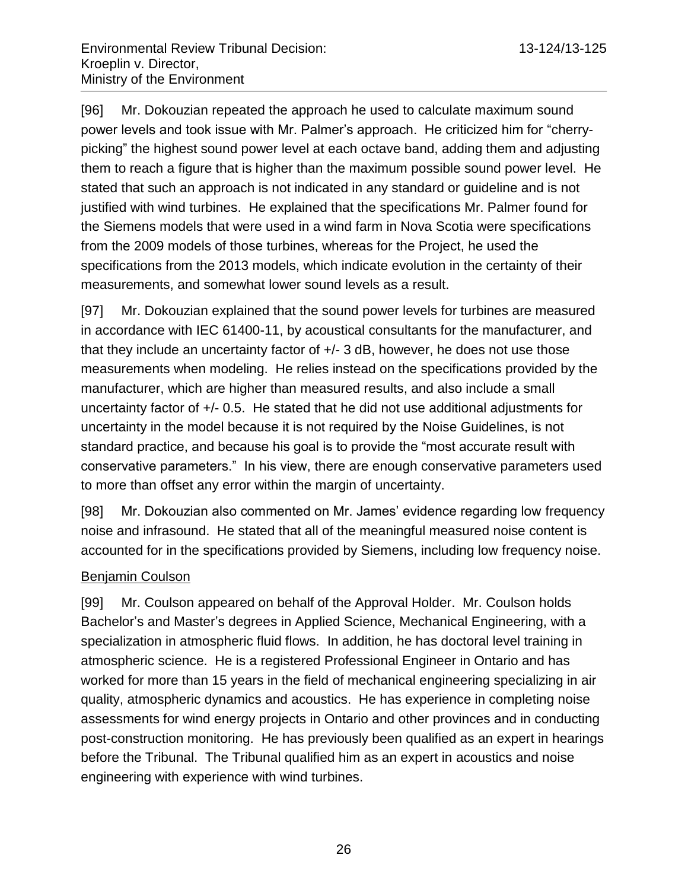[96] Mr. Dokouzian repeated the approach he used to calculate maximum sound power levels and took issue with Mr. Palmer's approach. He criticized him for "cherry-picking" the highest sound power level at each octave band, adding them and adjusting them to reach a figure that is higher than the maximum possible sound power level. He stated that such an approach is not indicated in any standard or guideline and is not justified with wind turbines. He explained that the specifications Mr. Palmer found for the Siemens models that were used in a wind farm in Nova Scotia were specifications from the 2009 models of those turbines, whereas for the Project, he used the specifications from the 2013 models, which indicate evolution in the certainty of their measurements, and somewhat lower sound levels as a result.

[97] Mr. Dokouzian explained that the sound power levels for turbines are measured in accordance with IEC 61400-11, by acoustical consultants for the manufacturer, and that they include an uncertainty factor of +/- 3 dB, however, he does not use those measurements when modeling. He relies instead on the specifications provided by the manufacturer, which are higher than measured results, and also include a small uncertainty factor of +/- 0.5. He stated that he did not use additional adjustments for uncertainty in the model because it is not required by the Noise Guidelines, is not standard practice, and because his goal is to provide the "most accurate result with conservative parameters." In his view, there are enough conservative parameters used to more than offset any error within the margin of uncertainty.

[98] Mr. Dokouzian also commented on Mr. James' evidence regarding low frequency noise and infrasound. He stated that all of the meaningful measured noise content is accounted for in the specifications provided by Siemens, including low frequency noise.

Benjamin Coulson

[99] Mr. Coulson appeared on behalf of the Approval Holder. Mr. Coulson holds Bachelor's and Master's degrees in Applied Science, Mechanical Engineering, with a specialization in atmospheric fluid flows. In addition, he has doctoral level training in atmospheric science. He is a registered Professional Engineer in Ontario and has worked for more than 15 years in the field of mechanical engineering specializing in air quality, atmospheric dynamics and acoustics. He has experience in completing noise assessments for wind energy projects in Ontario and other provinces and in conducting post-construction monitoring. He has previously been qualified as an expert in hearings before the Tribunal. The Tribunal qualified him as an expert in acoustics and noise engineering with experience with wind turbines.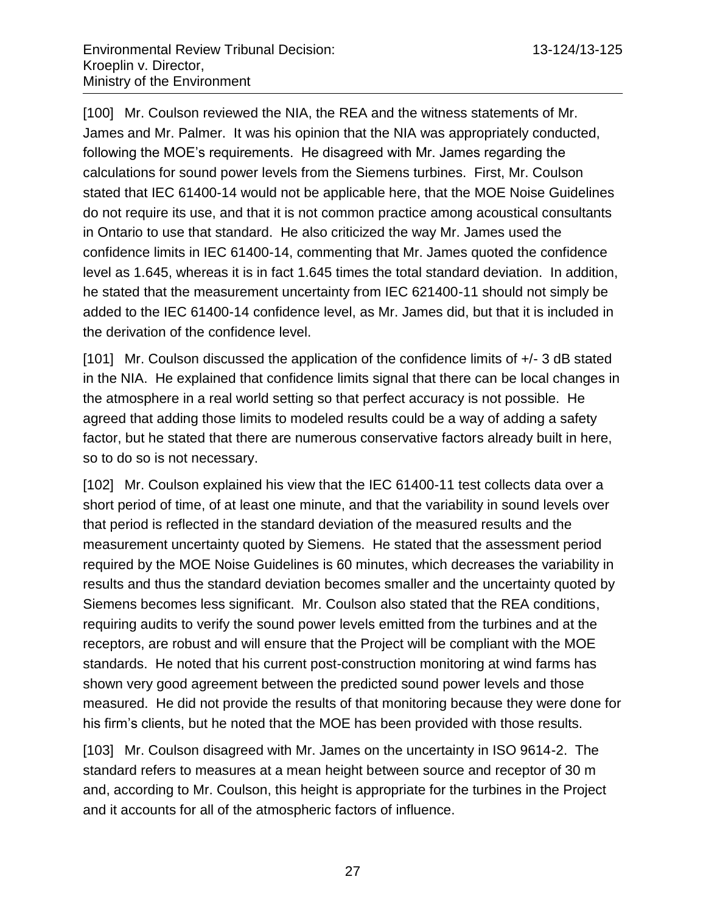[100] Mr. Coulson reviewed the NIA, the REA and the witness statements of Mr. James and Mr. Palmer. It was his opinion that the NIA was appropriately conducted, following the MOE's requirements. He disagreed with Mr. James regarding the calculations for sound power levels from the Siemens turbines. First, Mr. Coulson stated that IEC 61400-14 would not be applicable here, that the MOE Noise Guidelines do not require its use, and that it is not common practice among acoustical consultants in Ontario to use that standard. He also criticized the way Mr. James used the confidence limits in IEC 61400-14, commenting that Mr. James quoted the confidence level as 1.645, whereas it is in fact 1.645 times the total standard deviation. In addition, he stated that the measurement uncertainty from IEC 621400-11 should not simply be added to the IEC 61400-14 confidence level, as Mr. James did, but that it is included in the derivation of the confidence level.

[101] Mr. Coulson discussed the application of the confidence limits of +/- 3 dB stated in the NIA. He explained that confidence limits signal that there can be local changes in the atmosphere in a real world setting so that perfect accuracy is not possible. He agreed that adding those limits to modeled results could be a way of adding a safety factor, but he stated that there are numerous conservative factors already built in here, so to do so is not necessary.

[102] Mr. Coulson explained his view that the IEC 61400-11 test collects data over a short period of time, of at least one minute, and that the variability in sound levels over that period is reflected in the standard deviation of the measured results and the measurement uncertainty quoted by Siemens. He stated that the assessment period required by the MOE Noise Guidelines is 60 minutes, which decreases the variability in results and thus the standard deviation becomes smaller and the uncertainty quoted by Siemens becomes less significant. Mr. Coulson also stated that the REA conditions, requiring audits to verify the sound power levels emitted from the turbines and at the receptors, are robust and will ensure that the Project will be compliant with the MOE standards. He noted that his current post-construction monitoring at wind farms has shown very good agreement between the predicted sound power levels and those measured. He did not provide the results of that monitoring because they were done for his firm's clients, but he noted that the MOE has been provided with those results.

[103] Mr. Coulson disagreed with Mr. James on the uncertainty in ISO 9614-2. The standard refers to measures at a mean height between source and receptor of 30 m and, according to Mr. Coulson, this height is appropriate for the turbines in the Project and it accounts for all of the atmospheric factors of influence.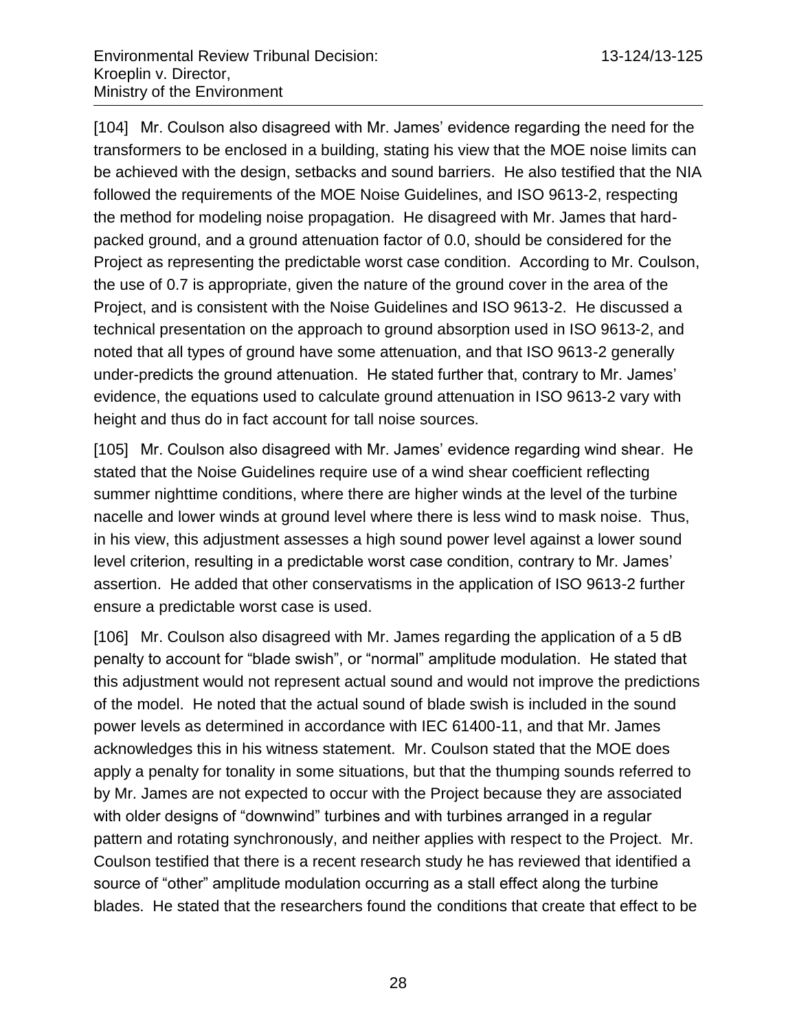[104] Mr. Coulson also disagreed with Mr. James' evidence regarding the need for the transformers to be enclosed in a building, stating his view that the MOE noise limits can be achieved with the design, setbacks and sound barriers. He also testified that the NIA followed the requirements of the MOE Noise Guidelines, and ISO 9613-2, respecting the method for modeling noise propagation. He disagreed with Mr. James that hard-packed ground, and a ground attenuation factor of 0.0, should be considered for the Project as representing the predictable worst case condition. According to Mr. Coulson, the use of 0.7 is appropriate, given the nature of the ground cover in the area of the Project, and is consistent with the Noise Guidelines and ISO 9613-2. He discussed a technical presentation on the approach to ground absorption used in ISO 9613-2, and noted that all types of ground have some attenuation, and that ISO 9613-2 generally under-predicts the ground attenuation. He stated further that, contrary to Mr. James' evidence, the equations used to calculate ground attenuation in ISO 9613-2 vary with height and thus do in fact account for tall noise sources.

[105] Mr. Coulson also disagreed with Mr. James' evidence regarding wind shear. He stated that the Noise Guidelines require use of a wind shear coefficient reflecting summer nighttime conditions, where there are higher winds at the level of the turbine nacelle and lower winds at ground level where there is less wind to mask noise. Thus, in his view, this adjustment assesses a high sound power level against a lower sound level criterion, resulting in a predictable worst case condition, contrary to Mr. James' assertion. He added that other conservatisms in the application of ISO 9613-2 further ensure a predictable worst case is used.

[106] Mr. Coulson also disagreed with Mr. James regarding the application of a 5 dB penalty to account for "blade swish", or "normal" amplitude modulation. He stated that this adjustment would not represent actual sound and would not improve the predictions of the model. He noted that the actual sound of blade swish is included in the sound power levels as determined in accordance with IEC 61400-11, and that Mr. James acknowledges this in his witness statement. Mr. Coulson stated that the MOE does apply a penalty for tonality in some situations, but that the thumping sounds referred to by Mr. James are not expected to occur with the Project because they are associated with older designs of "downwind" turbines and with turbines arranged in a regular pattern and rotating synchronously, and neither applies with respect to the Project. Mr. Coulson testified that there is a recent research study he has reviewed that identified a source of "other" amplitude modulation occurring as a stall effect along the turbine blades. He stated that the researchers found the conditions that create that effect to be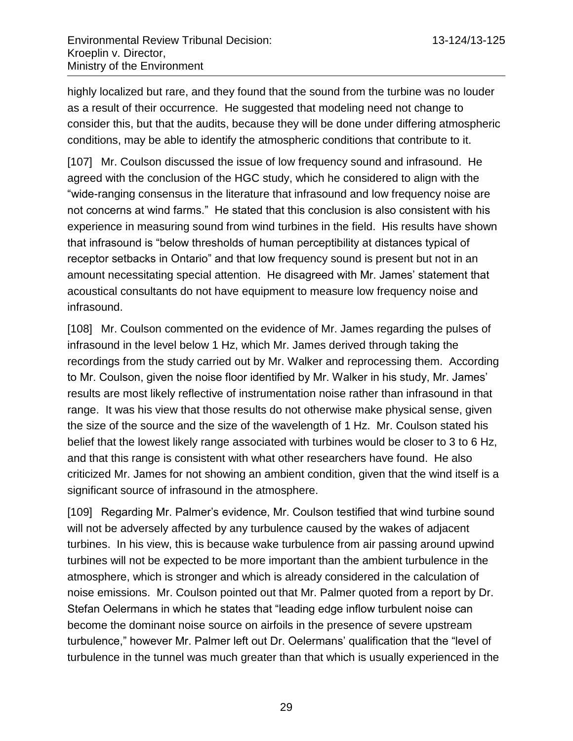highly localized but rare, and they found that the sound from the turbine was no louder as a result of their occurrence. He suggested that modeling need not change to consider this, but that the audits, because they will be done under differing atmospheric conditions, may be able to identify the atmospheric conditions that contribute to it.

[107] Mr. Coulson discussed the issue of low frequency sound and infrasound. He agreed with the conclusion of the HGC study, which he considered to align with the "wide-ranging consensus in the literature that infrasound and low frequency noise are not concerns at wind farms." He stated that this conclusion is also consistent with his experience in measuring sound from wind turbines in the field. His results have shown that infrasound is "below thresholds of human perceptibility at distances typical of receptor setbacks in Ontario" and that low frequency sound is present but not in an amount necessitating special attention. He disagreed with Mr. James' statement that acoustical consultants do not have equipment to measure low frequency noise and infrasound.

[108] Mr. Coulson commented on the evidence of Mr. James regarding the pulses of infrasound in the level below 1 Hz, which Mr. James derived through taking the recordings from the study carried out by Mr. Walker and reprocessing them. According to Mr. Coulson, given the noise floor identified by Mr. Walker in his study, Mr. James' results are most likely reflective of instrumentation noise rather than infrasound in that range. It was his view that those results do not otherwise make physical sense, given the size of the source and the size of the wavelength of 1 Hz. Mr. Coulson stated his belief that the lowest likely range associated with turbines would be closer to 3 to 6 Hz, and that this range is consistent with what other researchers have found. He also criticized Mr. James for not showing an ambient condition, given that the wind itself is a significant source of infrasound in the atmosphere.

[109] Regarding Mr. Palmer's evidence, Mr. Coulson testified that wind turbine sound will not be adversely affected by any turbulence caused by the wakes of adjacent turbines. In his view, this is because wake turbulence from air passing around upwind turbines will not be expected to be more important than the ambient turbulence in the atmosphere, which is stronger and which is already considered in the calculation of noise emissions. Mr. Coulson pointed out that Mr. Palmer quoted from a report by Dr. Stefan Oelermans in which he states that "leading edge inflow turbulent noise can become the dominant noise source on airfoils in the presence of severe upstream turbulence," however Mr. Palmer left out Dr. Oelermans' qualification that the "level of turbulence in the tunnel was much greater than that which is usually experienced in the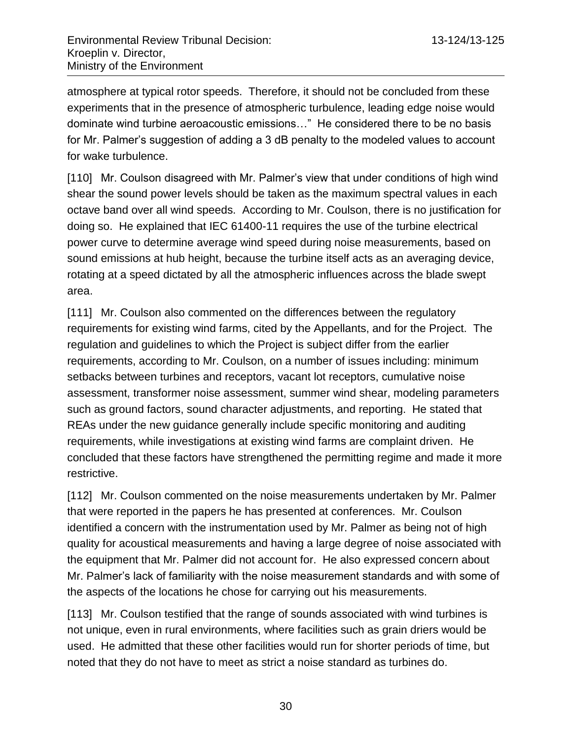atmosphere at typical rotor speeds. Therefore, it should not be concluded from these experiments that in the presence of atmospheric turbulence, leading edge noise would dominate wind turbine aeroacoustic emissions…" He considered there to be no basis for Mr. Palmer's suggestion of adding a 3 dB penalty to the modeled values to account for wake turbulence.

[110] Mr. Coulson disagreed with Mr. Palmer's view that under conditions of high wind shear the sound power levels should be taken as the maximum spectral values in each octave band over all wind speeds. According to Mr. Coulson, there is no justification for doing so. He explained that IEC 61400-11 requires the use of the turbine electrical power curve to determine average wind speed during noise measurements, based on sound emissions at hub height, because the turbine itself acts as an averaging device, rotating at a speed dictated by all the atmospheric influences across the blade swept area.

[111] Mr. Coulson also commented on the differences between the regulatory requirements for existing wind farms, cited by the Appellants, and for the Project. The regulation and guidelines to which the Project is subject differ from the earlier requirements, according to Mr. Coulson, on a number of issues including: minimum setbacks between turbines and receptors, vacant lot receptors, cumulative noise assessment, transformer noise assessment, summer wind shear, modeling parameters such as ground factors, sound character adjustments, and reporting. He stated that REAs under the new guidance generally include specific monitoring and auditing requirements, while investigations at existing wind farms are complaint driven. He concluded that these factors have strengthened the permitting regime and made it more restrictive.

[112] Mr. Coulson commented on the noise measurements undertaken by Mr. Palmer that were reported in the papers he has presented at conferences. Mr. Coulson identified a concern with the instrumentation used by Mr. Palmer as being not of high quality for acoustical measurements and having a large degree of noise associated with the equipment that Mr. Palmer did not account for. He also expressed concern about Mr. Palmer's lack of familiarity with the noise measurement standards and with some of the aspects of the locations he chose for carrying out his measurements.

[113] Mr. Coulson testified that the range of sounds associated with wind turbines is not unique, even in rural environments, where facilities such as grain driers would be used. He admitted that these other facilities would run for shorter periods of time, but noted that they do not have to meet as strict a noise standard as turbines do.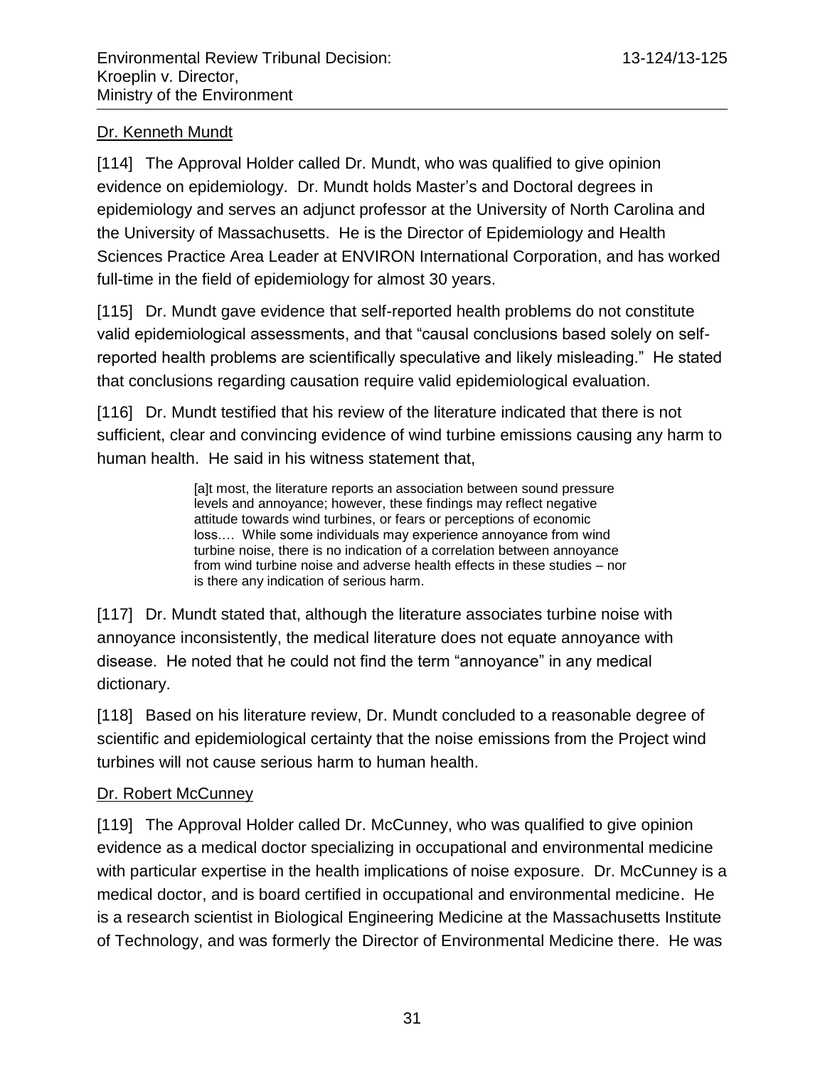Dr. Kenneth Mundt

[114] The Approval Holder called Dr. Mundt, who was qualified to give opinion evidence on epidemiology. Dr. Mundt holds Master's and Doctoral degrees in epidemiology and serves an adjunct professor at the University of North Carolina and the University of Massachusetts. He is the Director of Epidemiology and Health Sciences Practice Area Leader at ENVIRON International Corporation, and has worked full-time in the field of epidemiology for almost 30 years.

[115] Dr. Mundt gave evidence that self-reported health problems do not constitute valid epidemiological assessments, and that "causal conclusions based solely on self-reported health problems are scientifically speculative and likely misleading." He stated that conclusions regarding causation require valid epidemiological evaluation.

[116] Dr. Mundt testified that his review of the literature indicated that there is not sufficient, clear and convincing evidence of wind turbine emissions causing any harm to human health. He said in his witness statement that,

> [a]t most, the literature reports an association between sound pressure levels and annoyance; however, these findings may reflect negative attitude towards wind turbines, or fears or perceptions of economic loss.… While some individuals may experience annoyance from wind turbine noise, there is no indication of a correlation between annoyance from wind turbine noise and adverse health effects in these studies – nor is there any indication of serious harm.

[117] Dr. Mundt stated that, although the literature associates turbine noise with annoyance inconsistently, the medical literature does not equate annoyance with disease. He noted that he could not find the term "annoyance" in any medical dictionary.

[118] Based on his literature review, Dr. Mundt concluded to a reasonable degree of scientific and epidemiological certainty that the noise emissions from the Project wind turbines will not cause serious harm to human health.

Dr. Robert McCunney

[119] The Approval Holder called Dr. McCunney, who was qualified to give opinion evidence as a medical doctor specializing in occupational and environmental medicine with particular expertise in the health implications of noise exposure. Dr. McCunney is a medical doctor, and is board certified in occupational and environmental medicine. He is a research scientist in Biological Engineering Medicine at the Massachusetts Institute of Technology, and was formerly the Director of Environmental Medicine there. He was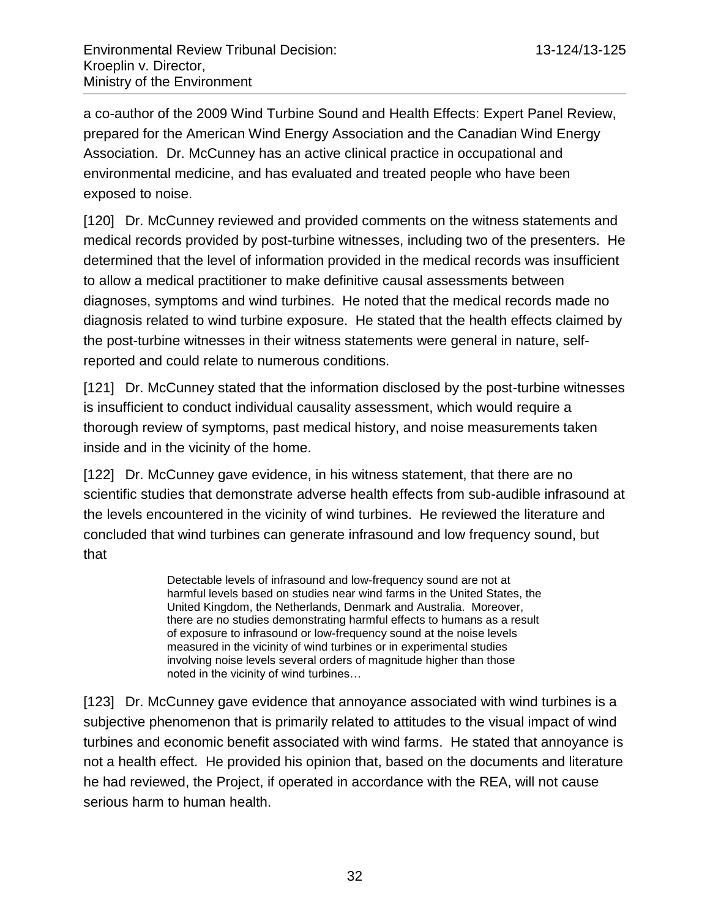a co-author of the 2009 Wind Turbine Sound and Health Effects: Expert Panel Review, prepared for the American Wind Energy Association and the Canadian Wind Energy Association. Dr. McCunney has an active clinical practice in occupational and environmental medicine, and has evaluated and treated people who have been exposed to noise.

[120] Dr. McCunney reviewed and provided comments on the witness statements and medical records provided by post-turbine witnesses, including two of the presenters. He determined that the level of information provided in the medical records was insufficient to allow a medical practitioner to make definitive causal assessments between diagnoses, symptoms and wind turbines. He noted that the medical records made no diagnosis related to wind turbine exposure. He stated that the health effects claimed by the post-turbine witnesses in their witness statements were general in nature, self-reported and could relate to numerous conditions.

[121] Dr. McCunney stated that the information disclosed by the post-turbine witnesses is insufficient to conduct individual causality assessment, which would require a thorough review of symptoms, past medical history, and noise measurements taken inside and in the vicinity of the home.

[122] Dr. McCunney gave evidence, in his witness statement, that there are no scientific studies that demonstrate adverse health effects from sub-audible infrasound at the levels encountered in the vicinity of wind turbines. He reviewed the literature and concluded that wind turbines can generate infrasound and low frequency sound, but that

> Detectable levels of infrasound and low-frequency sound are not at harmful levels based on studies near wind farms in the United States, the United Kingdom, the Netherlands, Denmark and Australia. Moreover, there are no studies demonstrating harmful effects to humans as a result of exposure to infrasound or low-frequency sound at the noise levels measured in the vicinity of wind turbines or in experimental studies involving noise levels several orders of magnitude higher than those noted in the vicinity of wind turbines…

[123] Dr. McCunney gave evidence that annoyance associated with wind turbines is a subjective phenomenon that is primarily related to attitudes to the visual impact of wind turbines and economic benefit associated with wind farms. He stated that annoyance is not a health effect. He provided his opinion that, based on the documents and literature he had reviewed, the Project, if operated in accordance with the REA, will not cause serious harm to human health.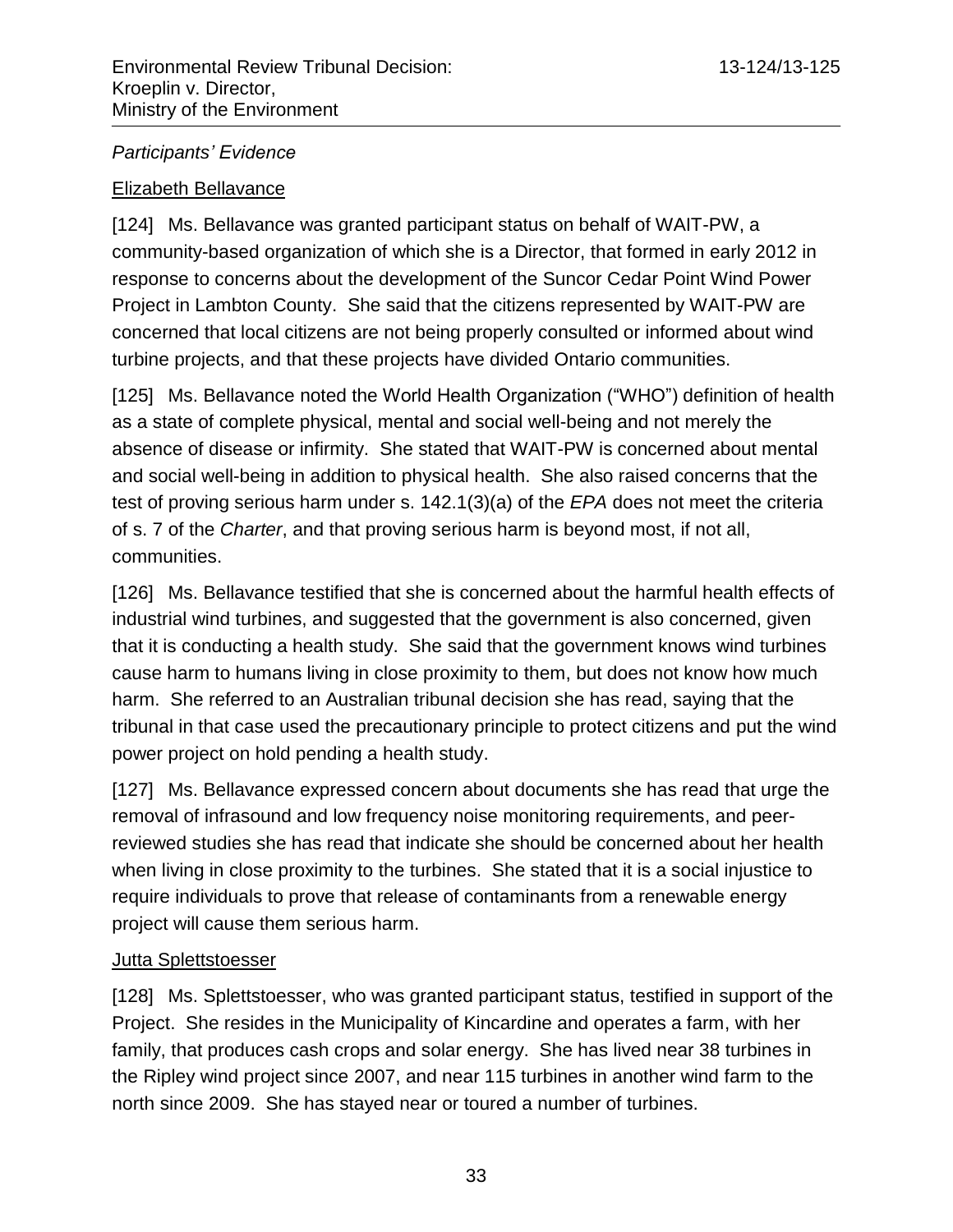*Participants' Evidence*

Elizabeth Bellavance

[124] Ms. Bellavance was granted participant status on behalf of WAIT-PW, a community-based organization of which she is a Director, that formed in early 2012 in response to concerns about the development of the Suncor Cedar Point Wind Power Project in Lambton County. She said that the citizens represented by WAIT-PW are concerned that local citizens are not being properly consulted or informed about wind turbine projects, and that these projects have divided Ontario communities.

[125] Ms. Bellavance noted the World Health Organization ("WHO") definition of health as a state of complete physical, mental and social well-being and not merely the absence of disease or infirmity. She stated that WAIT-PW is concerned about mental and social well-being in addition to physical health. She also raised concerns that the test of proving serious harm under s. 142.1(3)(a) of the *EPA* does not meet the criteria of s. 7 of the *Charter*, and that proving serious harm is beyond most, if not all, communities.

[126] Ms. Bellavance testified that she is concerned about the harmful health effects of industrial wind turbines, and suggested that the government is also concerned, given that it is conducting a health study. She said that the government knows wind turbines cause harm to humans living in close proximity to them, but does not know how much harm. She referred to an Australian tribunal decision she has read, saying that the tribunal in that case used the precautionary principle to protect citizens and put the wind power project on hold pending a health study.

[127] Ms. Bellavance expressed concern about documents she has read that urge the removal of infrasound and low frequency noise monitoring requirements, and peer-reviewed studies she has read that indicate she should be concerned about her health when living in close proximity to the turbines. She stated that it is a social injustice to require individuals to prove that release of contaminants from a renewable energy project will cause them serious harm.

Jutta Splettstoesser

[128] Ms. Splettstoesser, who was granted participant status, testified in support of the Project. She resides in the Municipality of Kincardine and operates a farm, with her family, that produces cash crops and solar energy. She has lived near 38 turbines in the Ripley wind project since 2007, and near 115 turbines in another wind farm to the north since 2009. She has stayed near or toured a number of turbines.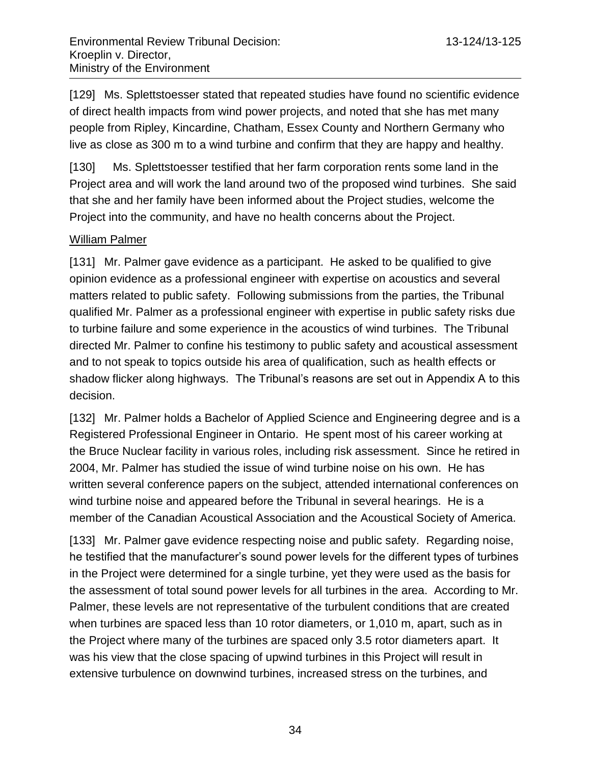[129] Ms. Splettstoesser stated that repeated studies have found no scientific evidence of direct health impacts from wind power projects, and noted that she has met many people from Ripley, Kincardine, Chatham, Essex County and Northern Germany who live as close as 300 m to a wind turbine and confirm that they are happy and healthy.

[130] Ms. Splettstoesser testified that her farm corporation rents some land in the Project area and will work the land around two of the proposed wind turbines. She said that she and her family have been informed about the Project studies, welcome the Project into the community, and have no health concerns about the Project.

William Palmer

[131] Mr. Palmer gave evidence as a participant. He asked to be qualified to give opinion evidence as a professional engineer with expertise on acoustics and several matters related to public safety. Following submissions from the parties, the Tribunal qualified Mr. Palmer as a professional engineer with expertise in public safety risks due to turbine failure and some experience in the acoustics of wind turbines. The Tribunal directed Mr. Palmer to confine his testimony to public safety and acoustical assessment and to not speak to topics outside his area of qualification, such as health effects or shadow flicker along highways. The Tribunal's reasons are set out in Appendix A to this decision.

[132] Mr. Palmer holds a Bachelor of Applied Science and Engineering degree and is a Registered Professional Engineer in Ontario. He spent most of his career working at the Bruce Nuclear facility in various roles, including risk assessment. Since he retired in 2004, Mr. Palmer has studied the issue of wind turbine noise on his own. He has written several conference papers on the subject, attended international conferences on wind turbine noise and appeared before the Tribunal in several hearings. He is a member of the Canadian Acoustical Association and the Acoustical Society of America.

[133] Mr. Palmer gave evidence respecting noise and public safety. Regarding noise, he testified that the manufacturer's sound power levels for the different types of turbines in the Project were determined for a single turbine, yet they were used as the basis for the assessment of total sound power levels for all turbines in the area. According to Mr. Palmer, these levels are not representative of the turbulent conditions that are created when turbines are spaced less than 10 rotor diameters, or 1,010 m, apart, such as in the Project where many of the turbines are spaced only 3.5 rotor diameters apart. It was his view that the close spacing of upwind turbines in this Project will result in extensive turbulence on downwind turbines, increased stress on the turbines, and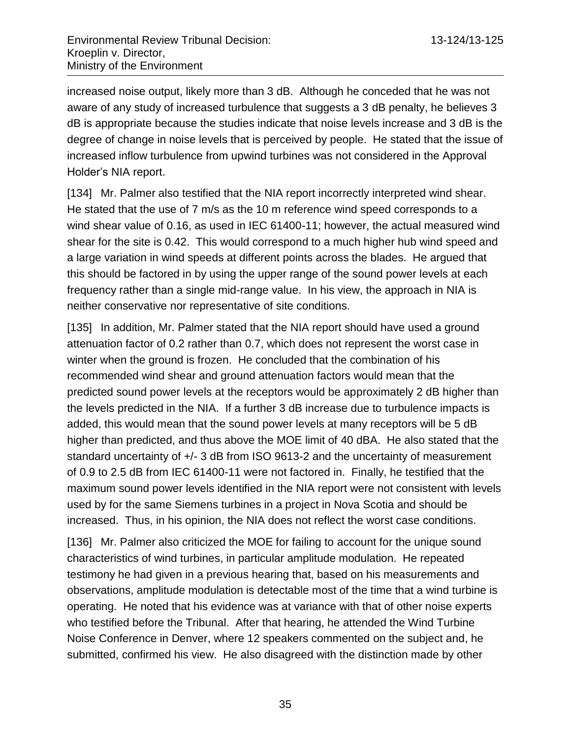increased noise output, likely more than 3 dB. Although he conceded that he was not aware of any study of increased turbulence that suggests a 3 dB penalty, he believes 3 dB is appropriate because the studies indicate that noise levels increase and 3 dB is the degree of change in noise levels that is perceived by people. He stated that the issue of increased inflow turbulence from upwind turbines was not considered in the Approval Holder's NIA report.

[134] Mr. Palmer also testified that the NIA report incorrectly interpreted wind shear. He stated that the use of 7 m/s as the 10 m reference wind speed corresponds to a wind shear value of 0.16, as used in IEC 61400-11; however, the actual measured wind shear for the site is 0.42. This would correspond to a much higher hub wind speed and a large variation in wind speeds at different points across the blades. He argued that this should be factored in by using the upper range of the sound power levels at each frequency rather than a single mid-range value. In his view, the approach in NIA is neither conservative nor representative of site conditions.

[135] In addition, Mr. Palmer stated that the NIA report should have used a ground attenuation factor of 0.2 rather than 0.7, which does not represent the worst case in winter when the ground is frozen. He concluded that the combination of his recommended wind shear and ground attenuation factors would mean that the predicted sound power levels at the receptors would be approximately 2 dB higher than the levels predicted in the NIA. If a further 3 dB increase due to turbulence impacts is added, this would mean that the sound power levels at many receptors will be 5 dB higher than predicted, and thus above the MOE limit of 40 dBA. He also stated that the standard uncertainty of +/- 3 dB from ISO 9613-2 and the uncertainty of measurement of 0.9 to 2.5 dB from IEC 61400-11 were not factored in. Finally, he testified that the maximum sound power levels identified in the NIA report were not consistent with levels used by for the same Siemens turbines in a project in Nova Scotia and should be increased. Thus, in his opinion, the NIA does not reflect the worst case conditions.

[136] Mr. Palmer also criticized the MOE for failing to account for the unique sound characteristics of wind turbines, in particular amplitude modulation. He repeated testimony he had given in a previous hearing that, based on his measurements and observations, amplitude modulation is detectable most of the time that a wind turbine is operating. He noted that his evidence was at variance with that of other noise experts who testified before the Tribunal. After that hearing, he attended the Wind Turbine Noise Conference in Denver, where 12 speakers commented on the subject and, he submitted, confirmed his view. He also disagreed with the distinction made by other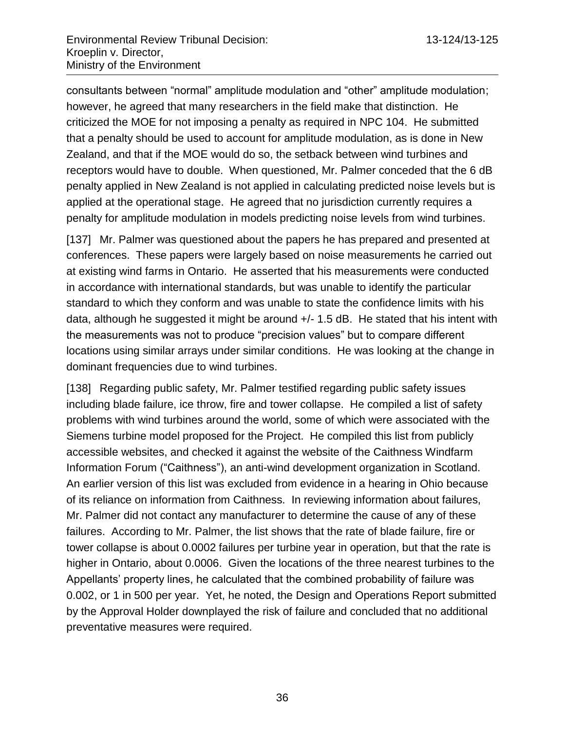consultants between “normal” amplitude modulation and “other” amplitude modulation; however, he agreed that many researchers in the field make that distinction. He criticized the MOE for not imposing a penalty as required in NPC 104. He submitted that a penalty should be used to account for amplitude modulation, as is done in New Zealand, and that if the MOE would do so, the setback between wind turbines and receptors would have to double. When questioned, Mr. Palmer conceded that the 6 dB penalty applied in New Zealand is not applied in calculating predicted noise levels but is applied at the operational stage. He agreed that no jurisdiction currently requires a penalty for amplitude modulation in models predicting noise levels from wind turbines.

[137] Mr. Palmer was questioned about the papers he has prepared and presented at conferences. These papers were largely based on noise measurements he carried out at existing wind farms in Ontario. He asserted that his measurements were conducted in accordance with international standards, but was unable to identify the particular standard to which they conform and was unable to state the confidence limits with his data, although he suggested it might be around +/- 1.5 dB. He stated that his intent with the measurements was not to produce “precision values” but to compare different locations using similar arrays under similar conditions. He was looking at the change in dominant frequencies due to wind turbines.

[138] Regarding public safety, Mr. Palmer testified regarding public safety issues including blade failure, ice throw, fire and tower collapse. He compiled a list of safety problems with wind turbines around the world, some of which were associated with the Siemens turbine model proposed for the Project. He compiled this list from publicly accessible websites, and checked it against the website of the Caithness Windfarm Information Forum (“Caithness”), an anti-wind development organization in Scotland. An earlier version of this list was excluded from evidence in a hearing in Ohio because of its reliance on information from Caithness. In reviewing information about failures, Mr. Palmer did not contact any manufacturer to determine the cause of any of these failures. According to Mr. Palmer, the list shows that the rate of blade failure, fire or tower collapse is about 0.0002 failures per turbine year in operation, but that the rate is higher in Ontario, about 0.0006. Given the locations of the three nearest turbines to the Appellants’ property lines, he calculated that the combined probability of failure was 0.002, or 1 in 500 per year. Yet, he noted, the Design and Operations Report submitted by the Approval Holder downplayed the risk of failure and concluded that no additional preventative measures were required.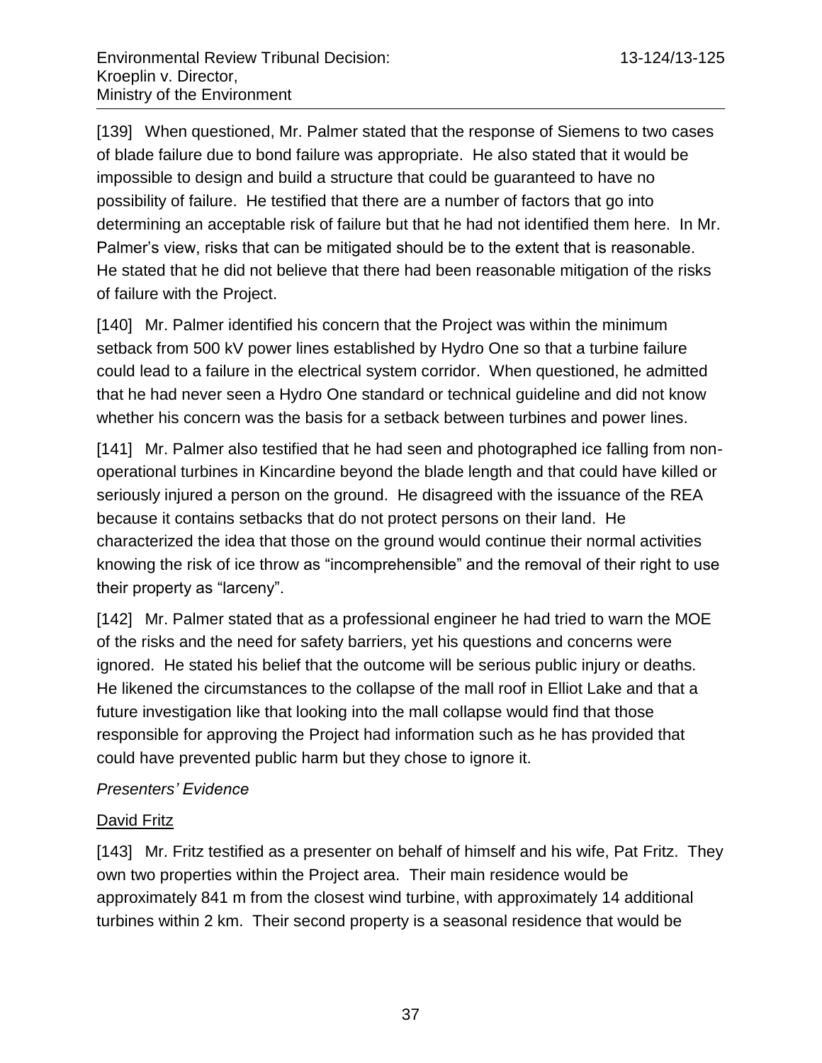[139] When questioned, Mr. Palmer stated that the response of Siemens to two cases of blade failure due to bond failure was appropriate. He also stated that it would be impossible to design and build a structure that could be guaranteed to have no possibility of failure. He testified that there are a number of factors that go into determining an acceptable risk of failure but that he had not identified them here. In Mr. Palmer's view, risks that can be mitigated should be to the extent that is reasonable. He stated that he did not believe that there had been reasonable mitigation of the risks of failure with the Project.

[140] Mr. Palmer identified his concern that the Project was within the minimum setback from 500 kV power lines established by Hydro One so that a turbine failure could lead to a failure in the electrical system corridor. When questioned, he admitted that he had never seen a Hydro One standard or technical guideline and did not know whether his concern was the basis for a setback between turbines and power lines.

[141] Mr. Palmer also testified that he had seen and photographed ice falling from non-operational turbines in Kincardine beyond the blade length and that could have killed or seriously injured a person on the ground. He disagreed with the issuance of the REA because it contains setbacks that do not protect persons on their land. He characterized the idea that those on the ground would continue their normal activities knowing the risk of ice throw as "incomprehensible" and the removal of their right to use their property as "larceny".

[142] Mr. Palmer stated that as a professional engineer he had tried to warn the MOE of the risks and the need for safety barriers, yet his questions and concerns were ignored. He stated his belief that the outcome will be serious public injury or deaths. He likened the circumstances to the collapse of the mall roof in Elliot Lake and that a future investigation like that looking into the mall collapse would find that those responsible for approving the Project had information such as he has provided that could have prevented public harm but they chose to ignore it.

*Presenters' Evidence*

<u>David Fritz</u>

[143] Mr. Fritz testified as a presenter on behalf of himself and his wife, Pat Fritz. They own two properties within the Project area. Their main residence would be approximately 841 m from the closest wind turbine, with approximately 14 additional turbines within 2 km. Their second property is a seasonal residence that would be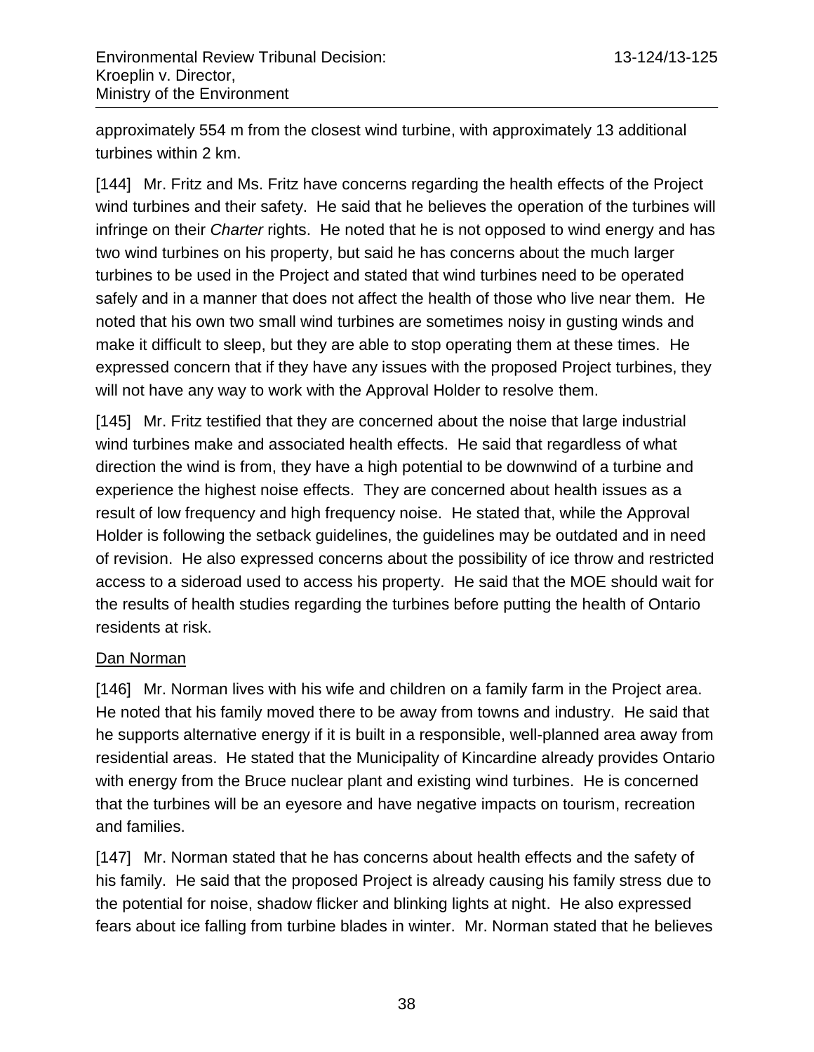approximately 554 m from the closest wind turbine, with approximately 13 additional turbines within 2 km.

[144] Mr. Fritz and Ms. Fritz have concerns regarding the health effects of the Project wind turbines and their safety. He said that he believes the operation of the turbines will infringe on their *Charter* rights. He noted that he is not opposed to wind energy and has two wind turbines on his property, but said he has concerns about the much larger turbines to be used in the Project and stated that wind turbines need to be operated safely and in a manner that does not affect the health of those who live near them. He noted that his own two small wind turbines are sometimes noisy in gusting winds and make it difficult to sleep, but they are able to stop operating them at these times. He expressed concern that if they have any issues with the proposed Project turbines, they will not have any way to work with the Approval Holder to resolve them.

[145] Mr. Fritz testified that they are concerned about the noise that large industrial wind turbines make and associated health effects. He said that regardless of what direction the wind is from, they have a high potential to be downwind of a turbine and experience the highest noise effects. They are concerned about health issues as a result of low frequency and high frequency noise. He stated that, while the Approval Holder is following the setback guidelines, the guidelines may be outdated and in need of revision. He also expressed concerns about the possibility of ice throw and restricted access to a sideroad used to access his property. He said that the MOE should wait for the results of health studies regarding the turbines before putting the health of Ontario residents at risk.

<u>Dan Norman</u>

[146] Mr. Norman lives with his wife and children on a family farm in the Project area. He noted that his family moved there to be away from towns and industry. He said that he supports alternative energy if it is built in a responsible, well-planned area away from residential areas. He stated that the Municipality of Kincardine already provides Ontario with energy from the Bruce nuclear plant and existing wind turbines. He is concerned that the turbines will be an eyesore and have negative impacts on tourism, recreation and families.

[147] Mr. Norman stated that he has concerns about health effects and the safety of his family. He said that the proposed Project is already causing his family stress due to the potential for noise, shadow flicker and blinking lights at night. He also expressed fears about ice falling from turbine blades in winter. Mr. Norman stated that he believes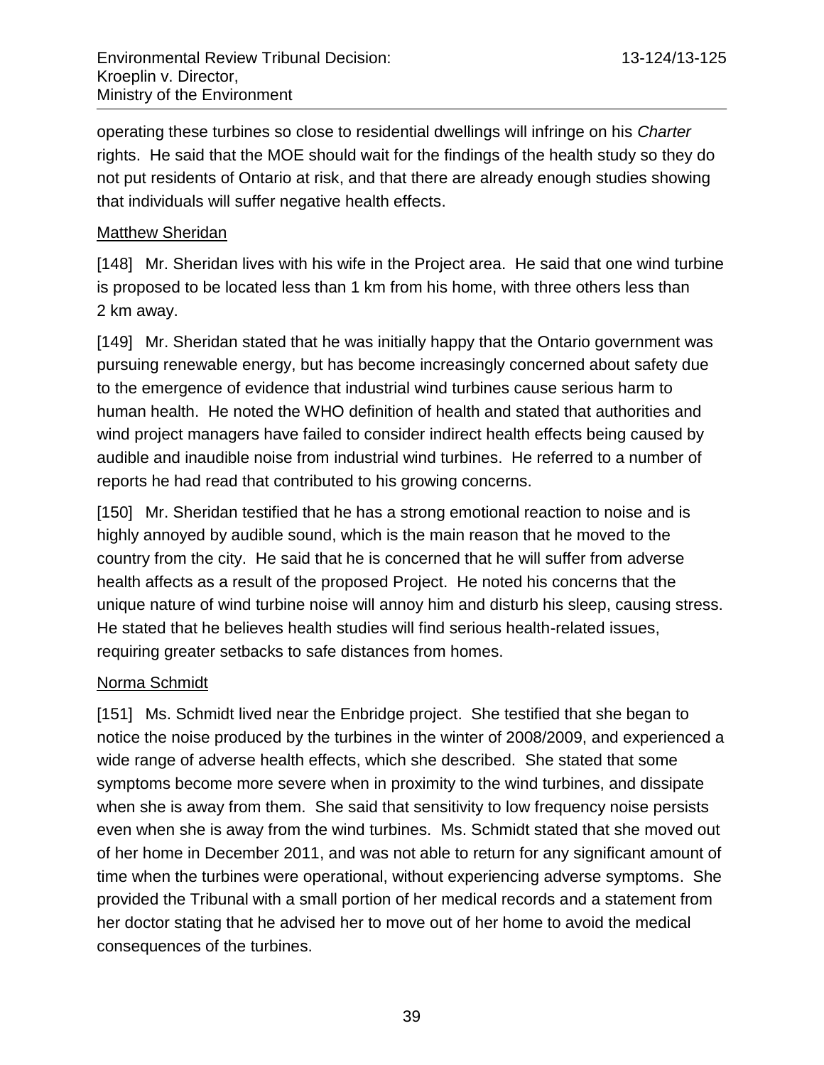operating these turbines so close to residential dwellings will infringe on his *Charter* rights. He said that the MOE should wait for the findings of the health study so they do not put residents of Ontario at risk, and that there are already enough studies showing that individuals will suffer negative health effects.

Matthew Sheridan

[148] Mr. Sheridan lives with his wife in the Project area. He said that one wind turbine is proposed to be located less than 1 km from his home, with three others less than 2 km away.

[149] Mr. Sheridan stated that he was initially happy that the Ontario government was pursuing renewable energy, but has become increasingly concerned about safety due to the emergence of evidence that industrial wind turbines cause serious harm to human health. He noted the WHO definition of health and stated that authorities and wind project managers have failed to consider indirect health effects being caused by audible and inaudible noise from industrial wind turbines. He referred to a number of reports he had read that contributed to his growing concerns.

[150] Mr. Sheridan testified that he has a strong emotional reaction to noise and is highly annoyed by audible sound, which is the main reason that he moved to the country from the city. He said that he is concerned that he will suffer from adverse health affects as a result of the proposed Project. He noted his concerns that the unique nature of wind turbine noise will annoy him and disturb his sleep, causing stress. He stated that he believes health studies will find serious health-related issues, requiring greater setbacks to safe distances from homes.

Norma Schmidt

[151] Ms. Schmidt lived near the Enbridge project. She testified that she began to notice the noise produced by the turbines in the winter of 2008/2009, and experienced a wide range of adverse health effects, which she described. She stated that some symptoms become more severe when in proximity to the wind turbines, and dissipate when she is away from them. She said that sensitivity to low frequency noise persists even when she is away from the wind turbines. Ms. Schmidt stated that she moved out of her home in December 2011, and was not able to return for any significant amount of time when the turbines were operational, without experiencing adverse symptoms. She provided the Tribunal with a small portion of her medical records and a statement from her doctor stating that he advised her to move out of her home to avoid the medical consequences of the turbines.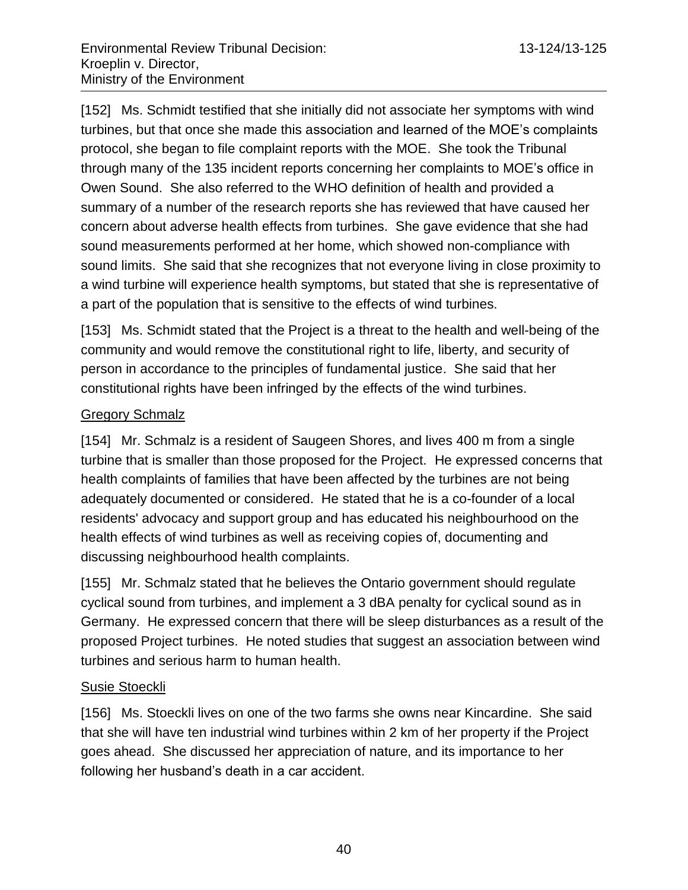[152] Ms. Schmidt testified that she initially did not associate her symptoms with wind turbines, but that once she made this association and learned of the MOE's complaints protocol, she began to file complaint reports with the MOE. She took the Tribunal through many of the 135 incident reports concerning her complaints to MOE's office in Owen Sound. She also referred to the WHO definition of health and provided a summary of a number of the research reports she has reviewed that have caused her concern about adverse health effects from turbines. She gave evidence that she had sound measurements performed at her home, which showed non-compliance with sound limits. She said that she recognizes that not everyone living in close proximity to a wind turbine will experience health symptoms, but stated that she is representative of a part of the population that is sensitive to the effects of wind turbines.

[153] Ms. Schmidt stated that the Project is a threat to the health and well-being of the community and would remove the constitutional right to life, liberty, and security of person in accordance to the principles of fundamental justice. She said that her constitutional rights have been infringed by the effects of the wind turbines.

<u>Gregory Schmalz</u>

[154] Mr. Schmalz is a resident of Saugeen Shores, and lives 400 m from a single turbine that is smaller than those proposed for the Project. He expressed concerns that health complaints of families that have been affected by the turbines are not being adequately documented or considered. He stated that he is a co-founder of a local residents' advocacy and support group and has educated his neighbourhood on the health effects of wind turbines as well as receiving copies of, documenting and discussing neighbourhood health complaints.

[155] Mr. Schmalz stated that he believes the Ontario government should regulate cyclical sound from turbines, and implement a 3 dBA penalty for cyclical sound as in Germany. He expressed concern that there will be sleep disturbances as a result of the proposed Project turbines. He noted studies that suggest an association between wind turbines and serious harm to human health.

<u>Susie Stoeckli</u>

[156] Ms. Stoeckli lives on one of the two farms she owns near Kincardine. She said that she will have ten industrial wind turbines within 2 km of her property if the Project goes ahead. She discussed her appreciation of nature, and its importance to her following her husband's death in a car accident.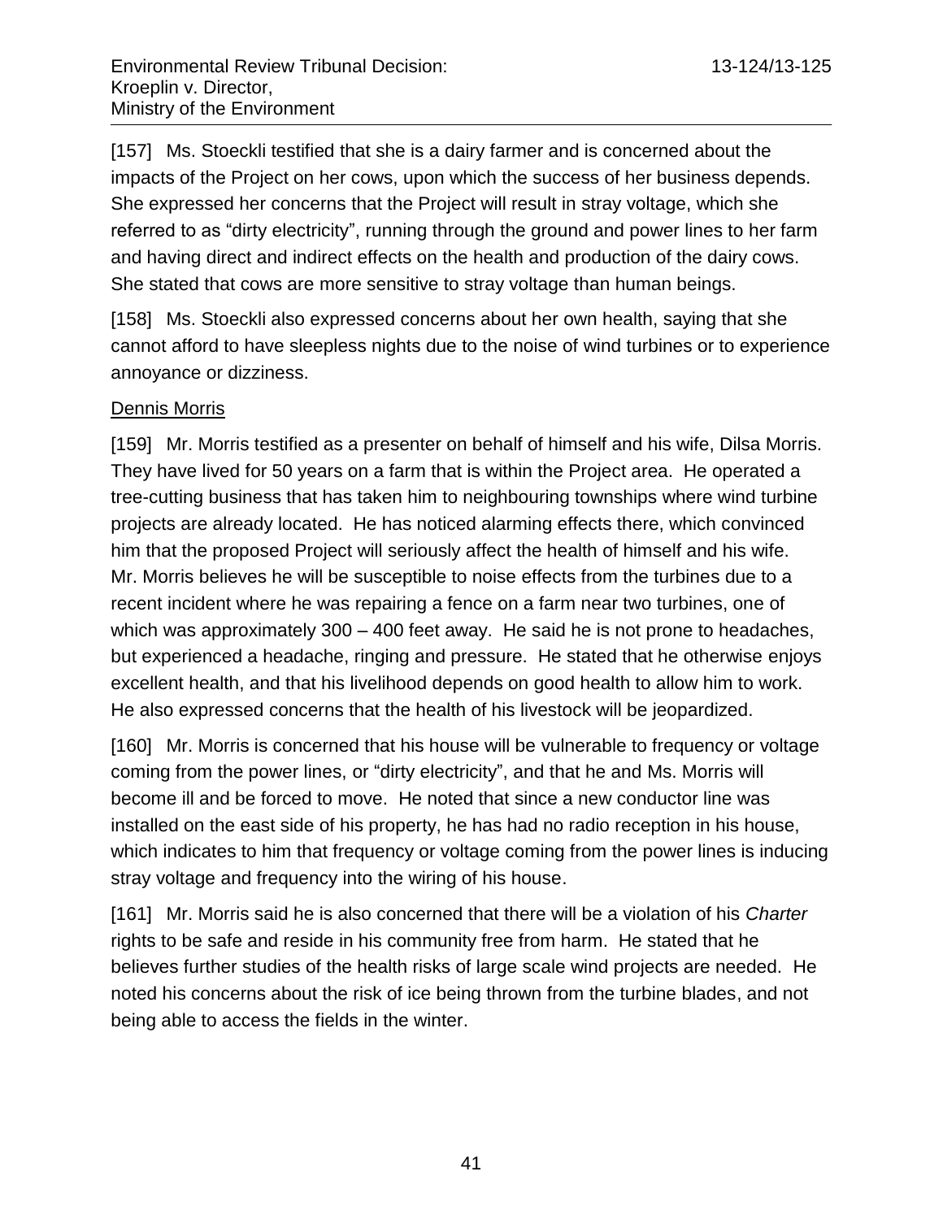[157] Ms. Stoeckli testified that she is a dairy farmer and is concerned about the impacts of the Project on her cows, upon which the success of her business depends. She expressed her concerns that the Project will result in stray voltage, which she referred to as "dirty electricity", running through the ground and power lines to her farm and having direct and indirect effects on the health and production of the dairy cows. She stated that cows are more sensitive to stray voltage than human beings.

[158] Ms. Stoeckli also expressed concerns about her own health, saying that she cannot afford to have sleepless nights due to the noise of wind turbines or to experience annoyance or dizziness.

Dennis Morris

[159] Mr. Morris testified as a presenter on behalf of himself and his wife, Dilsa Morris. They have lived for 50 years on a farm that is within the Project area. He operated a tree-cutting business that has taken him to neighbouring townships where wind turbine projects are already located. He has noticed alarming effects there, which convinced him that the proposed Project will seriously affect the health of himself and his wife. Mr. Morris believes he will be susceptible to noise effects from the turbines due to a recent incident where he was repairing a fence on a farm near two turbines, one of which was approximately 300 – 400 feet away. He said he is not prone to headaches, but experienced a headache, ringing and pressure. He stated that he otherwise enjoys excellent health, and that his livelihood depends on good health to allow him to work. He also expressed concerns that the health of his livestock will be jeopardized.

[160] Mr. Morris is concerned that his house will be vulnerable to frequency or voltage coming from the power lines, or "dirty electricity", and that he and Ms. Morris will become ill and be forced to move. He noted that since a new conductor line was installed on the east side of his property, he has had no radio reception in his house, which indicates to him that frequency or voltage coming from the power lines is inducing stray voltage and frequency into the wiring of his house.

[161] Mr. Morris said he is also concerned that there will be a violation of his *Charter* rights to be safe and reside in his community free from harm. He stated that he believes further studies of the health risks of large scale wind projects are needed. He noted his concerns about the risk of ice being thrown from the turbine blades, and not being able to access the fields in the winter.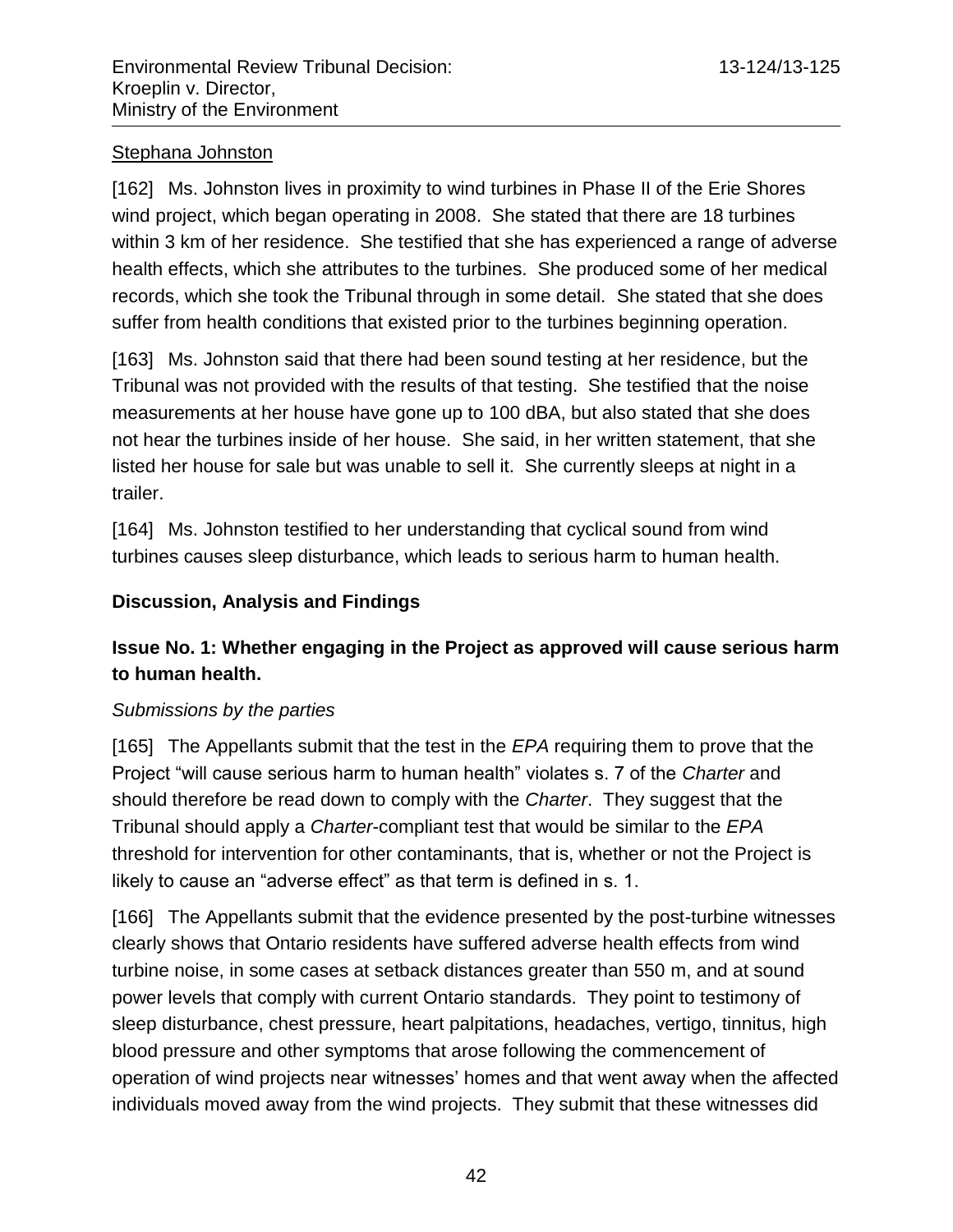Stephana Johnston

[162] Ms. Johnston lives in proximity to wind turbines in Phase II of the Erie Shores wind project, which began operating in 2008. She stated that there are 18 turbines within 3 km of her residence. She testified that she has experienced a range of adverse health effects, which she attributes to the turbines. She produced some of her medical records, which she took the Tribunal through in some detail. She stated that she does suffer from health conditions that existed prior to the turbines beginning operation.

[163] Ms. Johnston said that there had been sound testing at her residence, but the Tribunal was not provided with the results of that testing. She testified that the noise measurements at her house have gone up to 100 dBA, but also stated that she does not hear the turbines inside of her house. She said, in her written statement, that she listed her house for sale but was unable to sell it. She currently sleeps at night in a trailer.

[164] Ms. Johnston testified to her understanding that cyclical sound from wind turbines causes sleep disturbance, which leads to serious harm to human health.

## Discussion, Analysis and Findings

### Issue No. 1: Whether engaging in the Project as approved will cause serious harm to human health.

*Submissions by the parties*

[165] The Appellants submit that the test in the *EPA* requiring them to prove that the Project "will cause serious harm to human health" violates s. 7 of the *Charter* and should therefore be read down to comply with the *Charter*. They suggest that the Tribunal should apply a *Charter*-compliant test that would be similar to the *EPA* threshold for intervention for other contaminants, that is, whether or not the Project is likely to cause an "adverse effect" as that term is defined in s. 1.

[166] The Appellants submit that the evidence presented by the post-turbine witnesses clearly shows that Ontario residents have suffered adverse health effects from wind turbine noise, in some cases at setback distances greater than 550 m, and at sound power levels that comply with current Ontario standards. They point to testimony of sleep disturbance, chest pressure, heart palpitations, headaches, vertigo, tinnitus, high blood pressure and other symptoms that arose following the commencement of operation of wind projects near witnesses' homes and that went away when the affected individuals moved away from the wind projects. They submit that these witnesses did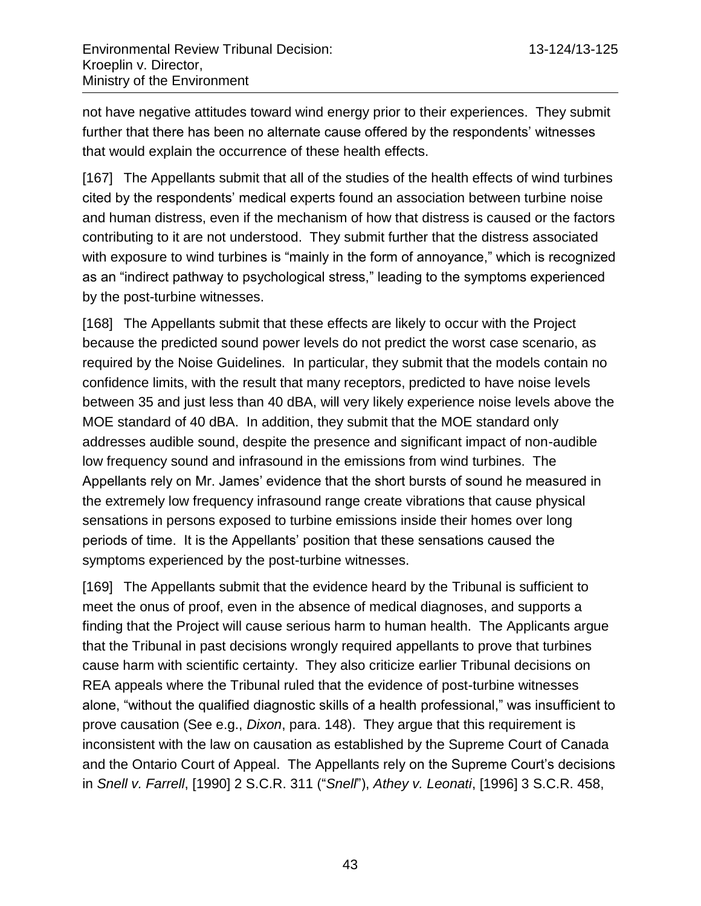not have negative attitudes toward wind energy prior to their experiences. They submit further that there has been no alternate cause offered by the respondents' witnesses that would explain the occurrence of these health effects.

[167] The Appellants submit that all of the studies of the health effects of wind turbines cited by the respondents' medical experts found an association between turbine noise and human distress, even if the mechanism of how that distress is caused or the factors contributing to it are not understood. They submit further that the distress associated with exposure to wind turbines is "mainly in the form of annoyance," which is recognized as an "indirect pathway to psychological stress," leading to the symptoms experienced by the post-turbine witnesses.

[168] The Appellants submit that these effects are likely to occur with the Project because the predicted sound power levels do not predict the worst case scenario, as required by the Noise Guidelines. In particular, they submit that the models contain no confidence limits, with the result that many receptors, predicted to have noise levels between 35 and just less than 40 dBA, will very likely experience noise levels above the MOE standard of 40 dBA. In addition, they submit that the MOE standard only addresses audible sound, despite the presence and significant impact of non-audible low frequency sound and infrasound in the emissions from wind turbines. The Appellants rely on Mr. James' evidence that the short bursts of sound he measured in the extremely low frequency infrasound range create vibrations that cause physical sensations in persons exposed to turbine emissions inside their homes over long periods of time. It is the Appellants' position that these sensations caused the symptoms experienced by the post-turbine witnesses.

[169] The Appellants submit that the evidence heard by the Tribunal is sufficient to meet the onus of proof, even in the absence of medical diagnoses, and supports a finding that the Project will cause serious harm to human health. The Applicants argue that the Tribunal in past decisions wrongly required appellants to prove that turbines cause harm with scientific certainty. They also criticize earlier Tribunal decisions on REA appeals where the Tribunal ruled that the evidence of post-turbine witnesses alone, "without the qualified diagnostic skills of a health professional," was insufficient to prove causation (See e.g., *Dixon*, para. 148). They argue that this requirement is inconsistent with the law on causation as established by the Supreme Court of Canada and the Ontario Court of Appeal. The Appellants rely on the Supreme Court's decisions in *Snell v. Farrell*, [1990] 2 S.C.R. 311 ("*Snell*"), *Athey v. Leonati*, [1996] 3 S.C.R. 458,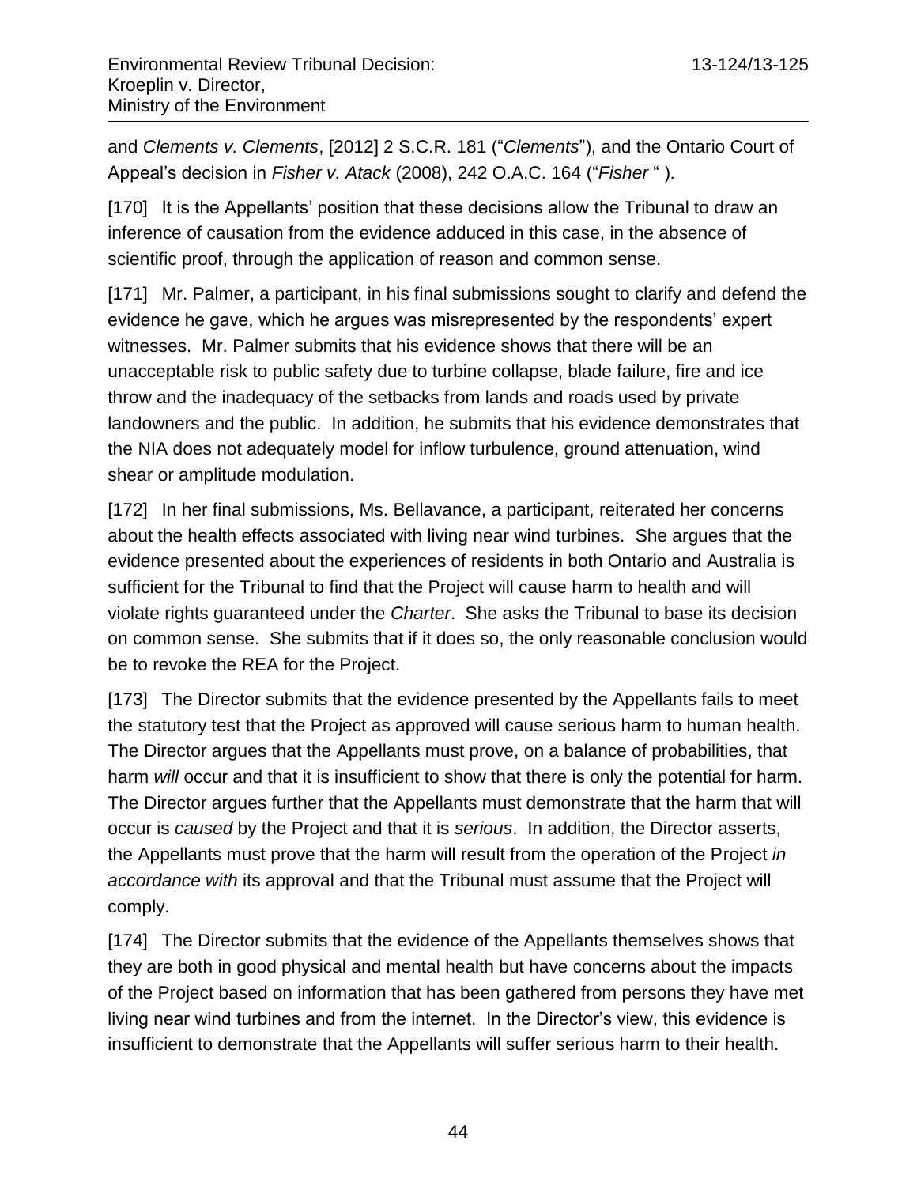and *Clements v. Clements*, [2012] 2 S.C.R. 181 ("*Clements*"), and the Ontario Court of Appeal's decision in *Fisher v. Atack* (2008), 242 O.A.C. 164 ("*Fisher* " ).

[170] It is the Appellants' position that these decisions allow the Tribunal to draw an inference of causation from the evidence adduced in this case, in the absence of scientific proof, through the application of reason and common sense.

[171] Mr. Palmer, a participant, in his final submissions sought to clarify and defend the evidence he gave, which he argues was misrepresented by the respondents' expert witnesses. Mr. Palmer submits that his evidence shows that there will be an unacceptable risk to public safety due to turbine collapse, blade failure, fire and ice throw and the inadequacy of the setbacks from lands and roads used by private landowners and the public. In addition, he submits that his evidence demonstrates that the NIA does not adequately model for inflow turbulence, ground attenuation, wind shear or amplitude modulation.

[172] In her final submissions, Ms. Bellavance, a participant, reiterated her concerns about the health effects associated with living near wind turbines. She argues that the evidence presented about the experiences of residents in both Ontario and Australia is sufficient for the Tribunal to find that the Project will cause harm to health and will violate rights guaranteed under the *Charter*. She asks the Tribunal to base its decision on common sense. She submits that if it does so, the only reasonable conclusion would be to revoke the REA for the Project.

[173] The Director submits that the evidence presented by the Appellants fails to meet the statutory test that the Project as approved will cause serious harm to human health. The Director argues that the Appellants must prove, on a balance of probabilities, that harm *will* occur and that it is insufficient to show that there is only the potential for harm. The Director argues further that the Appellants must demonstrate that the harm that will occur is *caused* by the Project and that it is *serious*. In addition, the Director asserts, the Appellants must prove that the harm will result from the operation of the Project *in accordance with* its approval and that the Tribunal must assume that the Project will comply.

[174] The Director submits that the evidence of the Appellants themselves shows that they are both in good physical and mental health but have concerns about the impacts of the Project based on information that has been gathered from persons they have met living near wind turbines and from the internet. In the Director's view, this evidence is insufficient to demonstrate that the Appellants will suffer serious harm to their health.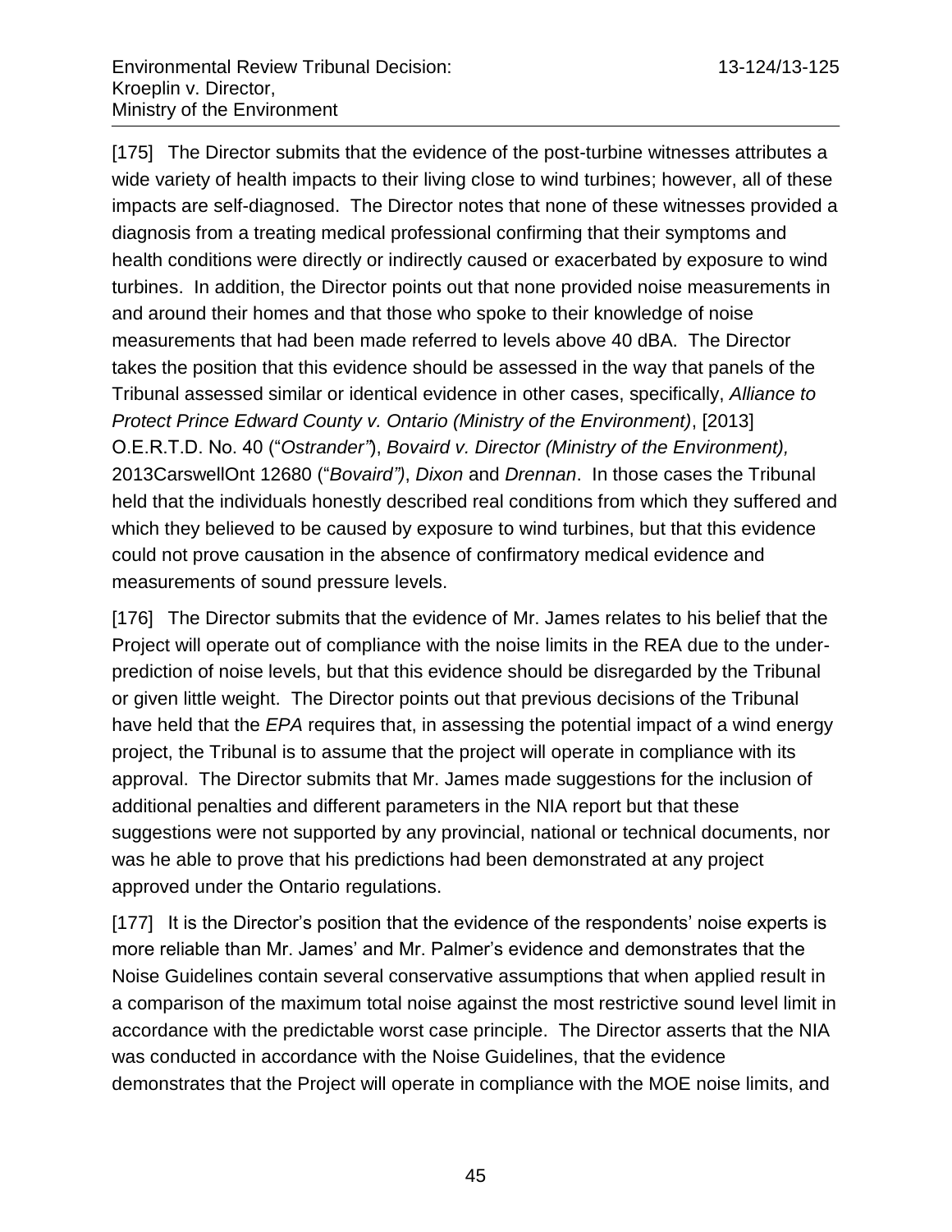[175] The Director submits that the evidence of the post-turbine witnesses attributes a wide variety of health impacts to their living close to wind turbines; however, all of these impacts are self-diagnosed. The Director notes that none of these witnesses provided a diagnosis from a treating medical professional confirming that their symptoms and health conditions were directly or indirectly caused or exacerbated by exposure to wind turbines. In addition, the Director points out that none provided noise measurements in and around their homes and that those who spoke to their knowledge of noise measurements that had been made referred to levels above 40 dBA. The Director takes the position that this evidence should be assessed in the way that panels of the Tribunal assessed similar or identical evidence in other cases, specifically, *Alliance to Protect Prince Edward County v. Ontario (Ministry of the Environment)*, [2013] O.E.R.T.D. No. 40 ("*Ostrander"*), *Bovaird v. Director (Ministry of the Environment),* 2013CarswellOnt 12680 ("*Bovaird")*, *Dixon* and *Drennan*. In those cases the Tribunal held that the individuals honestly described real conditions from which they suffered and which they believed to be caused by exposure to wind turbines, but that this evidence could not prove causation in the absence of confirmatory medical evidence and measurements of sound pressure levels.

[176] The Director submits that the evidence of Mr. James relates to his belief that the Project will operate out of compliance with the noise limits in the REA due to the under-prediction of noise levels, but that this evidence should be disregarded by the Tribunal or given little weight. The Director points out that previous decisions of the Tribunal have held that the *EPA* requires that, in assessing the potential impact of a wind energy project, the Tribunal is to assume that the project will operate in compliance with its approval. The Director submits that Mr. James made suggestions for the inclusion of additional penalties and different parameters in the NIA report but that these suggestions were not supported by any provincial, national or technical documents, nor was he able to prove that his predictions had been demonstrated at any project approved under the Ontario regulations.

[177] It is the Director's position that the evidence of the respondents' noise experts is more reliable than Mr. James' and Mr. Palmer's evidence and demonstrates that the Noise Guidelines contain several conservative assumptions that when applied result in a comparison of the maximum total noise against the most restrictive sound level limit in accordance with the predictable worst case principle. The Director asserts that the NIA was conducted in accordance with the Noise Guidelines, that the evidence demonstrates that the Project will operate in compliance with the MOE noise limits, and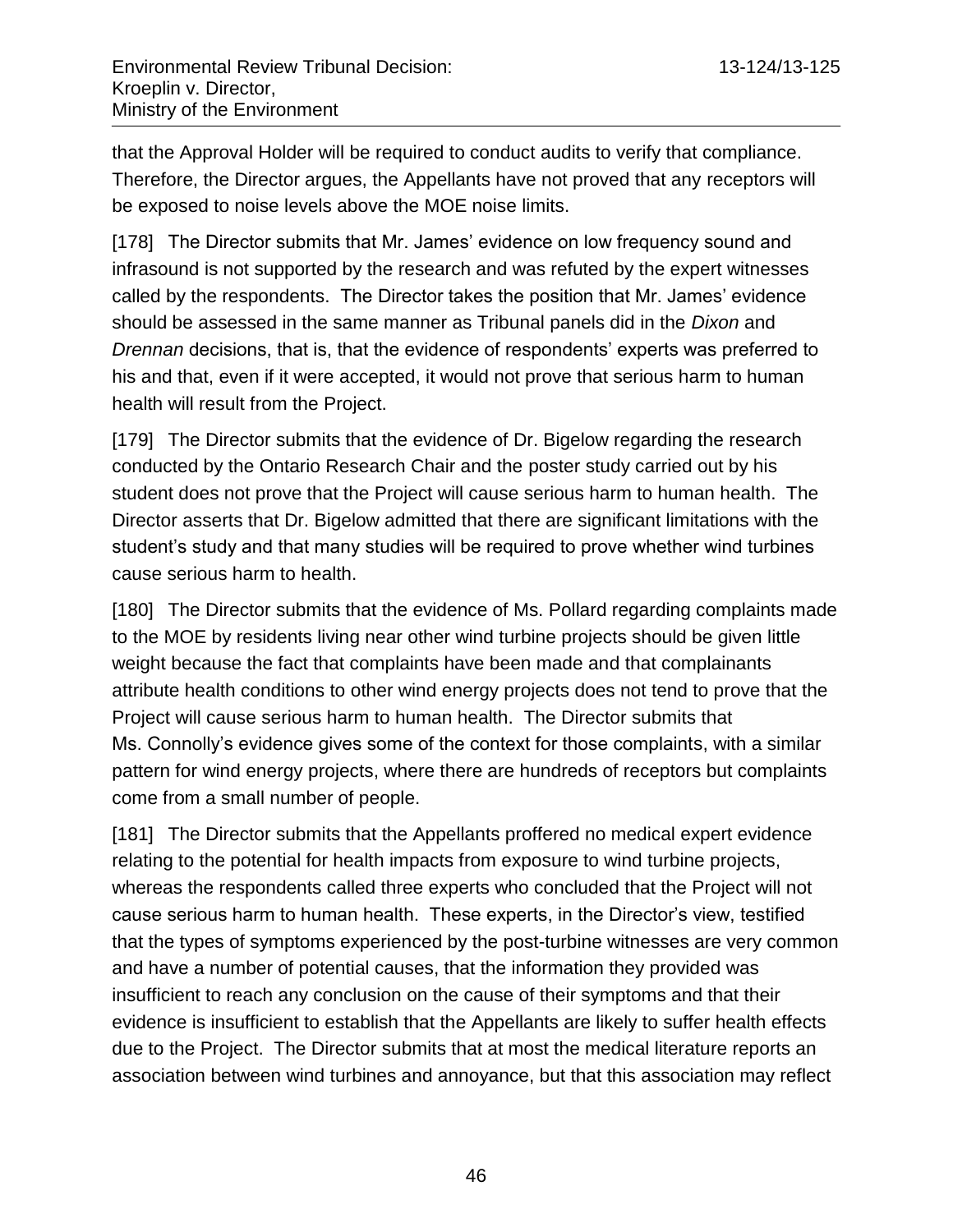that the Approval Holder will be required to conduct audits to verify that compliance. Therefore, the Director argues, the Appellants have not proved that any receptors will be exposed to noise levels above the MOE noise limits.

[178] The Director submits that Mr. James' evidence on low frequency sound and infrasound is not supported by the research and was refuted by the expert witnesses called by the respondents. The Director takes the position that Mr. James' evidence should be assessed in the same manner as Tribunal panels did in the *Dixon* and *Drennan* decisions, that is, that the evidence of respondents' experts was preferred to his and that, even if it were accepted, it would not prove that serious harm to human health will result from the Project.

[179] The Director submits that the evidence of Dr. Bigelow regarding the research conducted by the Ontario Research Chair and the poster study carried out by his student does not prove that the Project will cause serious harm to human health. The Director asserts that Dr. Bigelow admitted that there are significant limitations with the student's study and that many studies will be required to prove whether wind turbines cause serious harm to health.

[180] The Director submits that the evidence of Ms. Pollard regarding complaints made to the MOE by residents living near other wind turbine projects should be given little weight because the fact that complaints have been made and that complainants attribute health conditions to other wind energy projects does not tend to prove that the Project will cause serious harm to human health. The Director submits that Ms. Connolly's evidence gives some of the context for those complaints, with a similar pattern for wind energy projects, where there are hundreds of receptors but complaints come from a small number of people.

[181] The Director submits that the Appellants proffered no medical expert evidence relating to the potential for health impacts from exposure to wind turbine projects, whereas the respondents called three experts who concluded that the Project will not cause serious harm to human health. These experts, in the Director's view, testified that the types of symptoms experienced by the post-turbine witnesses are very common and have a number of potential causes, that the information they provided was insufficient to reach any conclusion on the cause of their symptoms and that their evidence is insufficient to establish that the Appellants are likely to suffer health effects due to the Project. The Director submits that at most the medical literature reports an association between wind turbines and annoyance, but that this association may reflect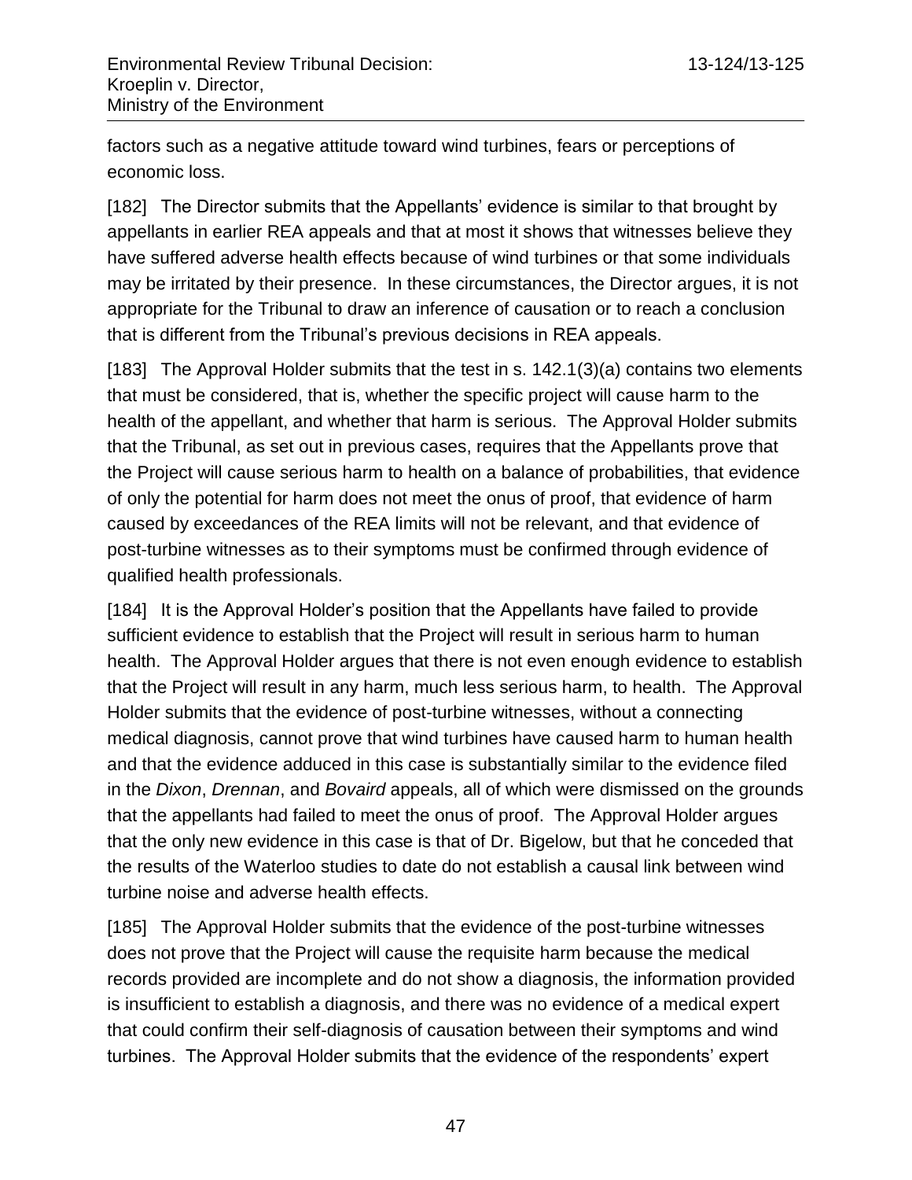factors such as a negative attitude toward wind turbines, fears or perceptions of economic loss.

[182] The Director submits that the Appellants' evidence is similar to that brought by appellants in earlier REA appeals and that at most it shows that witnesses believe they have suffered adverse health effects because of wind turbines or that some individuals may be irritated by their presence. In these circumstances, the Director argues, it is not appropriate for the Tribunal to draw an inference of causation or to reach a conclusion that is different from the Tribunal's previous decisions in REA appeals.

[183] The Approval Holder submits that the test in s. 142.1(3)(a) contains two elements that must be considered, that is, whether the specific project will cause harm to the health of the appellant, and whether that harm is serious. The Approval Holder submits that the Tribunal, as set out in previous cases, requires that the Appellants prove that the Project will cause serious harm to health on a balance of probabilities, that evidence of only the potential for harm does not meet the onus of proof, that evidence of harm caused by exceedances of the REA limits will not be relevant, and that evidence of post-turbine witnesses as to their symptoms must be confirmed through evidence of qualified health professionals.

[184] It is the Approval Holder's position that the Appellants have failed to provide sufficient evidence to establish that the Project will result in serious harm to human health. The Approval Holder argues that there is not even enough evidence to establish that the Project will result in any harm, much less serious harm, to health. The Approval Holder submits that the evidence of post-turbine witnesses, without a connecting medical diagnosis, cannot prove that wind turbines have caused harm to human health and that the evidence adduced in this case is substantially similar to the evidence filed in the *Dixon*, *Drennan*, and *Bovaird* appeals, all of which were dismissed on the grounds that the appellants had failed to meet the onus of proof. The Approval Holder argues that the only new evidence in this case is that of Dr. Bigelow, but that he conceded that the results of the Waterloo studies to date do not establish a causal link between wind turbine noise and adverse health effects.

[185] The Approval Holder submits that the evidence of the post-turbine witnesses does not prove that the Project will cause the requisite harm because the medical records provided are incomplete and do not show a diagnosis, the information provided is insufficient to establish a diagnosis, and there was no evidence of a medical expert that could confirm their self-diagnosis of causation between their symptoms and wind turbines. The Approval Holder submits that the evidence of the respondents' expert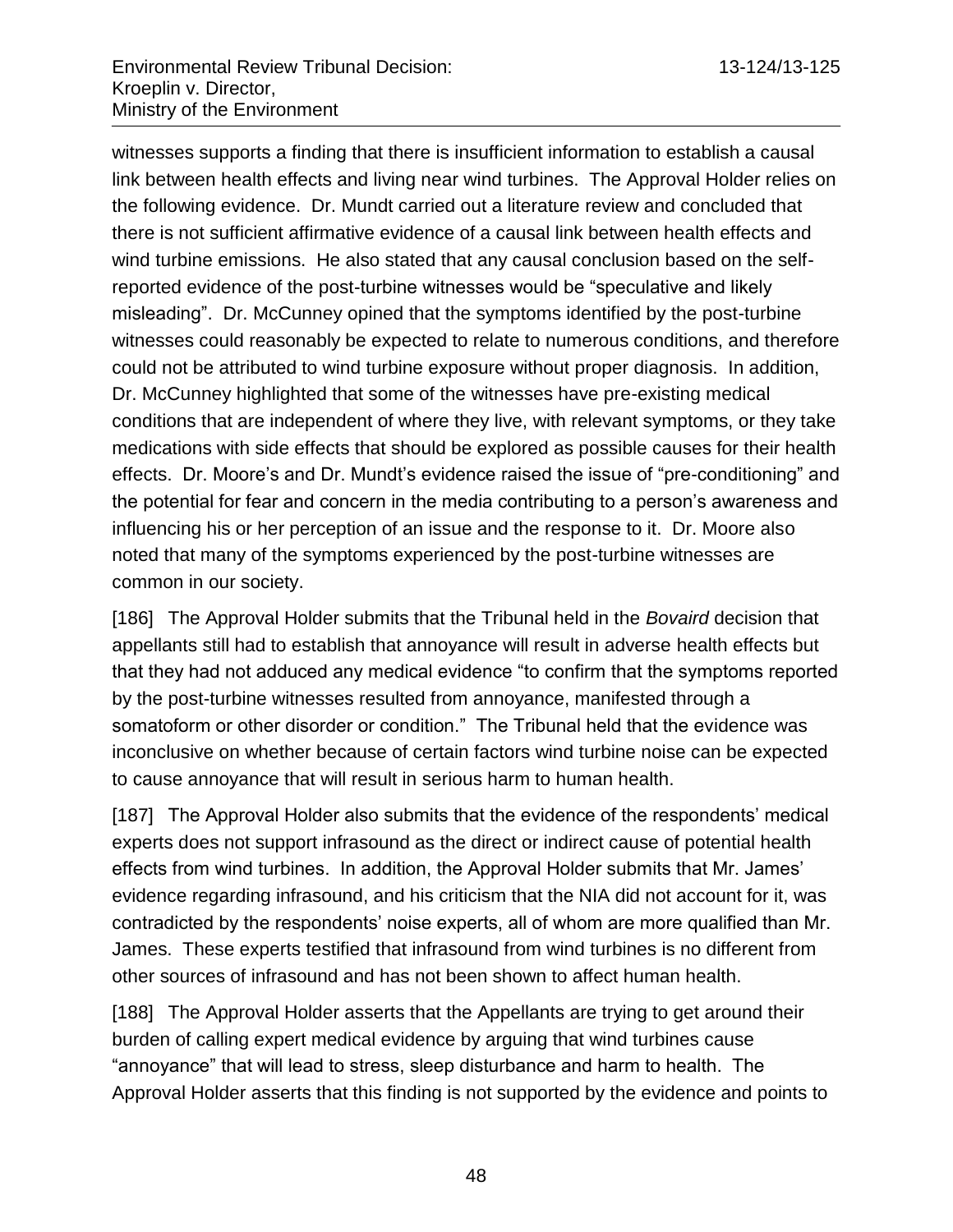witnesses supports a finding that there is insufficient information to establish a causal link between health effects and living near wind turbines. The Approval Holder relies on the following evidence. Dr. Mundt carried out a literature review and concluded that there is not sufficient affirmative evidence of a causal link between health effects and wind turbine emissions. He also stated that any causal conclusion based on the self-reported evidence of the post-turbine witnesses would be "speculative and likely misleading". Dr. McCunney opined that the symptoms identified by the post-turbine witnesses could reasonably be expected to relate to numerous conditions, and therefore could not be attributed to wind turbine exposure without proper diagnosis. In addition, Dr. McCunney highlighted that some of the witnesses have pre-existing medical conditions that are independent of where they live, with relevant symptoms, or they take medications with side effects that should be explored as possible causes for their health effects. Dr. Moore's and Dr. Mundt's evidence raised the issue of "pre-conditioning" and the potential for fear and concern in the media contributing to a person's awareness and influencing his or her perception of an issue and the response to it. Dr. Moore also noted that many of the symptoms experienced by the post-turbine witnesses are common in our society.

[186] The Approval Holder submits that the Tribunal held in the *Bovaird* decision that appellants still had to establish that annoyance will result in adverse health effects but that they had not adduced any medical evidence "to confirm that the symptoms reported by the post-turbine witnesses resulted from annoyance, manifested through a somatoform or other disorder or condition." The Tribunal held that the evidence was inconclusive on whether because of certain factors wind turbine noise can be expected to cause annoyance that will result in serious harm to human health.

[187] The Approval Holder also submits that the evidence of the respondents' medical experts does not support infrasound as the direct or indirect cause of potential health effects from wind turbines. In addition, the Approval Holder submits that Mr. James' evidence regarding infrasound, and his criticism that the NIA did not account for it, was contradicted by the respondents' noise experts, all of whom are more qualified than Mr. James. These experts testified that infrasound from wind turbines is no different from other sources of infrasound and has not been shown to affect human health.

[188] The Approval Holder asserts that the Appellants are trying to get around their burden of calling expert medical evidence by arguing that wind turbines cause "annoyance" that will lead to stress, sleep disturbance and harm to health. The Approval Holder asserts that this finding is not supported by the evidence and points to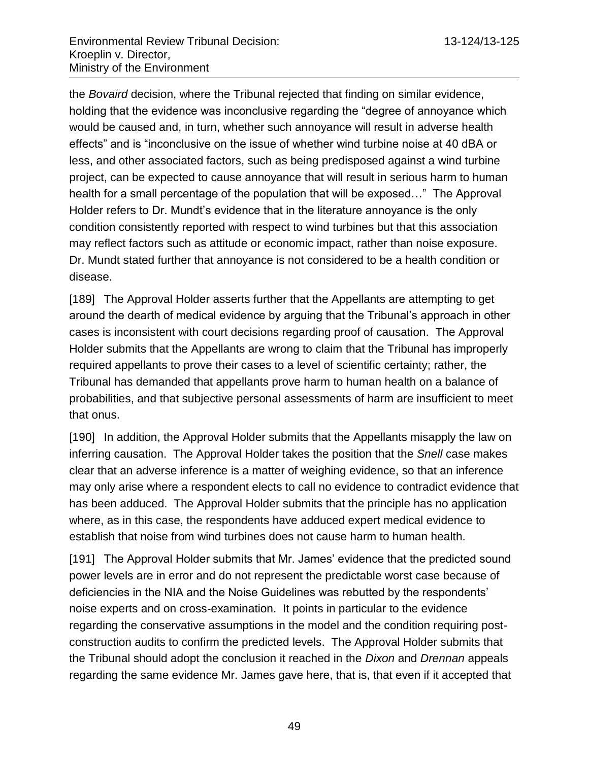the *Bovaird* decision, where the Tribunal rejected that finding on similar evidence, holding that the evidence was inconclusive regarding the "degree of annoyance which would be caused and, in turn, whether such annoyance will result in adverse health effects" and is "inconclusive on the issue of whether wind turbine noise at 40 dBA or less, and other associated factors, such as being predisposed against a wind turbine project, can be expected to cause annoyance that will result in serious harm to human health for a small percentage of the population that will be exposed…" The Approval Holder refers to Dr. Mundt's evidence that in the literature annoyance is the only condition consistently reported with respect to wind turbines but that this association may reflect factors such as attitude or economic impact, rather than noise exposure. Dr. Mundt stated further that annoyance is not considered to be a health condition or disease.

[189] The Approval Holder asserts further that the Appellants are attempting to get around the dearth of medical evidence by arguing that the Tribunal's approach in other cases is inconsistent with court decisions regarding proof of causation. The Approval Holder submits that the Appellants are wrong to claim that the Tribunal has improperly required appellants to prove their cases to a level of scientific certainty; rather, the Tribunal has demanded that appellants prove harm to human health on a balance of probabilities, and that subjective personal assessments of harm are insufficient to meet that onus.

[190] In addition, the Approval Holder submits that the Appellants misapply the law on inferring causation. The Approval Holder takes the position that the *Snell* case makes clear that an adverse inference is a matter of weighing evidence, so that an inference may only arise where a respondent elects to call no evidence to contradict evidence that has been adduced. The Approval Holder submits that the principle has no application where, as in this case, the respondents have adduced expert medical evidence to establish that noise from wind turbines does not cause harm to human health.

[191] The Approval Holder submits that Mr. James' evidence that the predicted sound power levels are in error and do not represent the predictable worst case because of deficiencies in the NIA and the Noise Guidelines was rebutted by the respondents' noise experts and on cross-examination. It points in particular to the evidence regarding the conservative assumptions in the model and the condition requiring post-construction audits to confirm the predicted levels. The Approval Holder submits that the Tribunal should adopt the conclusion it reached in the *Dixon* and *Drennan* appeals regarding the same evidence Mr. James gave here, that is, that even if it accepted that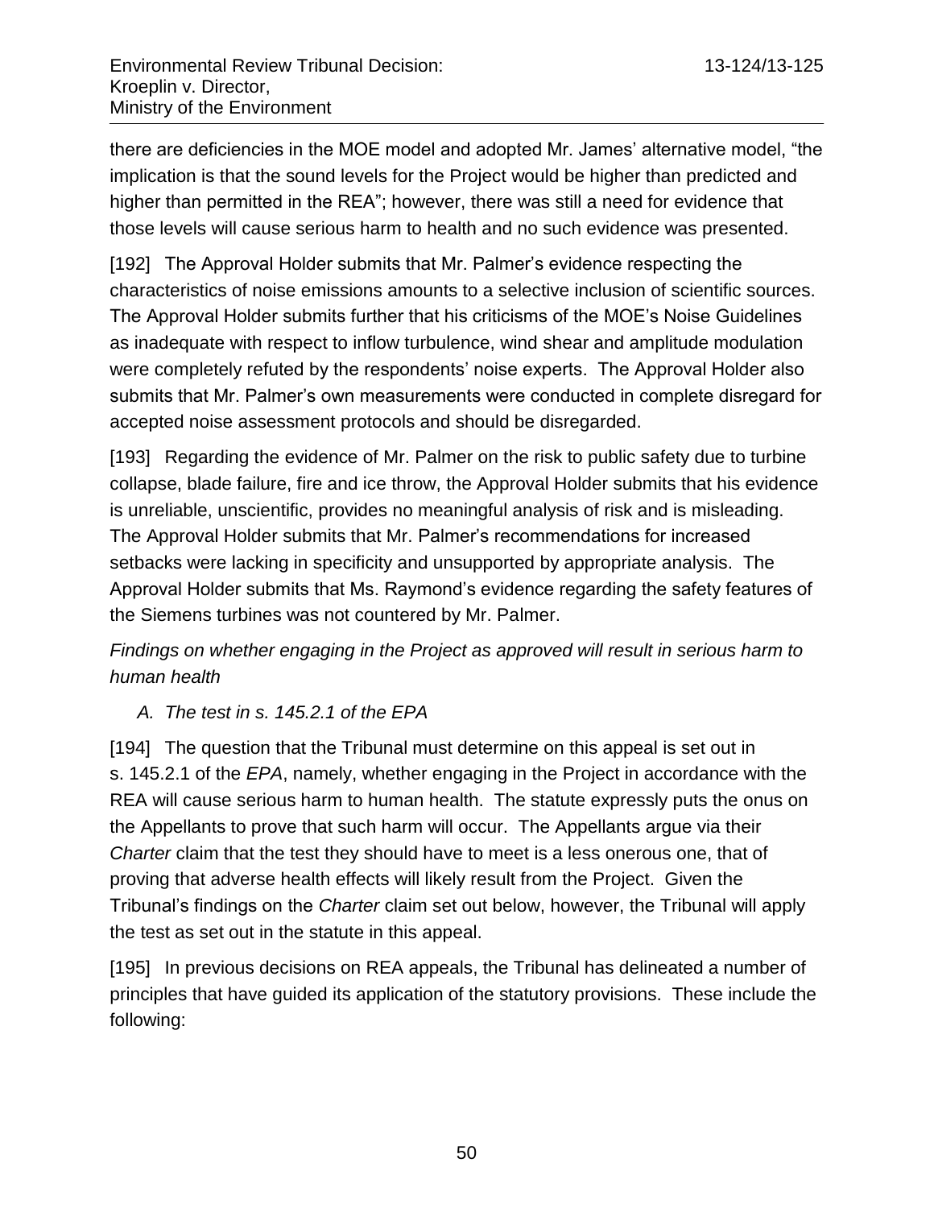there are deficiencies in the MOE model and adopted Mr. James' alternative model, "the implication is that the sound levels for the Project would be higher than predicted and higher than permitted in the REA"; however, there was still a need for evidence that those levels will cause serious harm to health and no such evidence was presented.

[192] The Approval Holder submits that Mr. Palmer's evidence respecting the characteristics of noise emissions amounts to a selective inclusion of scientific sources. The Approval Holder submits further that his criticisms of the MOE's Noise Guidelines as inadequate with respect to inflow turbulence, wind shear and amplitude modulation were completely refuted by the respondents' noise experts. The Approval Holder also submits that Mr. Palmer's own measurements were conducted in complete disregard for accepted noise assessment protocols and should be disregarded.

[193] Regarding the evidence of Mr. Palmer on the risk to public safety due to turbine collapse, blade failure, fire and ice throw, the Approval Holder submits that his evidence is unreliable, unscientific, provides no meaningful analysis of risk and is misleading. The Approval Holder submits that Mr. Palmer's recommendations for increased setbacks were lacking in specificity and unsupported by appropriate analysis. The Approval Holder submits that Ms. Raymond's evidence regarding the safety features of the Siemens turbines was not countered by Mr. Palmer.

*Findings on whether engaging in the Project as approved will result in serious harm to human health*

*A. The test in s. 145.2.1 of the EPA*

[194] The question that the Tribunal must determine on this appeal is set out in s. 145.2.1 of the *EPA*, namely, whether engaging in the Project in accordance with the REA will cause serious harm to human health. The statute expressly puts the onus on the Appellants to prove that such harm will occur. The Appellants argue via their *Charter* claim that the test they should have to meet is a less onerous one, that of proving that adverse health effects will likely result from the Project. Given the Tribunal's findings on the *Charter* claim set out below, however, the Tribunal will apply the test as set out in the statute in this appeal.

[195] In previous decisions on REA appeals, the Tribunal has delineated a number of principles that have guided its application of the statutory provisions. These include the following: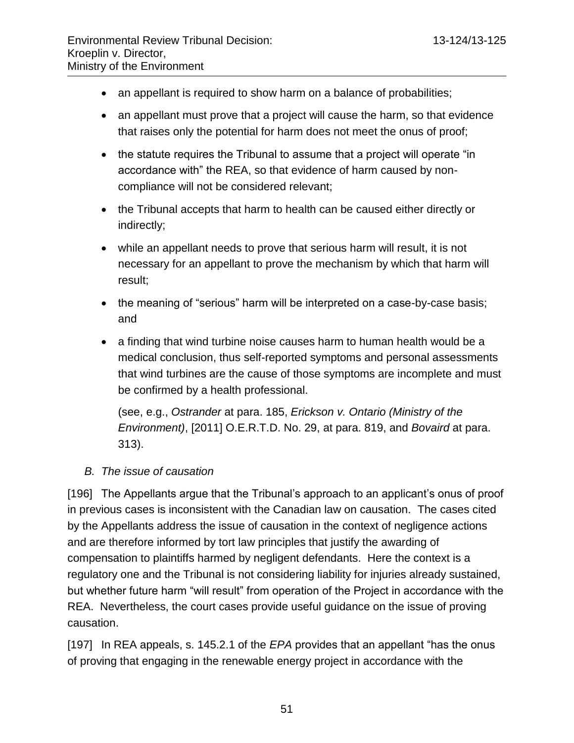- an appellant is required to show harm on a balance of probabilities;
- an appellant must prove that a project will cause the harm, so that evidence that raises only the potential for harm does not meet the onus of proof;
- the statute requires the Tribunal to assume that a project will operate “in accordance with” the REA, so that evidence of harm caused by non-compliance will not be considered relevant;
- the Tribunal accepts that harm to health can be caused either directly or indirectly;
- while an appellant needs to prove that serious harm will result, it is not necessary for an appellant to prove the mechanism by which that harm will result;
- the meaning of “serious” harm will be interpreted on a case-by-case basis; and
- a finding that wind turbine noise causes harm to human health would be a medical conclusion, thus self-reported symptoms and personal assessments that wind turbines are the cause of those symptoms are incomplete and must be confirmed by a health professional.

  (see, e.g., *Ostrander* at para. 185, *Erickson v. Ontario (Ministry of the Environment)*, [2011] O.E.R.T.D. No. 29, at para. 819, and *Bovaird* at para. 313).

### *B. The issue of causation*

[196] The Appellants argue that the Tribunal’s approach to an applicant’s onus of proof in previous cases is inconsistent with the Canadian law on causation. The cases cited by the Appellants address the issue of causation in the context of negligence actions and are therefore informed by tort law principles that justify the awarding of compensation to plaintiffs harmed by negligent defendants. Here the context is a regulatory one and the Tribunal is not considering liability for injuries already sustained, but whether future harm “will result” from operation of the Project in accordance with the REA. Nevertheless, the court cases provide useful guidance on the issue of proving causation.

[197] In REA appeals, s. 145.2.1 of the *EPA* provides that an appellant “has the onus of proving that engaging in the renewable energy project in accordance with the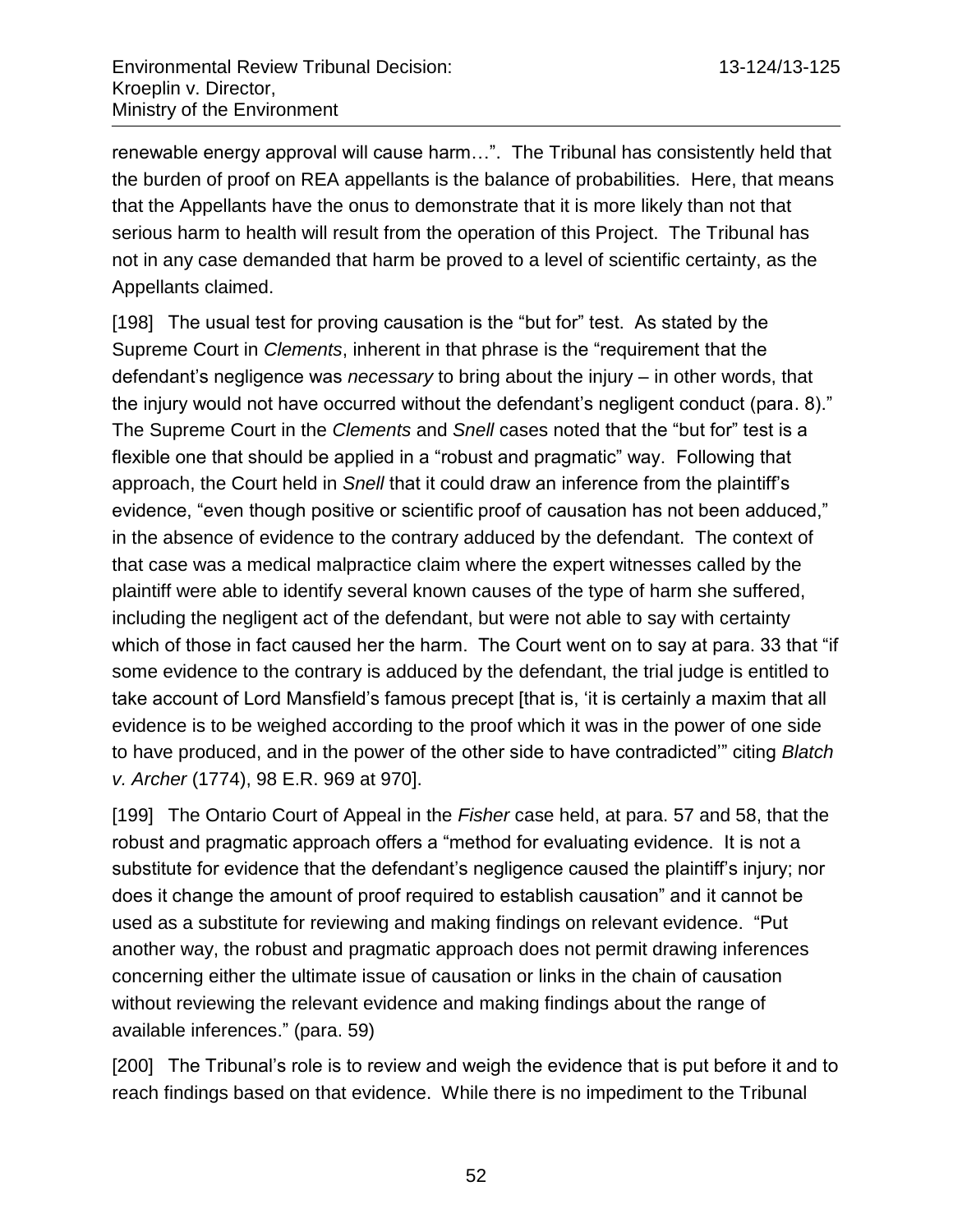renewable energy approval will cause harm…". The Tribunal has consistently held that the burden of proof on REA appellants is the balance of probabilities. Here, that means that the Appellants have the onus to demonstrate that it is more likely than not that serious harm to health will result from the operation of this Project. The Tribunal has not in any case demanded that harm be proved to a level of scientific certainty, as the Appellants claimed.

[198] The usual test for proving causation is the "but for" test. As stated by the Supreme Court in *Clements*, inherent in that phrase is the "requirement that the defendant's negligence was *necessary* to bring about the injury – in other words, that the injury would not have occurred without the defendant's negligent conduct (para. 8)." The Supreme Court in the *Clements* and *Snell* cases noted that the "but for" test is a flexible one that should be applied in a "robust and pragmatic" way. Following that approach, the Court held in *Snell* that it could draw an inference from the plaintiff's evidence, "even though positive or scientific proof of causation has not been adduced," in the absence of evidence to the contrary adduced by the defendant. The context of that case was a medical malpractice claim where the expert witnesses called by the plaintiff were able to identify several known causes of the type of harm she suffered, including the negligent act of the defendant, but were not able to say with certainty which of those in fact caused her the harm. The Court went on to say at para. 33 that "if some evidence to the contrary is adduced by the defendant, the trial judge is entitled to take account of Lord Mansfield's famous precept [that is, 'it is certainly a maxim that all evidence is to be weighed according to the proof which it was in the power of one side to have produced, and in the power of the other side to have contradicted'" citing *Blatch v. Archer* (1774), 98 E.R. 969 at 970].

[199] The Ontario Court of Appeal in the *Fisher* case held, at para. 57 and 58, that the robust and pragmatic approach offers a "method for evaluating evidence. It is not a substitute for evidence that the defendant's negligence caused the plaintiff's injury; nor does it change the amount of proof required to establish causation" and it cannot be used as a substitute for reviewing and making findings on relevant evidence. "Put another way, the robust and pragmatic approach does not permit drawing inferences concerning either the ultimate issue of causation or links in the chain of causation without reviewing the relevant evidence and making findings about the range of available inferences." (para. 59)

[200] The Tribunal's role is to review and weigh the evidence that is put before it and to reach findings based on that evidence. While there is no impediment to the Tribunal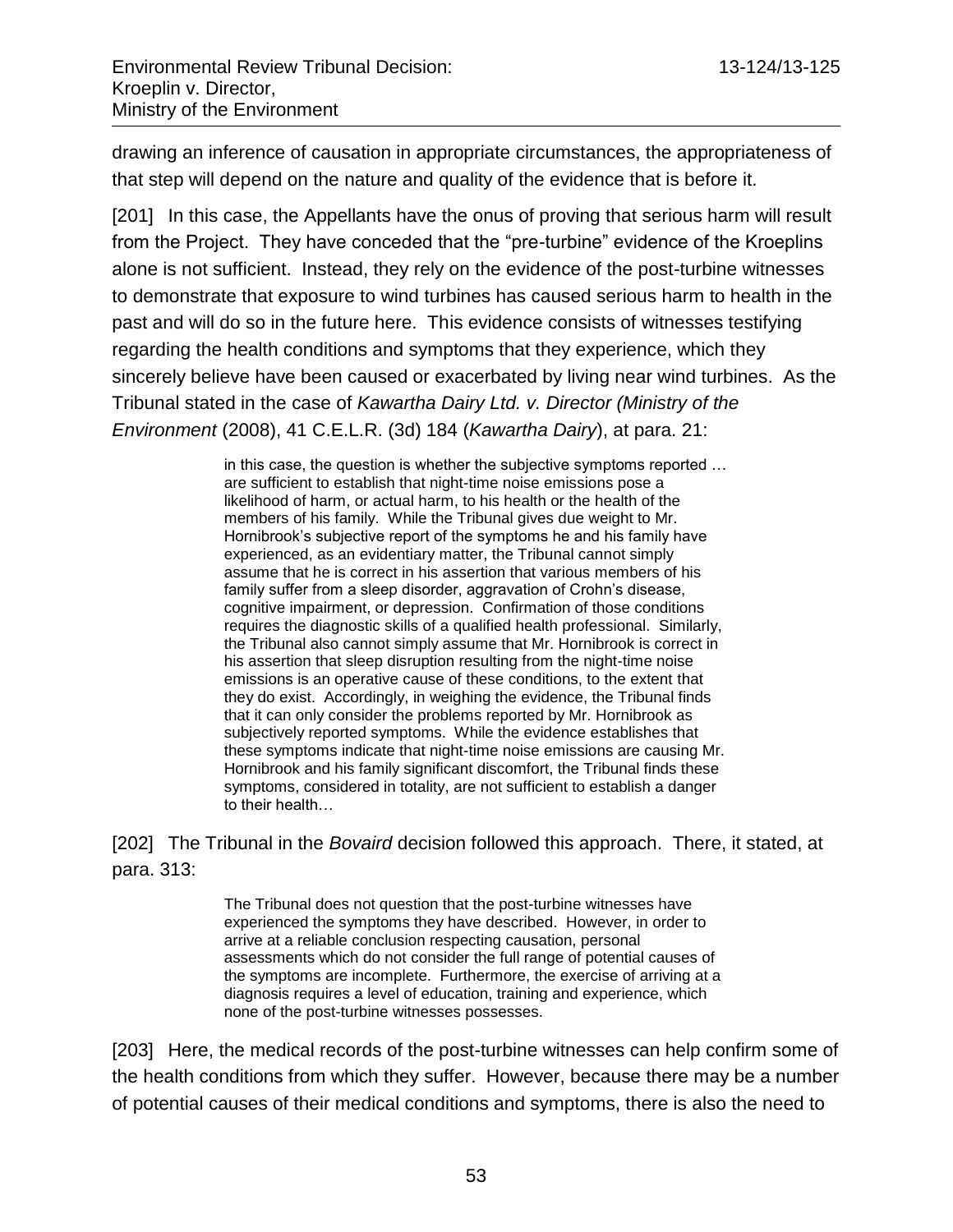drawing an inference of causation in appropriate circumstances, the appropriateness of that step will depend on the nature and quality of the evidence that is before it.

[201] In this case, the Appellants have the onus of proving that serious harm will result from the Project. They have conceded that the "pre-turbine" evidence of the Kroeplins alone is not sufficient. Instead, they rely on the evidence of the post-turbine witnesses to demonstrate that exposure to wind turbines has caused serious harm to health in the past and will do so in the future here. This evidence consists of witnesses testifying regarding the health conditions and symptoms that they experience, which they sincerely believe have been caused or exacerbated by living near wind turbines. As the Tribunal stated in the case of *Kawartha Dairy Ltd. v. Director (Ministry of the Environment* (2008), 41 C.E.L.R. (3d) 184 (*Kawartha Dairy*), at para. 21:

> in this case, the question is whether the subjective symptoms reported … are sufficient to establish that night-time noise emissions pose a likelihood of harm, or actual harm, to his health or the health of the members of his family. While the Tribunal gives due weight to Mr. Hornibrook's subjective report of the symptoms he and his family have experienced, as an evidentiary matter, the Tribunal cannot simply assume that he is correct in his assertion that various members of his family suffer from a sleep disorder, aggravation of Crohn's disease, cognitive impairment, or depression. Confirmation of those conditions requires the diagnostic skills of a qualified health professional. Similarly, the Tribunal also cannot simply assume that Mr. Hornibrook is correct in his assertion that sleep disruption resulting from the night-time noise emissions is an operative cause of these conditions, to the extent that they do exist. Accordingly, in weighing the evidence, the Tribunal finds that it can only consider the problems reported by Mr. Hornibrook as subjectively reported symptoms. While the evidence establishes that these symptoms indicate that night-time noise emissions are causing Mr. Hornibrook and his family significant discomfort, the Tribunal finds these symptoms, considered in totality, are not sufficient to establish a danger to their health…

[202] The Tribunal in the *Bovaird* decision followed this approach. There, it stated, at para. 313:

> The Tribunal does not question that the post-turbine witnesses have experienced the symptoms they have described. However, in order to arrive at a reliable conclusion respecting causation, personal assessments which do not consider the full range of potential causes of the symptoms are incomplete. Furthermore, the exercise of arriving at a diagnosis requires a level of education, training and experience, which none of the post-turbine witnesses possesses.

[203] Here, the medical records of the post-turbine witnesses can help confirm some of the health conditions from which they suffer. However, because there may be a number of potential causes of their medical conditions and symptoms, there is also the need to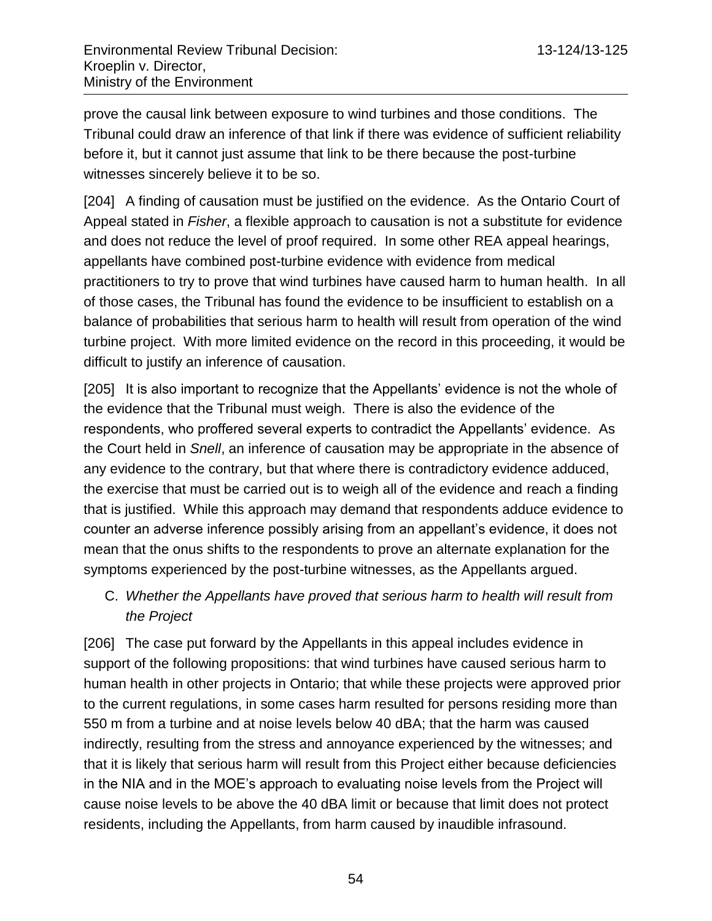prove the causal link between exposure to wind turbines and those conditions. The Tribunal could draw an inference of that link if there was evidence of sufficient reliability before it, but it cannot just assume that link to be there because the post-turbine witnesses sincerely believe it to be so.

[204] A finding of causation must be justified on the evidence. As the Ontario Court of Appeal stated in *Fisher*, a flexible approach to causation is not a substitute for evidence and does not reduce the level of proof required. In some other REA appeal hearings, appellants have combined post-turbine evidence with evidence from medical practitioners to try to prove that wind turbines have caused harm to human health. In all of those cases, the Tribunal has found the evidence to be insufficient to establish on a balance of probabilities that serious harm to health will result from operation of the wind turbine project. With more limited evidence on the record in this proceeding, it would be difficult to justify an inference of causation.

[205] It is also important to recognize that the Appellants' evidence is not the whole of the evidence that the Tribunal must weigh. There is also the evidence of the respondents, who proffered several experts to contradict the Appellants' evidence. As the Court held in *Snell*, an inference of causation may be appropriate in the absence of any evidence to the contrary, but that where there is contradictory evidence adduced, the exercise that must be carried out is to weigh all of the evidence and reach a finding that is justified. While this approach may demand that respondents adduce evidence to counter an adverse inference possibly arising from an appellant's evidence, it does not mean that the onus shifts to the respondents to prove an alternate explanation for the symptoms experienced by the post-turbine witnesses, as the Appellants argued.

C. *Whether the Appellants have proved that serious harm to health will result from the Project*

[206] The case put forward by the Appellants in this appeal includes evidence in support of the following propositions: that wind turbines have caused serious harm to human health in other projects in Ontario; that while these projects were approved prior to the current regulations, in some cases harm resulted for persons residing more than 550 m from a turbine and at noise levels below 40 dBA; that the harm was caused indirectly, resulting from the stress and annoyance experienced by the witnesses; and that it is likely that serious harm will result from this Project either because deficiencies in the NIA and in the MOE's approach to evaluating noise levels from the Project will cause noise levels to be above the 40 dBA limit or because that limit does not protect residents, including the Appellants, from harm caused by inaudible infrasound.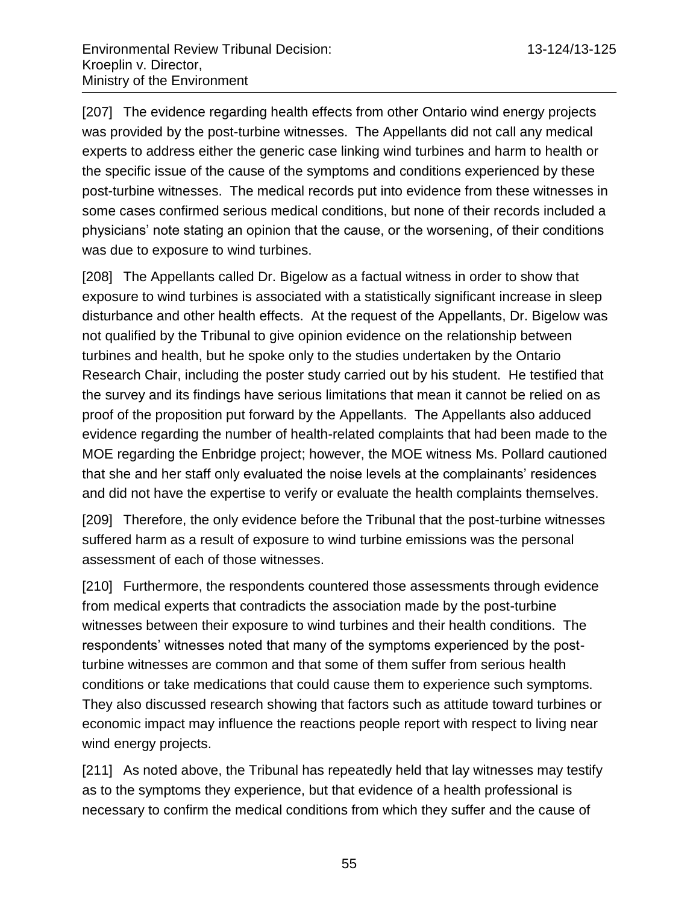[207] The evidence regarding health effects from other Ontario wind energy projects was provided by the post-turbine witnesses. The Appellants did not call any medical experts to address either the generic case linking wind turbines and harm to health or the specific issue of the cause of the symptoms and conditions experienced by these post-turbine witnesses. The medical records put into evidence from these witnesses in some cases confirmed serious medical conditions, but none of their records included a physicians' note stating an opinion that the cause, or the worsening, of their conditions was due to exposure to wind turbines.

[208] The Appellants called Dr. Bigelow as a factual witness in order to show that exposure to wind turbines is associated with a statistically significant increase in sleep disturbance and other health effects. At the request of the Appellants, Dr. Bigelow was not qualified by the Tribunal to give opinion evidence on the relationship between turbines and health, but he spoke only to the studies undertaken by the Ontario Research Chair, including the poster study carried out by his student. He testified that the survey and its findings have serious limitations that mean it cannot be relied on as proof of the proposition put forward by the Appellants. The Appellants also adduced evidence regarding the number of health-related complaints that had been made to the MOE regarding the Enbridge project; however, the MOE witness Ms. Pollard cautioned that she and her staff only evaluated the noise levels at the complainants' residences and did not have the expertise to verify or evaluate the health complaints themselves.

[209] Therefore, the only evidence before the Tribunal that the post-turbine witnesses suffered harm as a result of exposure to wind turbine emissions was the personal assessment of each of those witnesses.

[210] Furthermore, the respondents countered those assessments through evidence from medical experts that contradicts the association made by the post-turbine witnesses between their exposure to wind turbines and their health conditions. The respondents' witnesses noted that many of the symptoms experienced by the post-turbine witnesses are common and that some of them suffer from serious health conditions or take medications that could cause them to experience such symptoms. They also discussed research showing that factors such as attitude toward turbines or economic impact may influence the reactions people report with respect to living near wind energy projects.

[211] As noted above, the Tribunal has repeatedly held that lay witnesses may testify as to the symptoms they experience, but that evidence of a health professional is necessary to confirm the medical conditions from which they suffer and the cause of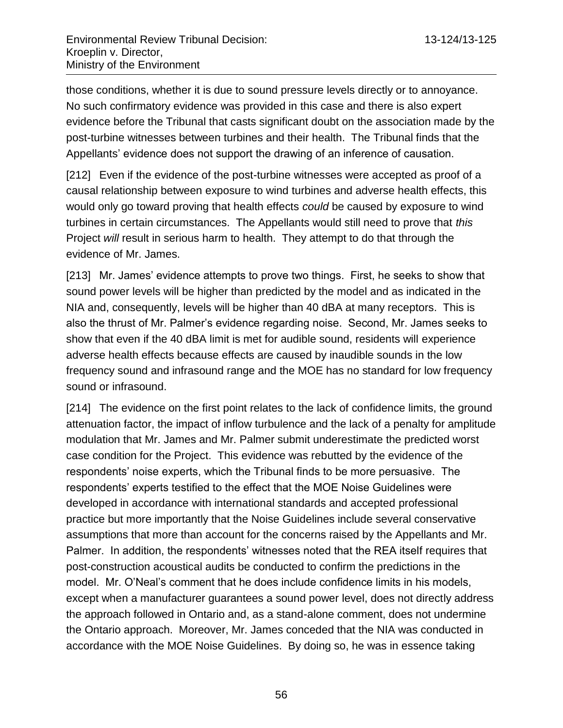those conditions, whether it is due to sound pressure levels directly or to annoyance. No such confirmatory evidence was provided in this case and there is also expert evidence before the Tribunal that casts significant doubt on the association made by the post-turbine witnesses between turbines and their health. The Tribunal finds that the Appellants' evidence does not support the drawing of an inference of causation.

[212] Even if the evidence of the post-turbine witnesses were accepted as proof of a causal relationship between exposure to wind turbines and adverse health effects, this would only go toward proving that health effects *could* be caused by exposure to wind turbines in certain circumstances. The Appellants would still need to prove that *this* Project *will* result in serious harm to health. They attempt to do that through the evidence of Mr. James.

[213] Mr. James' evidence attempts to prove two things. First, he seeks to show that sound power levels will be higher than predicted by the model and as indicated in the NIA and, consequently, levels will be higher than 40 dBA at many receptors. This is also the thrust of Mr. Palmer's evidence regarding noise. Second, Mr. James seeks to show that even if the 40 dBA limit is met for audible sound, residents will experience adverse health effects because effects are caused by inaudible sounds in the low frequency sound and infrasound range and the MOE has no standard for low frequency sound or infrasound.

[214] The evidence on the first point relates to the lack of confidence limits, the ground attenuation factor, the impact of inflow turbulence and the lack of a penalty for amplitude modulation that Mr. James and Mr. Palmer submit underestimate the predicted worst case condition for the Project. This evidence was rebutted by the evidence of the respondents' noise experts, which the Tribunal finds to be more persuasive. The respondents' experts testified to the effect that the MOE Noise Guidelines were developed in accordance with international standards and accepted professional practice but more importantly that the Noise Guidelines include several conservative assumptions that more than account for the concerns raised by the Appellants and Mr. Palmer. In addition, the respondents' witnesses noted that the REA itself requires that post-construction acoustical audits be conducted to confirm the predictions in the model. Mr. O'Neal's comment that he does include confidence limits in his models, except when a manufacturer guarantees a sound power level, does not directly address the approach followed in Ontario and, as a stand-alone comment, does not undermine the Ontario approach. Moreover, Mr. James conceded that the NIA was conducted in accordance with the MOE Noise Guidelines. By doing so, he was in essence taking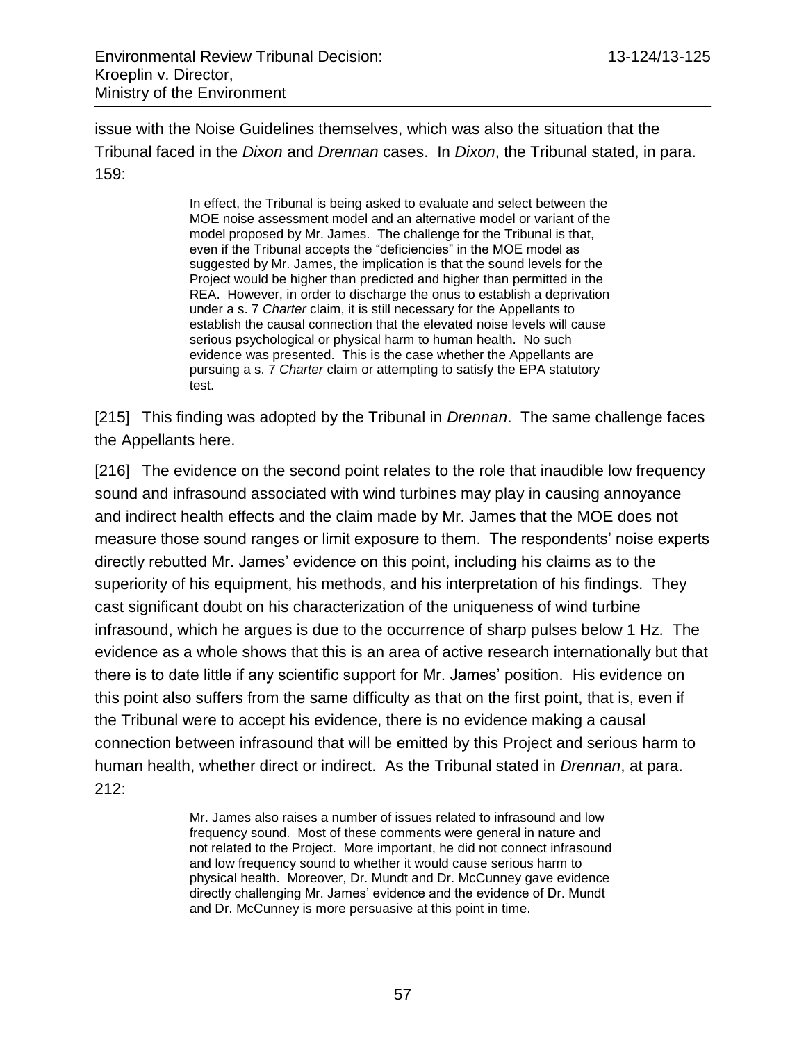issue with the Noise Guidelines themselves, which was also the situation that the Tribunal faced in the *Dixon* and *Drennan* cases. In *Dixon*, the Tribunal stated, in para. 159:

> In effect, the Tribunal is being asked to evaluate and select between the MOE noise assessment model and an alternative model or variant of the model proposed by Mr. James. The challenge for the Tribunal is that, even if the Tribunal accepts the "deficiencies" in the MOE model as suggested by Mr. James, the implication is that the sound levels for the Project would be higher than predicted and higher than permitted in the REA. However, in order to discharge the onus to establish a deprivation under a s. 7 *Charter* claim, it is still necessary for the Appellants to establish the causal connection that the elevated noise levels will cause serious psychological or physical harm to human health. No such evidence was presented. This is the case whether the Appellants are pursuing a s. 7 *Charter* claim or attempting to satisfy the EPA statutory test.

[215] This finding was adopted by the Tribunal in *Drennan*. The same challenge faces the Appellants here.

[216] The evidence on the second point relates to the role that inaudible low frequency sound and infrasound associated with wind turbines may play in causing annoyance and indirect health effects and the claim made by Mr. James that the MOE does not measure those sound ranges or limit exposure to them. The respondents' noise experts directly rebutted Mr. James' evidence on this point, including his claims as to the superiority of his equipment, his methods, and his interpretation of his findings. They cast significant doubt on his characterization of the uniqueness of wind turbine infrasound, which he argues is due to the occurrence of sharp pulses below 1 Hz. The evidence as a whole shows that this is an area of active research internationally but that there is to date little if any scientific support for Mr. James' position. His evidence on this point also suffers from the same difficulty as that on the first point, that is, even if the Tribunal were to accept his evidence, there is no evidence making a causal connection between infrasound that will be emitted by this Project and serious harm to human health, whether direct or indirect. As the Tribunal stated in *Drennan*, at para. 212:

> Mr. James also raises a number of issues related to infrasound and low frequency sound. Most of these comments were general in nature and not related to the Project. More important, he did not connect infrasound and low frequency sound to whether it would cause serious harm to physical health. Moreover, Dr. Mundt and Dr. McCunney gave evidence directly challenging Mr. James' evidence and the evidence of Dr. Mundt and Dr. McCunney is more persuasive at this point in time.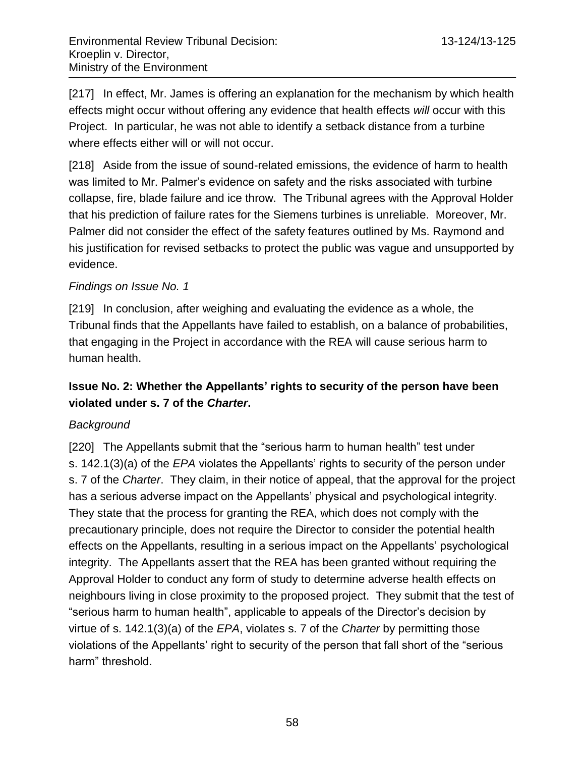[217] In effect, Mr. James is offering an explanation for the mechanism by which health effects might occur without offering any evidence that health effects *will* occur with this Project. In particular, he was not able to identify a setback distance from a turbine where effects either will or will not occur.

[218] Aside from the issue of sound-related emissions, the evidence of harm to health was limited to Mr. Palmer's evidence on safety and the risks associated with turbine collapse, fire, blade failure and ice throw. The Tribunal agrees with the Approval Holder that his prediction of failure rates for the Siemens turbines is unreliable. Moreover, Mr. Palmer did not consider the effect of the safety features outlined by Ms. Raymond and his justification for revised setbacks to protect the public was vague and unsupported by evidence.

*Findings on Issue No. 1*

[219] In conclusion, after weighing and evaluating the evidence as a whole, the Tribunal finds that the Appellants have failed to establish, on a balance of probabilities, that engaging in the Project in accordance with the REA will cause serious harm to human health.

### Issue No. 2: Whether the Appellants' rights to security of the person have been violated under s. 7 of the *Charter*.

*Background*

[220] The Appellants submit that the "serious harm to human health" test under s. 142.1(3)(a) of the *EPA* violates the Appellants' rights to security of the person under s. 7 of the *Charter*. They claim, in their notice of appeal, that the approval for the project has a serious adverse impact on the Appellants' physical and psychological integrity. They state that the process for granting the REA, which does not comply with the precautionary principle, does not require the Director to consider the potential health effects on the Appellants, resulting in a serious impact on the Appellants' psychological integrity. The Appellants assert that the REA has been granted without requiring the Approval Holder to conduct any form of study to determine adverse health effects on neighbours living in close proximity to the proposed project. They submit that the test of "serious harm to human health", applicable to appeals of the Director's decision by virtue of s. 142.1(3)(a) of the *EPA*, violates s. 7 of the *Charter* by permitting those violations of the Appellants' right to security of the person that fall short of the "serious harm" threshold.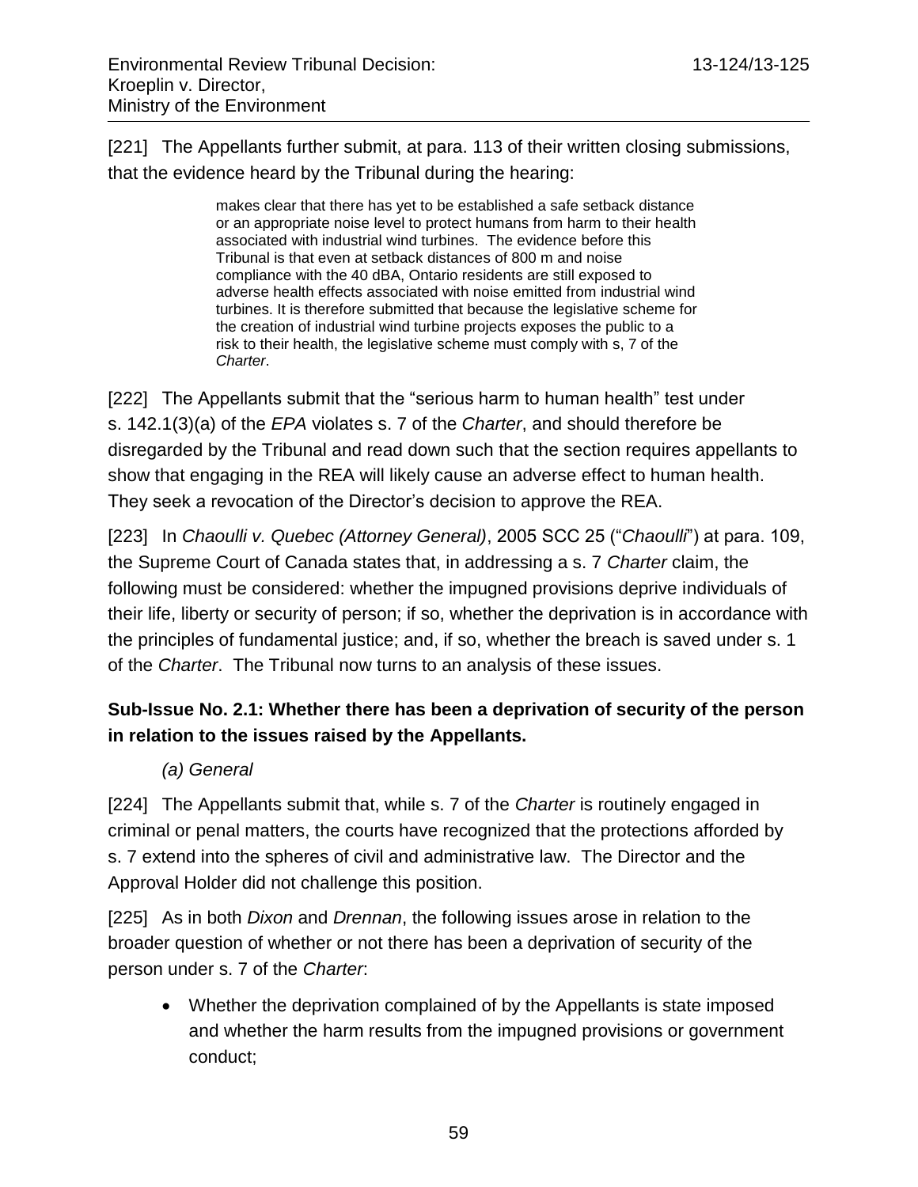[221] The Appellants further submit, at para. 113 of their written closing submissions, that the evidence heard by the Tribunal during the hearing:

> makes clear that there has yet to be established a safe setback distance or an appropriate noise level to protect humans from harm to their health associated with industrial wind turbines. The evidence before this Tribunal is that even at setback distances of 800 m and noise compliance with the 40 dBA, Ontario residents are still exposed to adverse health effects associated with noise emitted from industrial wind turbines. It is therefore submitted that because the legislative scheme for the creation of industrial wind turbine projects exposes the public to a risk to their health, the legislative scheme must comply with s, 7 of the *Charter*.

[222] The Appellants submit that the "serious harm to human health" test under s. 142.1(3)(a) of the *EPA* violates s. 7 of the *Charter*, and should therefore be disregarded by the Tribunal and read down such that the section requires appellants to show that engaging in the REA will likely cause an adverse effect to human health. They seek a revocation of the Director's decision to approve the REA.

[223] In *Chaoulli v. Quebec (Attorney General)*, 2005 SCC 25 ("*Chaoulli*") at para. 109, the Supreme Court of Canada states that, in addressing a s. 7 *Charter* claim, the following must be considered: whether the impugned provisions deprive individuals of their life, liberty or security of person; if so, whether the deprivation is in accordance with the principles of fundamental justice; and, if so, whether the breach is saved under s. 1 of the *Charter*. The Tribunal now turns to an analysis of these issues.

**Sub-Issue No. 2.1: Whether there has been a deprivation of security of the person in relation to the issues raised by the Appellants.**

*(a) General*

[224] The Appellants submit that, while s. 7 of the *Charter* is routinely engaged in criminal or penal matters, the courts have recognized that the protections afforded by s. 7 extend into the spheres of civil and administrative law. The Director and the Approval Holder did not challenge this position.

[225] As in both *Dixon* and *Drennan*, the following issues arose in relation to the broader question of whether or not there has been a deprivation of security of the person under s. 7 of the *Charter*:

- Whether the deprivation complained of by the Appellants is state imposed and whether the harm results from the impugned provisions or government conduct;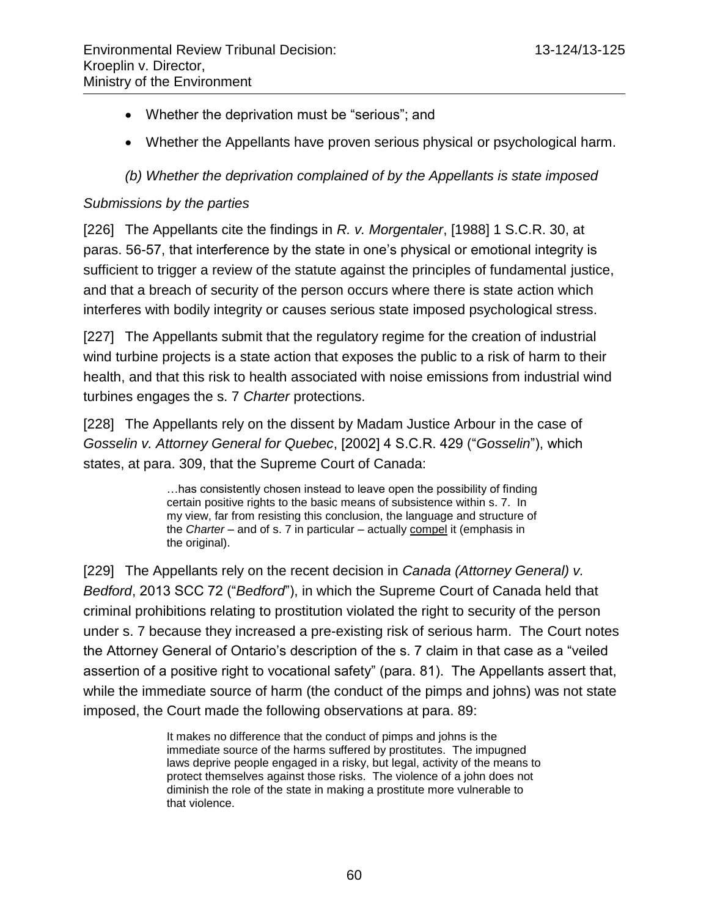- Whether the deprivation must be "serious"; and
- Whether the Appellants have proven serious physical or psychological harm.

*(b) Whether the deprivation complained of by the Appellants is state imposed*

*Submissions by the parties*

[226] The Appellants cite the findings in *R. v. Morgentaler*, [1988] 1 S.C.R. 30, at paras. 56-57, that interference by the state in one's physical or emotional integrity is sufficient to trigger a review of the statute against the principles of fundamental justice, and that a breach of security of the person occurs where there is state action which interferes with bodily integrity or causes serious state imposed psychological stress.

[227] The Appellants submit that the regulatory regime for the creation of industrial wind turbine projects is a state action that exposes the public to a risk of harm to their health, and that this risk to health associated with noise emissions from industrial wind turbines engages the s. 7 *Charter* protections.

[228] The Appellants rely on the dissent by Madam Justice Arbour in the case of *Gosselin v. Attorney General for Quebec*, [2002] 4 S.C.R. 429 ("*Gosselin*"), which states, at para. 309, that the Supreme Court of Canada:

> …has consistently chosen instead to leave open the possibility of finding certain positive rights to the basic means of subsistence within s. 7. In my view, far from resisting this conclusion, the language and structure of the *Charter* – and of s. 7 in particular – actually compel it (emphasis in the original).

[229] The Appellants rely on the recent decision in *Canada (Attorney General) v. Bedford*, 2013 SCC 72 ("*Bedford*"), in which the Supreme Court of Canada held that criminal prohibitions relating to prostitution violated the right to security of the person under s. 7 because they increased a pre-existing risk of serious harm. The Court notes the Attorney General of Ontario's description of the s. 7 claim in that case as a "veiled assertion of a positive right to vocational safety" (para. 81). The Appellants assert that, while the immediate source of harm (the conduct of the pimps and johns) was not state imposed, the Court made the following observations at para. 89:

> It makes no difference that the conduct of pimps and johns is the immediate source of the harms suffered by prostitutes. The impugned laws deprive people engaged in a risky, but legal, activity of the means to protect themselves against those risks. The violence of a john does not diminish the role of the state in making a prostitute more vulnerable to that violence.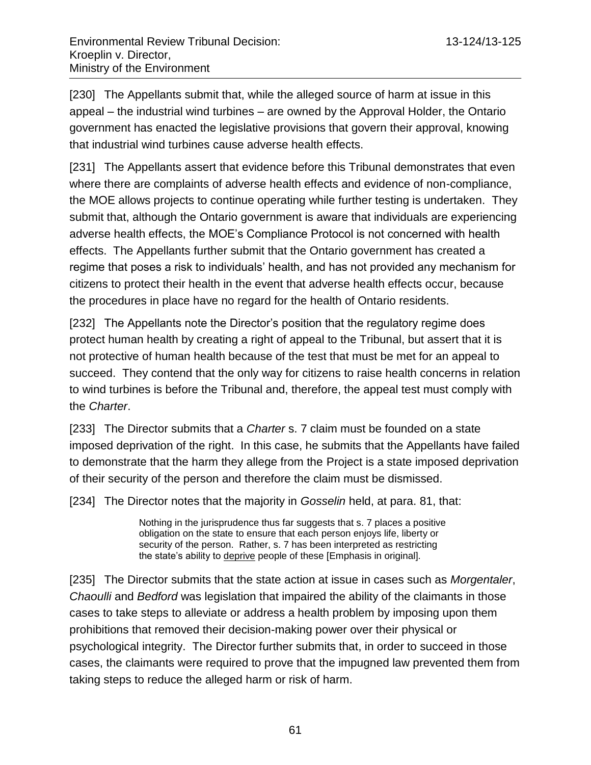[230] The Appellants submit that, while the alleged source of harm at issue in this appeal – the industrial wind turbines – are owned by the Approval Holder, the Ontario government has enacted the legislative provisions that govern their approval, knowing that industrial wind turbines cause adverse health effects.

[231] The Appellants assert that evidence before this Tribunal demonstrates that even where there are complaints of adverse health effects and evidence of non-compliance, the MOE allows projects to continue operating while further testing is undertaken. They submit that, although the Ontario government is aware that individuals are experiencing adverse health effects, the MOE's Compliance Protocol is not concerned with health effects. The Appellants further submit that the Ontario government has created a regime that poses a risk to individuals' health, and has not provided any mechanism for citizens to protect their health in the event that adverse health effects occur, because the procedures in place have no regard for the health of Ontario residents.

[232] The Appellants note the Director's position that the regulatory regime does protect human health by creating a right of appeal to the Tribunal, but assert that it is not protective of human health because of the test that must be met for an appeal to succeed. They contend that the only way for citizens to raise health concerns in relation to wind turbines is before the Tribunal and, therefore, the appeal test must comply with the *Charter*.

[233] The Director submits that a *Charter* s. 7 claim must be founded on a state imposed deprivation of the right. In this case, he submits that the Appellants have failed to demonstrate that the harm they allege from the Project is a state imposed deprivation of their security of the person and therefore the claim must be dismissed.

[234] The Director notes that the majority in *Gosselin* held, at para. 81, that:

> Nothing in the jurisprudence thus far suggests that s. 7 places a positive obligation on the state to ensure that each person enjoys life, liberty or security of the person. Rather, s. 7 has been interpreted as restricting the state's ability to <u>deprive</u> people of these [Emphasis in original].

[235] The Director submits that the state action at issue in cases such as *Morgentaler*, *Chaoulli* and *Bedford* was legislation that impaired the ability of the claimants in those cases to take steps to alleviate or address a health problem by imposing upon them prohibitions that removed their decision-making power over their physical or psychological integrity. The Director further submits that, in order to succeed in those cases, the claimants were required to prove that the impugned law prevented them from taking steps to reduce the alleged harm or risk of harm.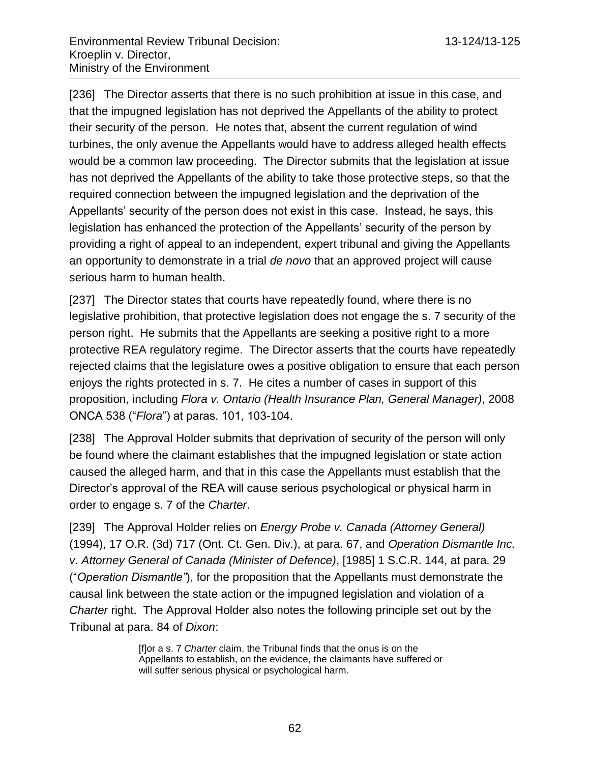[236] The Director asserts that there is no such prohibition at issue in this case, and that the impugned legislation has not deprived the Appellants of the ability to protect their security of the person. He notes that, absent the current regulation of wind turbines, the only avenue the Appellants would have to address alleged health effects would be a common law proceeding. The Director submits that the legislation at issue has not deprived the Appellants of the ability to take those protective steps, so that the required connection between the impugned legislation and the deprivation of the Appellants' security of the person does not exist in this case. Instead, he says, this legislation has enhanced the protection of the Appellants' security of the person by providing a right of appeal to an independent, expert tribunal and giving the Appellants an opportunity to demonstrate in a trial *de novo* that an approved project will cause serious harm to human health.

[237] The Director states that courts have repeatedly found, where there is no legislative prohibition, that protective legislation does not engage the s. 7 security of the person right. He submits that the Appellants are seeking a positive right to a more protective REA regulatory regime. The Director asserts that the courts have repeatedly rejected claims that the legislature owes a positive obligation to ensure that each person enjoys the rights protected in s. 7. He cites a number of cases in support of this proposition, including *Flora v. Ontario (Health Insurance Plan, General Manager)*, 2008 ONCA 538 ("*Flora*") at paras. 101, 103-104.

[238] The Approval Holder submits that deprivation of security of the person will only be found where the claimant establishes that the impugned legislation or state action caused the alleged harm, and that in this case the Appellants must establish that the Director's approval of the REA will cause serious psychological or physical harm in order to engage s. 7 of the *Charter*.

[239] The Approval Holder relies on *Energy Probe v. Canada (Attorney General)* (1994), 17 O.R. (3d) 717 (Ont. Ct. Gen. Div.), at para. 67, and *Operation Dismantle Inc. v. Attorney General of Canada (Minister of Defence)*, [1985] 1 S.C.R. 144, at para. 29 ("*Operation Dismantle*"), for the proposition that the Appellants must demonstrate the causal link between the state action or the impugned legislation and violation of a *Charter* right. The Approval Holder also notes the following principle set out by the Tribunal at para. 84 of *Dixon*:

> [f]or a s. 7 *Charter* claim, the Tribunal finds that the onus is on the Appellants to establish, on the evidence, the claimants have suffered or will suffer serious physical or psychological harm.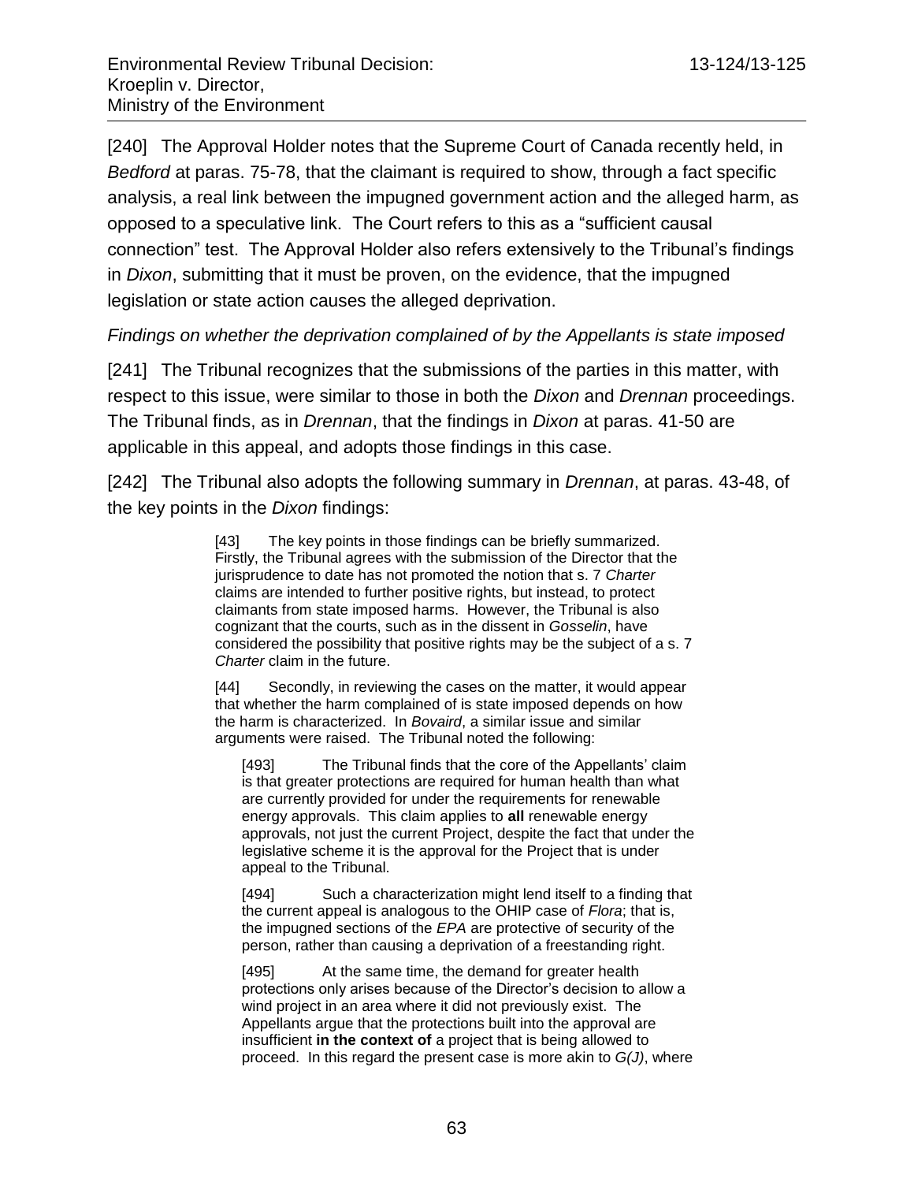[240] The Approval Holder notes that the Supreme Court of Canada recently held, in *Bedford* at paras. 75-78, that the claimant is required to show, through a fact specific analysis, a real link between the impugned government action and the alleged harm, as opposed to a speculative link. The Court refers to this as a "sufficient causal connection" test. The Approval Holder also refers extensively to the Tribunal's findings in *Dixon*, submitting that it must be proven, on the evidence, that the impugned legislation or state action causes the alleged deprivation.

*Findings on whether the deprivation complained of by the Appellants is state imposed*

[241] The Tribunal recognizes that the submissions of the parties in this matter, with respect to this issue, were similar to those in both the *Dixon* and *Drennan* proceedings. The Tribunal finds, as in *Drennan*, that the findings in *Dixon* at paras. 41-50 are applicable in this appeal, and adopts those findings in this case.

[242] The Tribunal also adopts the following summary in *Drennan*, at paras. 43-48, of the key points in the *Dixon* findings:

> [43] The key points in those findings can be briefly summarized. Firstly, the Tribunal agrees with the submission of the Director that the jurisprudence to date has not promoted the notion that s. 7 *Charter* claims are intended to further positive rights, but instead, to protect claimants from state imposed harms. However, the Tribunal is also cognizant that the courts, such as in the dissent in *Gosselin*, have considered the possibility that positive rights may be the subject of a s. 7 *Charter* claim in the future.
>
> [44] Secondly, in reviewing the cases on the matter, it would appear that whether the harm complained of is state imposed depends on how the harm is characterized. In *Bovaird*, a similar issue and similar arguments were raised. The Tribunal noted the following:
>
> > [493] The Tribunal finds that the core of the Appellants' claim is that greater protections are required for human health than what are currently provided for under the requirements for renewable energy approvals. This claim applies to **all** renewable energy approvals, not just the current Project, despite the fact that under the legislative scheme it is the approval for the Project that is under appeal to the Tribunal.
> >
> > [494] Such a characterization might lend itself to a finding that the current appeal is analogous to the OHIP case of *Flora*; that is, the impugned sections of the *EPA* are protective of security of the person, rather than causing a deprivation of a freestanding right.
> >
> > [495] At the same time, the demand for greater health protections only arises because of the Director's decision to allow a wind project in an area where it did not previously exist. The Appellants argue that the protections built into the approval are insufficient **in the context of** a project that is being allowed to proceed. In this regard the present case is more akin to *G(J)*, where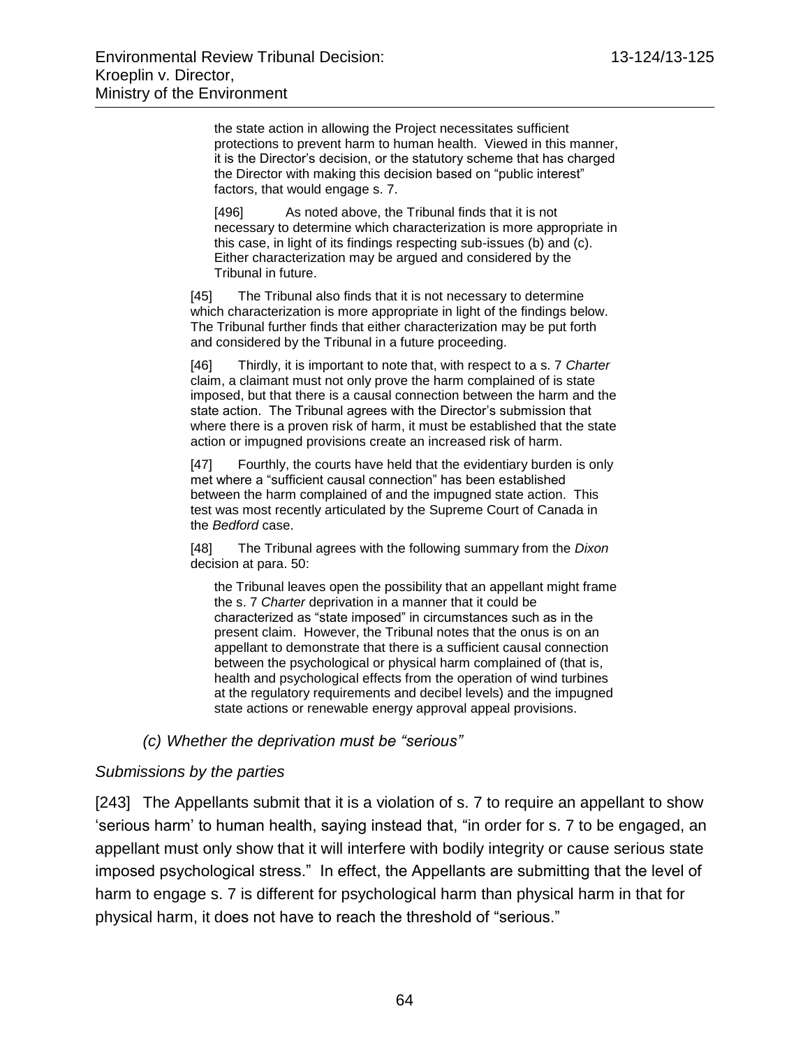> the state action in allowing the Project necessitates sufficient protections to prevent harm to human health. Viewed in this manner, it is the Director's decision, or the statutory scheme that has charged the Director with making this decision based on "public interest" factors, that would engage s. 7.
>
> [496] As noted above, the Tribunal finds that it is not necessary to determine which characterization is more appropriate in this case, in light of its findings respecting sub-issues (b) and (c). Either characterization may be argued and considered by the Tribunal in future.

> [45] The Tribunal also finds that it is not necessary to determine which characterization is more appropriate in light of the findings below. The Tribunal further finds that either characterization may be put forth and considered by the Tribunal in a future proceeding.
>
> [46] Thirdly, it is important to note that, with respect to a s. 7 *Charter* claim, a claimant must not only prove the harm complained of is state imposed, but that there is a causal connection between the harm and the state action. The Tribunal agrees with the Director's submission that where there is a proven risk of harm, it must be established that the state action or impugned provisions create an increased risk of harm.
>
> [47] Fourthly, the courts have held that the evidentiary burden is only met where a "sufficient causal connection" has been established between the harm complained of and the impugned state action. This test was most recently articulated by the Supreme Court of Canada in the *Bedford* case.
>
> [48] The Tribunal agrees with the following summary from the *Dixon* decision at para. 50:
>
> > the Tribunal leaves open the possibility that an appellant might frame the s. 7 *Charter* deprivation in a manner that it could be characterized as "state imposed" in circumstances such as in the present claim. However, the Tribunal notes that the onus is on an appellant to demonstrate that there is a sufficient causal connection between the psychological or physical harm complained of (that is, health and psychological effects from the operation of wind turbines at the regulatory requirements and decibel levels) and the impugned state actions or renewable energy approval appeal provisions.

### *(c) Whether the deprivation must be "serious"*

*Submissions by the parties*

[243] The Appellants submit that it is a violation of s. 7 to require an appellant to show 'serious harm' to human health, saying instead that, "in order for s. 7 to be engaged, an appellant must only show that it will interfere with bodily integrity or cause serious state imposed psychological stress." In effect, the Appellants are submitting that the level of harm to engage s. 7 is different for psychological harm than physical harm in that for physical harm, it does not have to reach the threshold of "serious."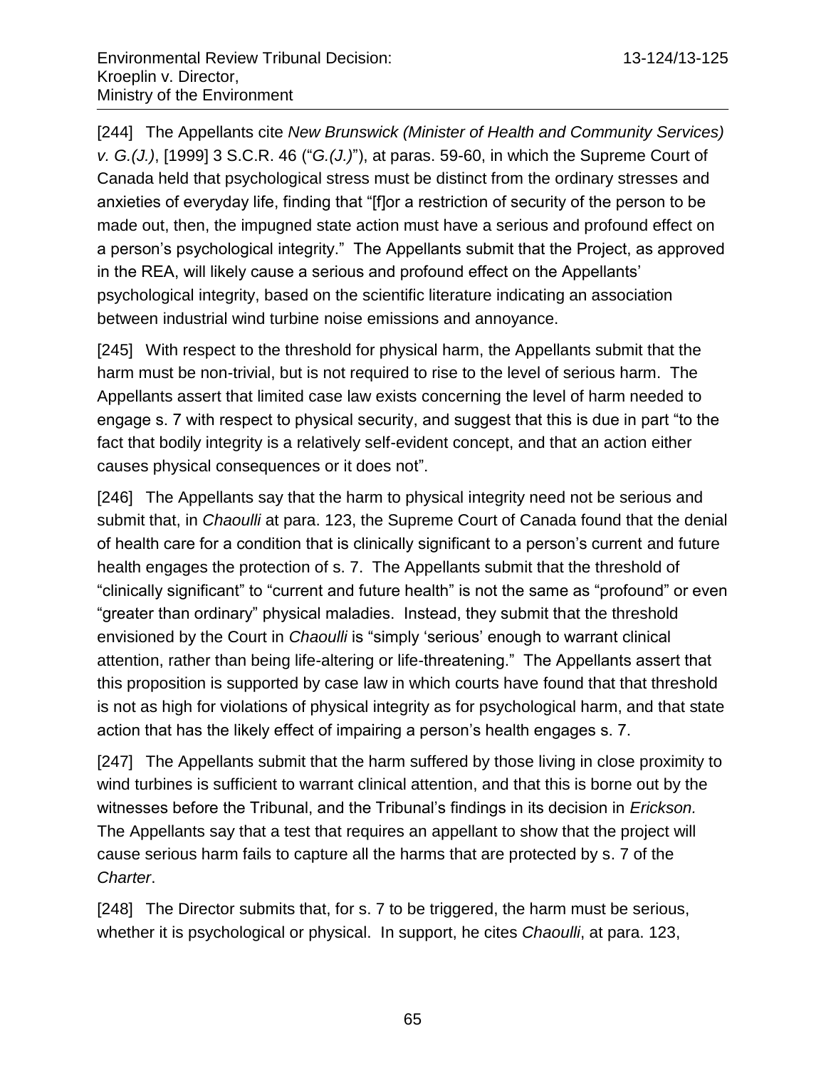[244] The Appellants cite *New Brunswick (Minister of Health and Community Services) v. G.(J.)*, [1999] 3 S.C.R. 46 ("*G.(J.)*"), at paras. 59-60, in which the Supreme Court of Canada held that psychological stress must be distinct from the ordinary stresses and anxieties of everyday life, finding that "[f]or a restriction of security of the person to be made out, then, the impugned state action must have a serious and profound effect on a person's psychological integrity." The Appellants submit that the Project, as approved in the REA, will likely cause a serious and profound effect on the Appellants' psychological integrity, based on the scientific literature indicating an association between industrial wind turbine noise emissions and annoyance.

[245] With respect to the threshold for physical harm, the Appellants submit that the harm must be non-trivial, but is not required to rise to the level of serious harm. The Appellants assert that limited case law exists concerning the level of harm needed to engage s. 7 with respect to physical security, and suggest that this is due in part "to the fact that bodily integrity is a relatively self-evident concept, and that an action either causes physical consequences or it does not".

[246] The Appellants say that the harm to physical integrity need not be serious and submit that, in *Chaoulli* at para. 123, the Supreme Court of Canada found that the denial of health care for a condition that is clinically significant to a person's current and future health engages the protection of s. 7. The Appellants submit that the threshold of "clinically significant" to "current and future health" is not the same as "profound" or even "greater than ordinary" physical maladies. Instead, they submit that the threshold envisioned by the Court in *Chaoulli* is "simply 'serious' enough to warrant clinical attention, rather than being life-altering or life-threatening." The Appellants assert that this proposition is supported by case law in which courts have found that that threshold is not as high for violations of physical integrity as for psychological harm, and that state action that has the likely effect of impairing a person's health engages s. 7.

[247] The Appellants submit that the harm suffered by those living in close proximity to wind turbines is sufficient to warrant clinical attention, and that this is borne out by the witnesses before the Tribunal, and the Tribunal's findings in its decision in *Erickson.* The Appellants say that a test that requires an appellant to show that the project will cause serious harm fails to capture all the harms that are protected by s. 7 of the *Charter*.

[248] The Director submits that, for s. 7 to be triggered, the harm must be serious, whether it is psychological or physical. In support, he cites *Chaoulli*, at para. 123,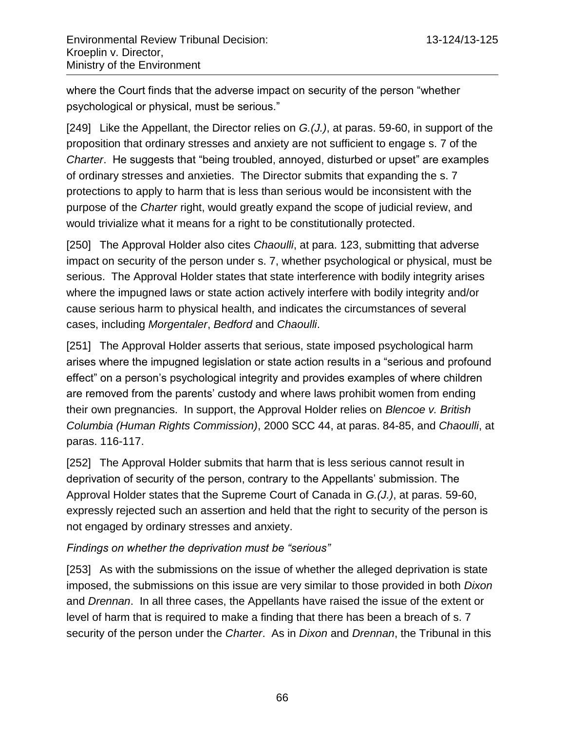where the Court finds that the adverse impact on security of the person "whether psychological or physical, must be serious."

[249] Like the Appellant, the Director relies on *G.(J.)*, at paras. 59-60, in support of the proposition that ordinary stresses and anxiety are not sufficient to engage s. 7 of the *Charter*. He suggests that "being troubled, annoyed, disturbed or upset" are examples of ordinary stresses and anxieties. The Director submits that expanding the s. 7 protections to apply to harm that is less than serious would be inconsistent with the purpose of the *Charter* right, would greatly expand the scope of judicial review, and would trivialize what it means for a right to be constitutionally protected.

[250] The Approval Holder also cites *Chaoulli*, at para. 123, submitting that adverse impact on security of the person under s. 7, whether psychological or physical, must be serious. The Approval Holder states that state interference with bodily integrity arises where the impugned laws or state action actively interfere with bodily integrity and/or cause serious harm to physical health, and indicates the circumstances of several cases, including *Morgentaler*, *Bedford* and *Chaoulli*.

[251] The Approval Holder asserts that serious, state imposed psychological harm arises where the impugned legislation or state action results in a "serious and profound effect" on a person's psychological integrity and provides examples of where children are removed from the parents' custody and where laws prohibit women from ending their own pregnancies. In support, the Approval Holder relies on *Blencoe v. British Columbia (Human Rights Commission)*, 2000 SCC 44, at paras. 84-85, and *Chaoulli*, at paras. 116-117.

[252] The Approval Holder submits that harm that is less serious cannot result in deprivation of security of the person, contrary to the Appellants' submission. The Approval Holder states that the Supreme Court of Canada in *G.(J.)*, at paras. 59-60, expressly rejected such an assertion and held that the right to security of the person is not engaged by ordinary stresses and anxiety.

*Findings on whether the deprivation must be "serious"*

[253] As with the submissions on the issue of whether the alleged deprivation is state imposed, the submissions on this issue are very similar to those provided in both *Dixon* and *Drennan*. In all three cases, the Appellants have raised the issue of the extent or level of harm that is required to make a finding that there has been a breach of s. 7 security of the person under the *Charter*. As in *Dixon* and *Drennan*, the Tribunal in this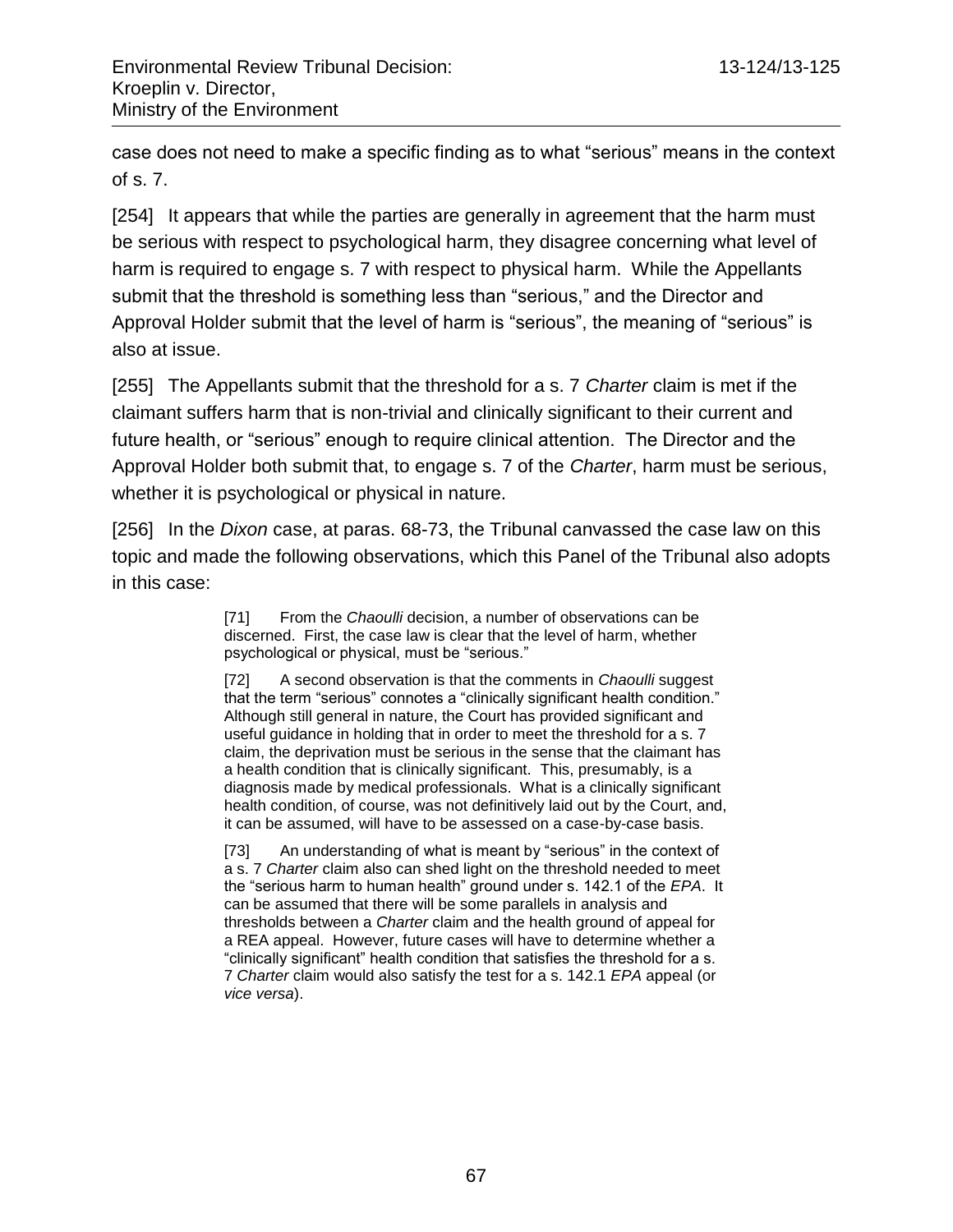case does not need to make a specific finding as to what "serious" means in the context of s. 7.

[254] It appears that while the parties are generally in agreement that the harm must be serious with respect to psychological harm, they disagree concerning what level of harm is required to engage s. 7 with respect to physical harm. While the Appellants submit that the threshold is something less than "serious," and the Director and Approval Holder submit that the level of harm is "serious", the meaning of "serious" is also at issue.

[255] The Appellants submit that the threshold for a s. 7 *Charter* claim is met if the claimant suffers harm that is non-trivial and clinically significant to their current and future health, or "serious" enough to require clinical attention. The Director and the Approval Holder both submit that, to engage s. 7 of the *Charter*, harm must be serious, whether it is psychological or physical in nature.

[256] In the *Dixon* case, at paras. 68-73, the Tribunal canvassed the case law on this topic and made the following observations, which this Panel of the Tribunal also adopts in this case:

> [71] From the *Chaoulli* decision, a number of observations can be discerned. First, the case law is clear that the level of harm, whether psychological or physical, must be "serious."
>
> [72] A second observation is that the comments in *Chaoulli* suggest that the term "serious" connotes a "clinically significant health condition." Although still general in nature, the Court has provided significant and useful guidance in holding that in order to meet the threshold for a s. 7 claim, the deprivation must be serious in the sense that the claimant has a health condition that is clinically significant. This, presumably, is a diagnosis made by medical professionals. What is a clinically significant health condition, of course, was not definitively laid out by the Court, and, it can be assumed, will have to be assessed on a case-by-case basis.
>
> [73] An understanding of what is meant by "serious" in the context of a s. 7 *Charter* claim also can shed light on the threshold needed to meet the "serious harm to human health" ground under s. 142.1 of the *EPA*. It can be assumed that there will be some parallels in analysis and thresholds between a *Charter* claim and the health ground of appeal for a REA appeal. However, future cases will have to determine whether a "clinically significant" health condition that satisfies the threshold for a s. 7 *Charter* claim would also satisfy the test for a s. 142.1 *EPA* appeal (or *vice versa*).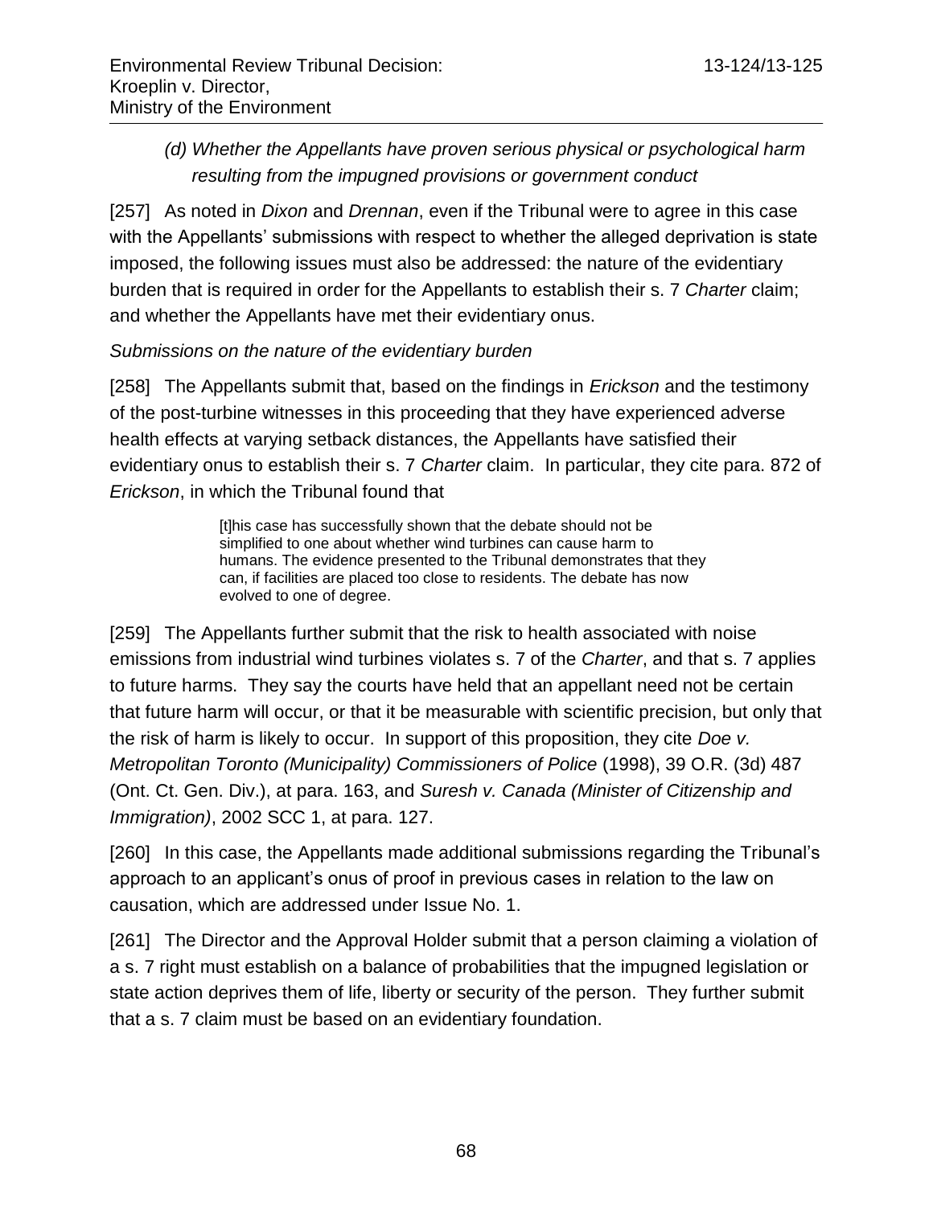*(d) Whether the Appellants have proven serious physical or psychological harm resulting from the impugned provisions or government conduct*

[257] As noted in *Dixon* and *Drennan*, even if the Tribunal were to agree in this case with the Appellants' submissions with respect to whether the alleged deprivation is state imposed, the following issues must also be addressed: the nature of the evidentiary burden that is required in order for the Appellants to establish their s. 7 *Charter* claim; and whether the Appellants have met their evidentiary onus.

*Submissions on the nature of the evidentiary burden*

[258] The Appellants submit that, based on the findings in *Erickson* and the testimony of the post-turbine witnesses in this proceeding that they have experienced adverse health effects at varying setback distances, the Appellants have satisfied their evidentiary onus to establish their s. 7 *Charter* claim. In particular, they cite para. 872 of *Erickson*, in which the Tribunal found that

> [t]his case has successfully shown that the debate should not be simplified to one about whether wind turbines can cause harm to humans. The evidence presented to the Tribunal demonstrates that they can, if facilities are placed too close to residents. The debate has now evolved to one of degree.

[259] The Appellants further submit that the risk to health associated with noise emissions from industrial wind turbines violates s. 7 of the *Charter*, and that s. 7 applies to future harms. They say the courts have held that an appellant need not be certain that future harm will occur, or that it be measurable with scientific precision, but only that the risk of harm is likely to occur. In support of this proposition, they cite *Doe v. Metropolitan Toronto (Municipality) Commissioners of Police* (1998), 39 O.R. (3d) 487 (Ont. Ct. Gen. Div.), at para. 163, and *Suresh v. Canada (Minister of Citizenship and Immigration)*, 2002 SCC 1, at para. 127.

[260] In this case, the Appellants made additional submissions regarding the Tribunal's approach to an applicant's onus of proof in previous cases in relation to the law on causation, which are addressed under Issue No. 1.

[261] The Director and the Approval Holder submit that a person claiming a violation of a s. 7 right must establish on a balance of probabilities that the impugned legislation or state action deprives them of life, liberty or security of the person. They further submit that a s. 7 claim must be based on an evidentiary foundation.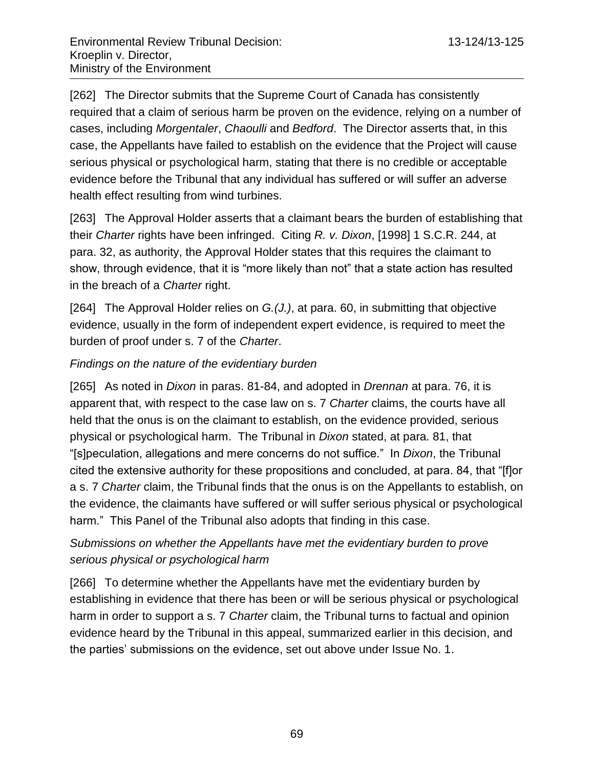[262] The Director submits that the Supreme Court of Canada has consistently required that a claim of serious harm be proven on the evidence, relying on a number of cases, including *Morgentaler*, *Chaoulli* and *Bedford*. The Director asserts that, in this case, the Appellants have failed to establish on the evidence that the Project will cause serious physical or psychological harm, stating that there is no credible or acceptable evidence before the Tribunal that any individual has suffered or will suffer an adverse health effect resulting from wind turbines.

[263] The Approval Holder asserts that a claimant bears the burden of establishing that their *Charter* rights have been infringed. Citing *R. v. Dixon*, [1998] 1 S.C.R. 244, at para. 32, as authority, the Approval Holder states that this requires the claimant to show, through evidence, that it is "more likely than not" that a state action has resulted in the breach of a *Charter* right.

[264] The Approval Holder relies on *G.(J.)*, at para. 60, in submitting that objective evidence, usually in the form of independent expert evidence, is required to meet the burden of proof under s. 7 of the *Charter*.

*Findings on the nature of the evidentiary burden*

[265] As noted in *Dixon* in paras. 81-84, and adopted in *Drennan* at para. 76, it is apparent that, with respect to the case law on s. 7 *Charter* claims, the courts have all held that the onus is on the claimant to establish, on the evidence provided, serious physical or psychological harm. The Tribunal in *Dixon* stated, at para. 81, that "[s]peculation, allegations and mere concerns do not suffice." In *Dixon*, the Tribunal cited the extensive authority for these propositions and concluded, at para. 84, that "[f]or a s. 7 *Charter* claim, the Tribunal finds that the onus is on the Appellants to establish, on the evidence, the claimants have suffered or will suffer serious physical or psychological harm." This Panel of the Tribunal also adopts that finding in this case.

*Submissions on whether the Appellants have met the evidentiary burden to prove serious physical or psychological harm*

[266] To determine whether the Appellants have met the evidentiary burden by establishing in evidence that there has been or will be serious physical or psychological harm in order to support a s. 7 *Charter* claim, the Tribunal turns to factual and opinion evidence heard by the Tribunal in this appeal, summarized earlier in this decision, and the parties' submissions on the evidence, set out above under Issue No. 1.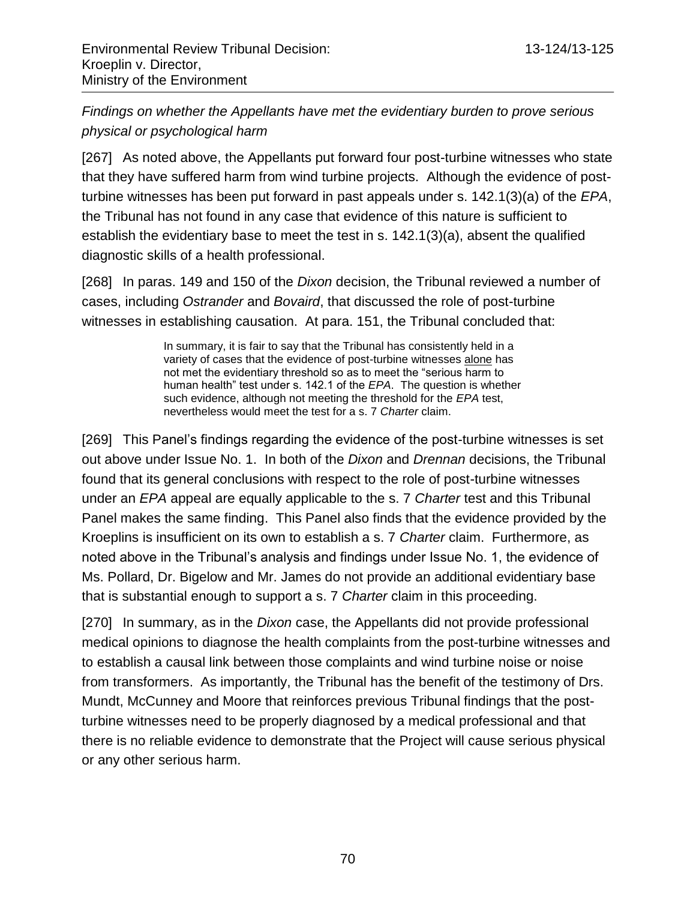*Findings on whether the Appellants have met the evidentiary burden to prove serious physical or psychological harm*

[267] As noted above, the Appellants put forward four post-turbine witnesses who state that they have suffered harm from wind turbine projects. Although the evidence of post-turbine witnesses has been put forward in past appeals under s. 142.1(3)(a) of the *EPA*, the Tribunal has not found in any case that evidence of this nature is sufficient to establish the evidentiary base to meet the test in s. 142.1(3)(a), absent the qualified diagnostic skills of a health professional.

[268] In paras. 149 and 150 of the *Dixon* decision, the Tribunal reviewed a number of cases, including *Ostrander* and *Bovaird*, that discussed the role of post-turbine witnesses in establishing causation. At para. 151, the Tribunal concluded that:

> In summary, it is fair to say that the Tribunal has consistently held in a variety of cases that the evidence of post-turbine witnesses <u>alone</u> has not met the evidentiary threshold so as to meet the "serious harm to human health" test under s. 142.1 of the *EPA*. The question is whether such evidence, although not meeting the threshold for the *EPA* test, nevertheless would meet the test for a s. 7 *Charter* claim.

[269] This Panel's findings regarding the evidence of the post-turbine witnesses is set out above under Issue No. 1. In both of the *Dixon* and *Drennan* decisions, the Tribunal found that its general conclusions with respect to the role of post-turbine witnesses under an *EPA* appeal are equally applicable to the s. 7 *Charter* test and this Tribunal Panel makes the same finding. This Panel also finds that the evidence provided by the Kroeplins is insufficient on its own to establish a s. 7 *Charter* claim. Furthermore, as noted above in the Tribunal's analysis and findings under Issue No. 1, the evidence of Ms. Pollard, Dr. Bigelow and Mr. James do not provide an additional evidentiary base that is substantial enough to support a s. 7 *Charter* claim in this proceeding.

[270] In summary, as in the *Dixon* case, the Appellants did not provide professional medical opinions to diagnose the health complaints from the post-turbine witnesses and to establish a causal link between those complaints and wind turbine noise or noise from transformers. As importantly, the Tribunal has the benefit of the testimony of Drs. Mundt, McCunney and Moore that reinforces previous Tribunal findings that the post-turbine witnesses need to be properly diagnosed by a medical professional and that there is no reliable evidence to demonstrate that the Project will cause serious physical or any other serious harm.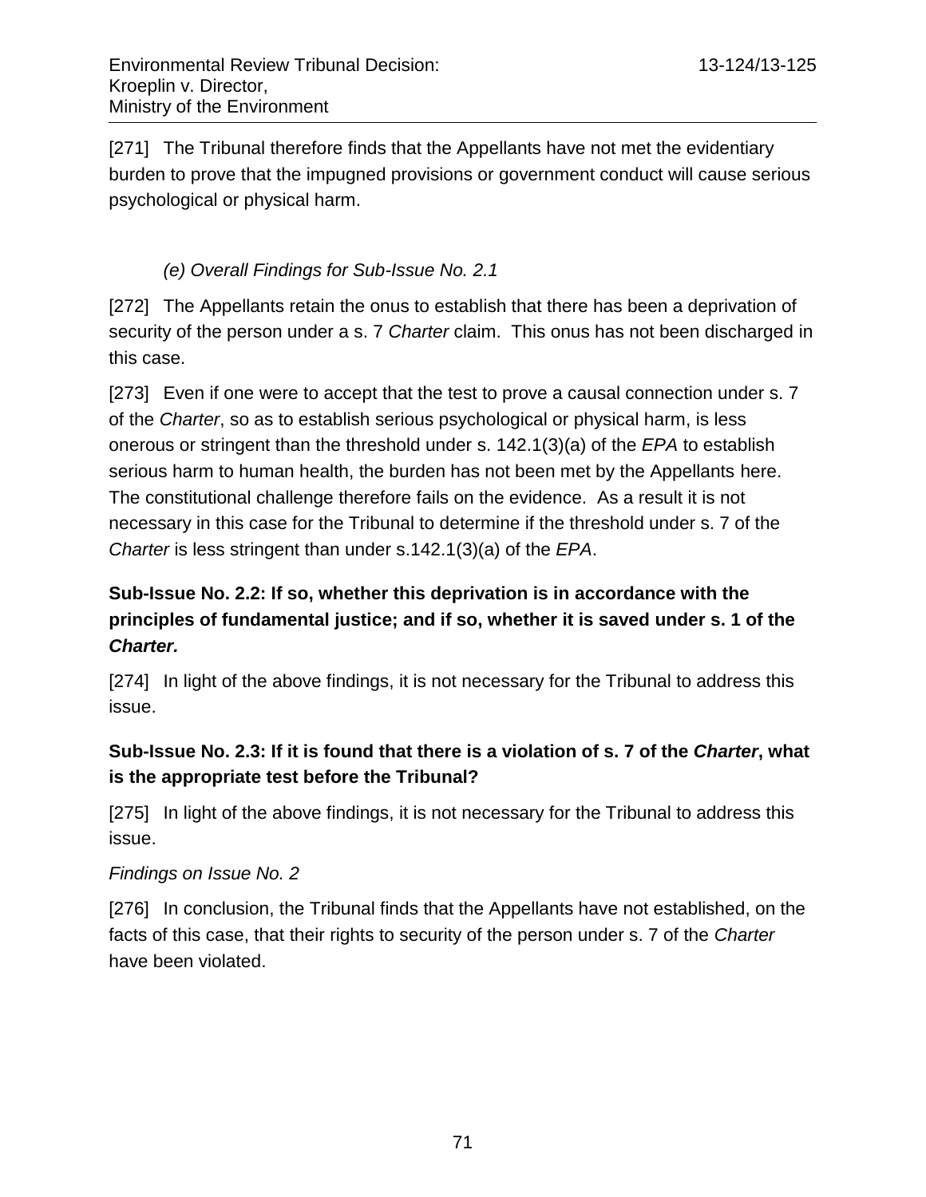[271] The Tribunal therefore finds that the Appellants have not met the evidentiary burden to prove that the impugned provisions or government conduct will cause serious psychological or physical harm.

*(e) Overall Findings for Sub-Issue No. 2.1*

[272] The Appellants retain the onus to establish that there has been a deprivation of security of the person under a s. 7 *Charter* claim. This onus has not been discharged in this case.

[273] Even if one were to accept that the test to prove a causal connection under s. 7 of the *Charter*, so as to establish serious psychological or physical harm, is less onerous or stringent than the threshold under s. 142.1(3)(a) of the *EPA* to establish serious harm to human health, the burden has not been met by the Appellants here. The constitutional challenge therefore fails on the evidence. As a result it is not necessary in this case for the Tribunal to determine if the threshold under s. 7 of the *Charter* is less stringent than under s.142.1(3)(a) of the *EPA*.

**Sub-Issue No. 2.2: If so, whether this deprivation is in accordance with the principles of fundamental justice; and if so, whether it is saved under s. 1 of the *Charter.***

[274] In light of the above findings, it is not necessary for the Tribunal to address this issue.

**Sub-Issue No. 2.3: If it is found that there is a violation of s. 7 of the *Charter*, what is the appropriate test before the Tribunal?**

[275] In light of the above findings, it is not necessary for the Tribunal to address this issue.

*Findings on Issue No. 2*

[276] In conclusion, the Tribunal finds that the Appellants have not established, on the facts of this case, that their rights to security of the person under s. 7 of the *Charter* have been violated.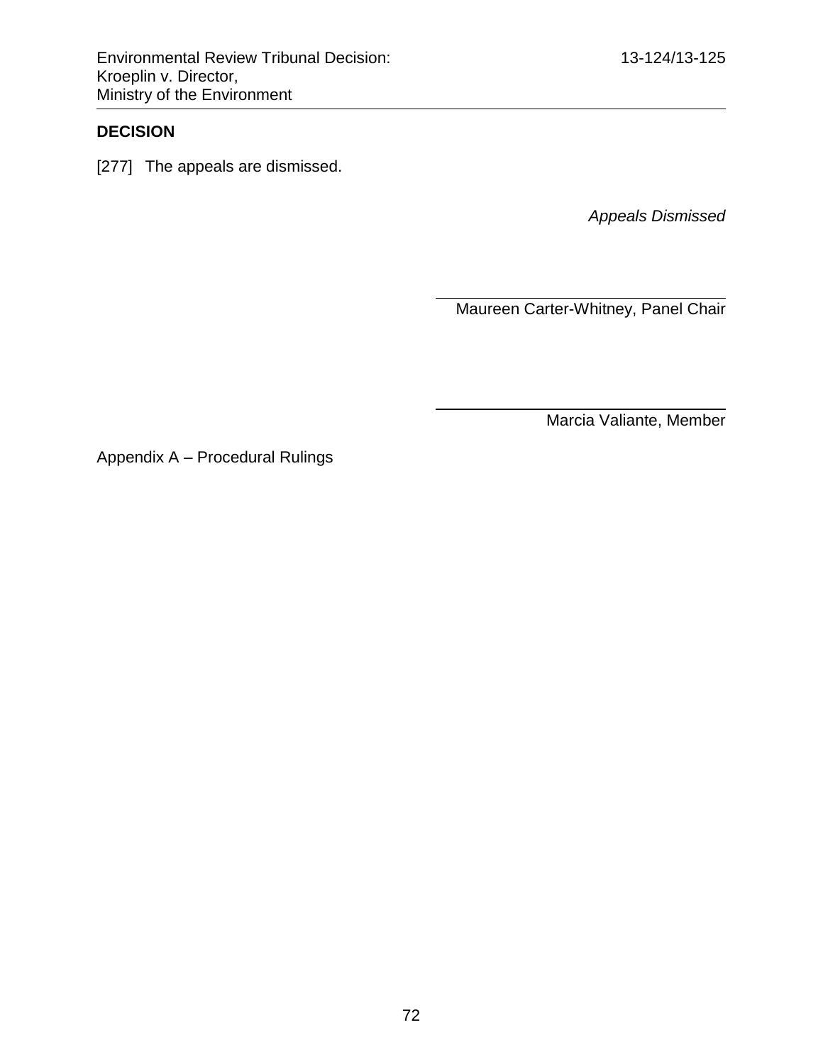## DECISION

[277] The appeals are dismissed.

*Appeals Dismissed*

Maureen Carter-Whitney, Panel Chair

Marcia Valiante, Member

Appendix A – Procedural Rulings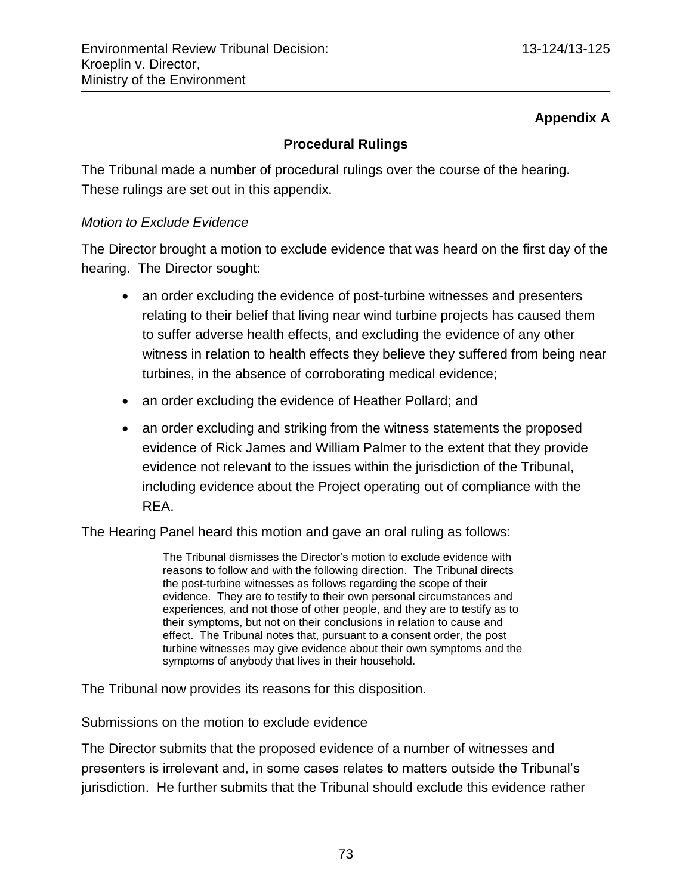**Appendix A**

## Procedural Rulings

The Tribunal made a number of procedural rulings over the course of the hearing. These rulings are set out in this appendix.

*Motion to Exclude Evidence*

The Director brought a motion to exclude evidence that was heard on the first day of the hearing. The Director sought:

- an order excluding the evidence of post-turbine witnesses and presenters relating to their belief that living near wind turbine projects has caused them to suffer adverse health effects, and excluding the evidence of any other witness in relation to health effects they believe they suffered from being near turbines, in the absence of corroborating medical evidence;
- an order excluding the evidence of Heather Pollard; and
- an order excluding and striking from the witness statements the proposed evidence of Rick James and William Palmer to the extent that they provide evidence not relevant to the issues within the jurisdiction of the Tribunal, including evidence about the Project operating out of compliance with the REA.

The Hearing Panel heard this motion and gave an oral ruling as follows:

> The Tribunal dismisses the Director's motion to exclude evidence with reasons to follow and with the following direction. The Tribunal directs the post-turbine witnesses as follows regarding the scope of their evidence. They are to testify to their own personal circumstances and experiences, and not those of other people, and they are to testify as to their symptoms, but not on their conclusions in relation to cause and effect. The Tribunal notes that, pursuant to a consent order, the post turbine witnesses may give evidence about their own symptoms and the symptoms of anybody that lives in their household.

The Tribunal now provides its reasons for this disposition.

<u>Submissions on the motion to exclude evidence</u>

The Director submits that the proposed evidence of a number of witnesses and presenters is irrelevant and, in some cases relates to matters outside the Tribunal's jurisdiction. He further submits that the Tribunal should exclude this evidence rather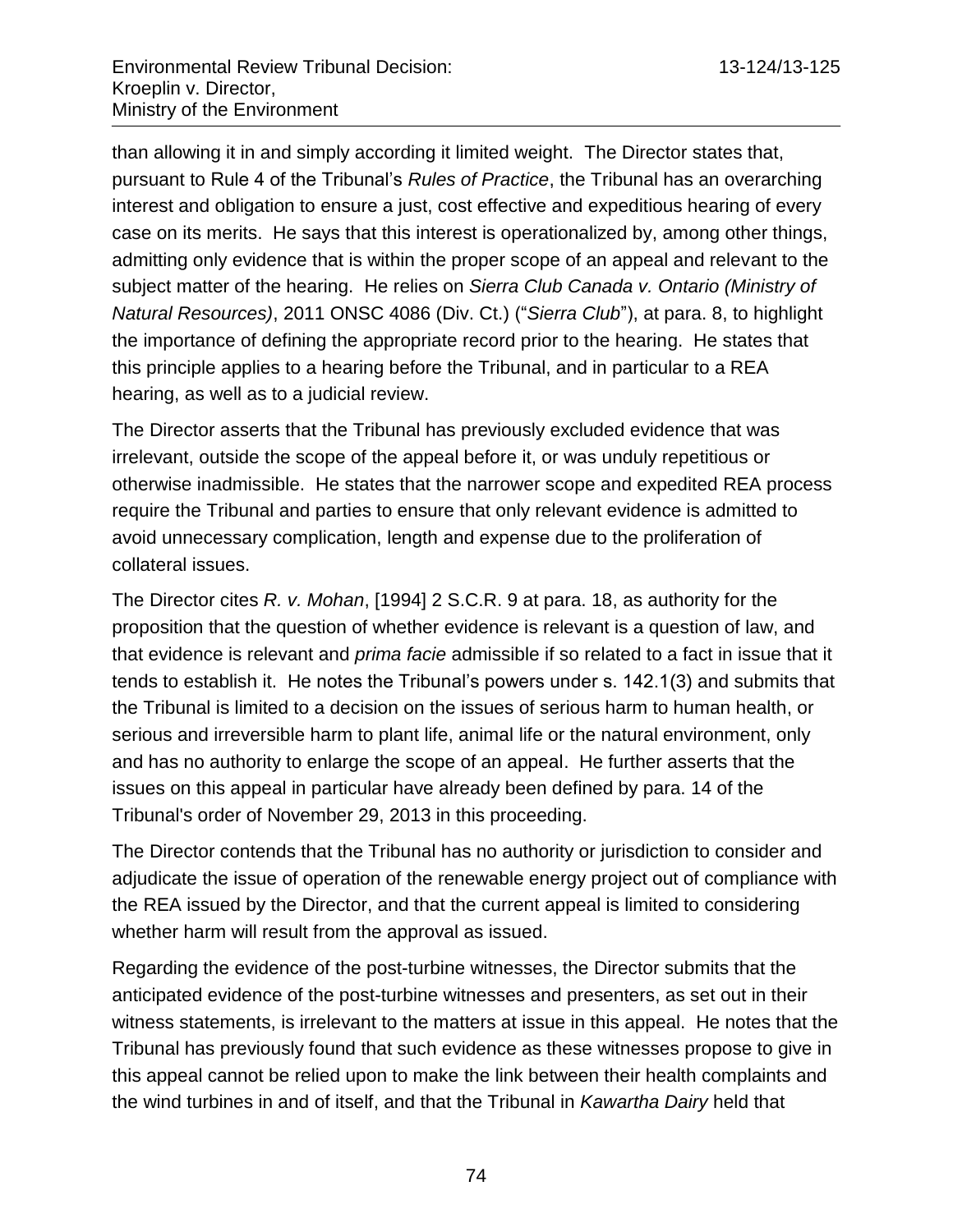than allowing it in and simply according it limited weight. The Director states that, pursuant to Rule 4 of the Tribunal's *Rules of Practice*, the Tribunal has an overarching interest and obligation to ensure a just, cost effective and expeditious hearing of every case on its merits. He says that this interest is operationalized by, among other things, admitting only evidence that is within the proper scope of an appeal and relevant to the subject matter of the hearing. He relies on *Sierra Club Canada v. Ontario (Ministry of Natural Resources)*, 2011 ONSC 4086 (Div. Ct.) ("*Sierra Club*"), at para. 8, to highlight the importance of defining the appropriate record prior to the hearing. He states that this principle applies to a hearing before the Tribunal, and in particular to a REA hearing, as well as to a judicial review.

The Director asserts that the Tribunal has previously excluded evidence that was irrelevant, outside the scope of the appeal before it, or was unduly repetitious or otherwise inadmissible. He states that the narrower scope and expedited REA process require the Tribunal and parties to ensure that only relevant evidence is admitted to avoid unnecessary complication, length and expense due to the proliferation of collateral issues.

The Director cites *R. v. Mohan*, [1994] 2 S.C.R. 9 at para. 18, as authority for the proposition that the question of whether evidence is relevant is a question of law, and that evidence is relevant and *prima facie* admissible if so related to a fact in issue that it tends to establish it. He notes the Tribunal's powers under s. 142.1(3) and submits that the Tribunal is limited to a decision on the issues of serious harm to human health, or serious and irreversible harm to plant life, animal life or the natural environment, only and has no authority to enlarge the scope of an appeal. He further asserts that the issues on this appeal in particular have already been defined by para. 14 of the Tribunal's order of November 29, 2013 in this proceeding.

The Director contends that the Tribunal has no authority or jurisdiction to consider and adjudicate the issue of operation of the renewable energy project out of compliance with the REA issued by the Director, and that the current appeal is limited to considering whether harm will result from the approval as issued.

Regarding the evidence of the post-turbine witnesses, the Director submits that the anticipated evidence of the post-turbine witnesses and presenters, as set out in their witness statements, is irrelevant to the matters at issue in this appeal. He notes that the Tribunal has previously found that such evidence as these witnesses propose to give in this appeal cannot be relied upon to make the link between their health complaints and the wind turbines in and of itself, and that the Tribunal in *Kawartha Dairy* held that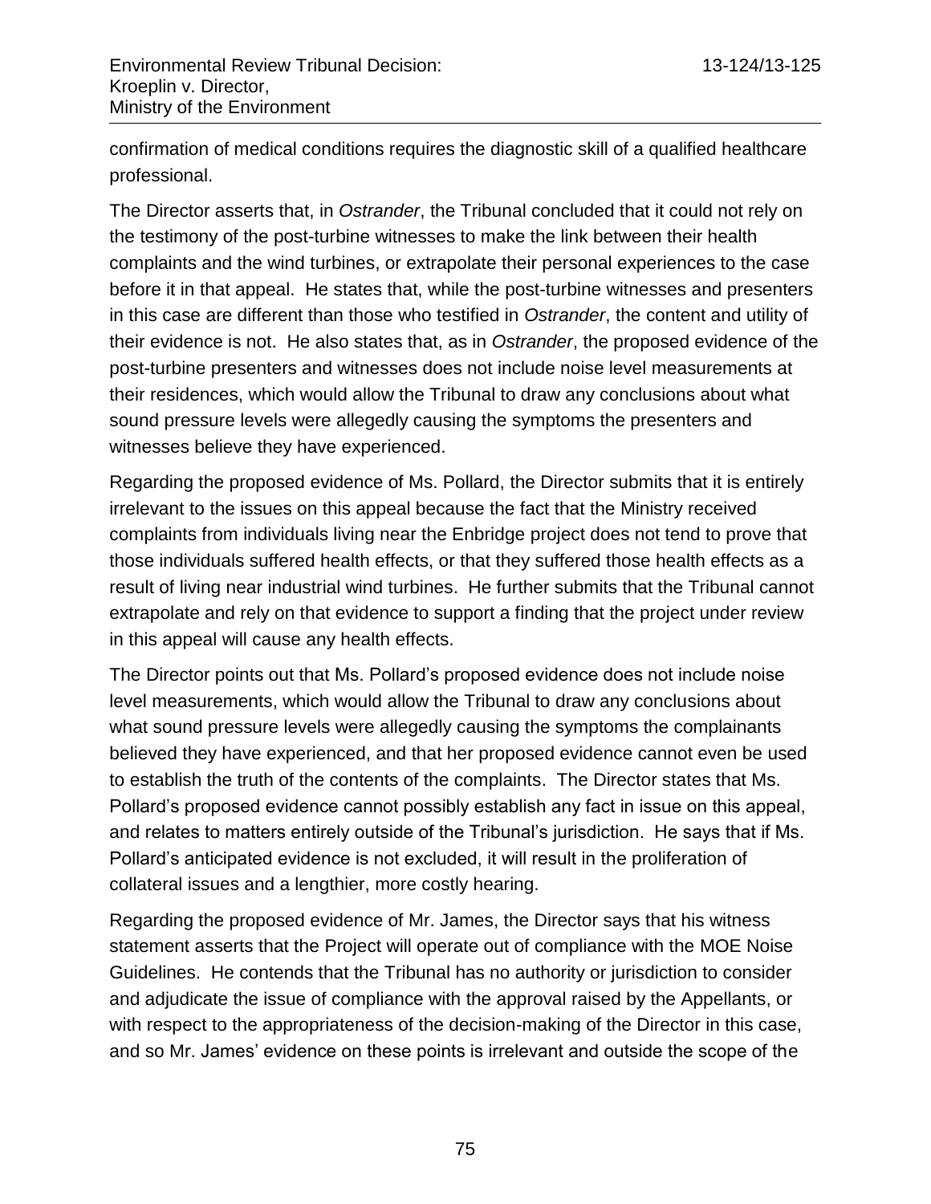confirmation of medical conditions requires the diagnostic skill of a qualified healthcare professional.

The Director asserts that, in *Ostrander*, the Tribunal concluded that it could not rely on the testimony of the post-turbine witnesses to make the link between their health complaints and the wind turbines, or extrapolate their personal experiences to the case before it in that appeal. He states that, while the post-turbine witnesses and presenters in this case are different than those who testified in *Ostrander*, the content and utility of their evidence is not. He also states that, as in *Ostrander*, the proposed evidence of the post-turbine presenters and witnesses does not include noise level measurements at their residences, which would allow the Tribunal to draw any conclusions about what sound pressure levels were allegedly causing the symptoms the presenters and witnesses believe they have experienced.

Regarding the proposed evidence of Ms. Pollard, the Director submits that it is entirely irrelevant to the issues on this appeal because the fact that the Ministry received complaints from individuals living near the Enbridge project does not tend to prove that those individuals suffered health effects, or that they suffered those health effects as a result of living near industrial wind turbines. He further submits that the Tribunal cannot extrapolate and rely on that evidence to support a finding that the project under review in this appeal will cause any health effects.

The Director points out that Ms. Pollard's proposed evidence does not include noise level measurements, which would allow the Tribunal to draw any conclusions about what sound pressure levels were allegedly causing the symptoms the complainants believed they have experienced, and that her proposed evidence cannot even be used to establish the truth of the contents of the complaints. The Director states that Ms. Pollard's proposed evidence cannot possibly establish any fact in issue on this appeal, and relates to matters entirely outside of the Tribunal's jurisdiction. He says that if Ms. Pollard's anticipated evidence is not excluded, it will result in the proliferation of collateral issues and a lengthier, more costly hearing.

Regarding the proposed evidence of Mr. James, the Director says that his witness statement asserts that the Project will operate out of compliance with the MOE Noise Guidelines. He contends that the Tribunal has no authority or jurisdiction to consider and adjudicate the issue of compliance with the approval raised by the Appellants, or with respect to the appropriateness of the decision-making of the Director in this case, and so Mr. James' evidence on these points is irrelevant and outside the scope of the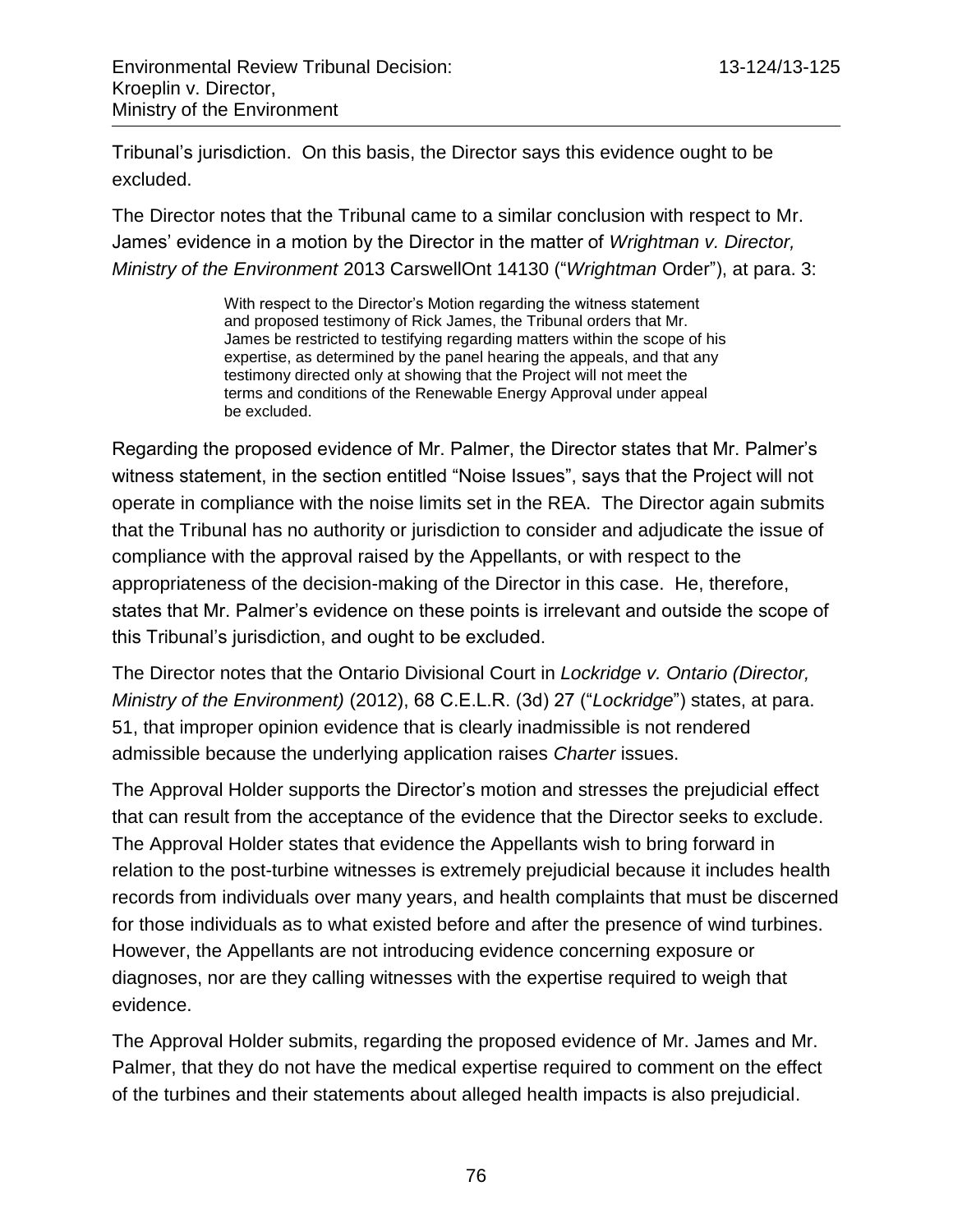Tribunal's jurisdiction. On this basis, the Director says this evidence ought to be excluded.

The Director notes that the Tribunal came to a similar conclusion with respect to Mr. James' evidence in a motion by the Director in the matter of *Wrightman v. Director, Ministry of the Environment* 2013 CarswellOnt 14130 ("*Wrightman* Order"), at para. 3:

> With respect to the Director's Motion regarding the witness statement and proposed testimony of Rick James, the Tribunal orders that Mr. James be restricted to testifying regarding matters within the scope of his expertise, as determined by the panel hearing the appeals, and that any testimony directed only at showing that the Project will not meet the terms and conditions of the Renewable Energy Approval under appeal be excluded.

Regarding the proposed evidence of Mr. Palmer, the Director states that Mr. Palmer's witness statement, in the section entitled "Noise Issues", says that the Project will not operate in compliance with the noise limits set in the REA. The Director again submits that the Tribunal has no authority or jurisdiction to consider and adjudicate the issue of compliance with the approval raised by the Appellants, or with respect to the appropriateness of the decision-making of the Director in this case. He, therefore, states that Mr. Palmer's evidence on these points is irrelevant and outside the scope of this Tribunal's jurisdiction, and ought to be excluded.

The Director notes that the Ontario Divisional Court in *Lockridge v. Ontario (Director, Ministry of the Environment)* (2012), 68 C.E.L.R. (3d) 27 ("*Lockridge*") states, at para. 51, that improper opinion evidence that is clearly inadmissible is not rendered admissible because the underlying application raises *Charter* issues.

The Approval Holder supports the Director's motion and stresses the prejudicial effect that can result from the acceptance of the evidence that the Director seeks to exclude. The Approval Holder states that evidence the Appellants wish to bring forward in relation to the post-turbine witnesses is extremely prejudicial because it includes health records from individuals over many years, and health complaints that must be discerned for those individuals as to what existed before and after the presence of wind turbines. However, the Appellants are not introducing evidence concerning exposure or diagnoses, nor are they calling witnesses with the expertise required to weigh that evidence.

The Approval Holder submits, regarding the proposed evidence of Mr. James and Mr. Palmer, that they do not have the medical expertise required to comment on the effect of the turbines and their statements about alleged health impacts is also prejudicial.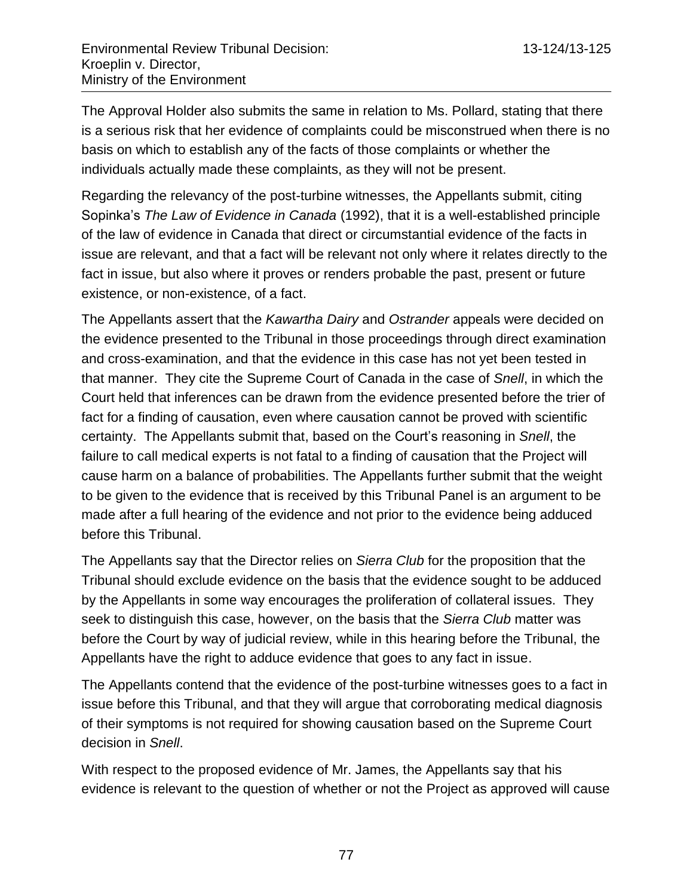The Approval Holder also submits the same in relation to Ms. Pollard, stating that there is a serious risk that her evidence of complaints could be misconstrued when there is no basis on which to establish any of the facts of those complaints or whether the individuals actually made these complaints, as they will not be present.

Regarding the relevancy of the post-turbine witnesses, the Appellants submit, citing Sopinka's *The Law of Evidence in Canada* (1992), that it is a well-established principle of the law of evidence in Canada that direct or circumstantial evidence of the facts in issue are relevant, and that a fact will be relevant not only where it relates directly to the fact in issue, but also where it proves or renders probable the past, present or future existence, or non-existence, of a fact.

The Appellants assert that the *Kawartha Dairy* and *Ostrander* appeals were decided on the evidence presented to the Tribunal in those proceedings through direct examination and cross-examination, and that the evidence in this case has not yet been tested in that manner. They cite the Supreme Court of Canada in the case of *Snell*, in which the Court held that inferences can be drawn from the evidence presented before the trier of fact for a finding of causation, even where causation cannot be proved with scientific certainty. The Appellants submit that, based on the Court's reasoning in *Snell*, the failure to call medical experts is not fatal to a finding of causation that the Project will cause harm on a balance of probabilities. The Appellants further submit that the weight to be given to the evidence that is received by this Tribunal Panel is an argument to be made after a full hearing of the evidence and not prior to the evidence being adduced before this Tribunal.

The Appellants say that the Director relies on *Sierra Club* for the proposition that the Tribunal should exclude evidence on the basis that the evidence sought to be adduced by the Appellants in some way encourages the proliferation of collateral issues. They seek to distinguish this case, however, on the basis that the *Sierra Club* matter was before the Court by way of judicial review, while in this hearing before the Tribunal, the Appellants have the right to adduce evidence that goes to any fact in issue.

The Appellants contend that the evidence of the post-turbine witnesses goes to a fact in issue before this Tribunal, and that they will argue that corroborating medical diagnosis of their symptoms is not required for showing causation based on the Supreme Court decision in *Snell*.

With respect to the proposed evidence of Mr. James, the Appellants say that his evidence is relevant to the question of whether or not the Project as approved will cause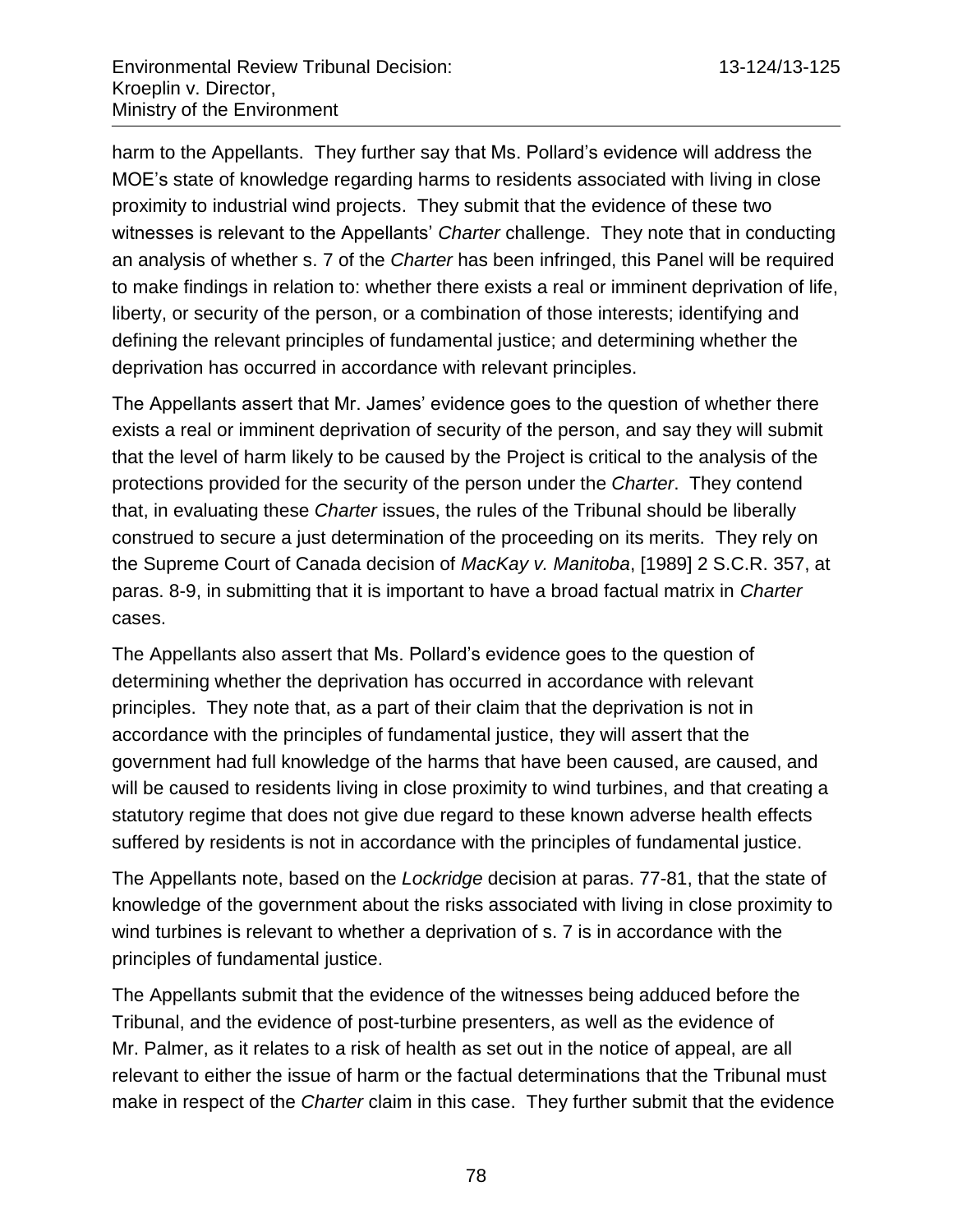harm to the Appellants. They further say that Ms. Pollard's evidence will address the MOE's state of knowledge regarding harms to residents associated with living in close proximity to industrial wind projects. They submit that the evidence of these two witnesses is relevant to the Appellants' *Charter* challenge. They note that in conducting an analysis of whether s. 7 of the *Charter* has been infringed, this Panel will be required to make findings in relation to: whether there exists a real or imminent deprivation of life, liberty, or security of the person, or a combination of those interests; identifying and defining the relevant principles of fundamental justice; and determining whether the deprivation has occurred in accordance with relevant principles.

The Appellants assert that Mr. James' evidence goes to the question of whether there exists a real or imminent deprivation of security of the person, and say they will submit that the level of harm likely to be caused by the Project is critical to the analysis of the protections provided for the security of the person under the *Charter*. They contend that, in evaluating these *Charter* issues, the rules of the Tribunal should be liberally construed to secure a just determination of the proceeding on its merits. They rely on the Supreme Court of Canada decision of *MacKay v. Manitoba*, [1989] 2 S.C.R. 357, at paras. 8-9, in submitting that it is important to have a broad factual matrix in *Charter* cases.

The Appellants also assert that Ms. Pollard's evidence goes to the question of determining whether the deprivation has occurred in accordance with relevant principles. They note that, as a part of their claim that the deprivation is not in accordance with the principles of fundamental justice, they will assert that the government had full knowledge of the harms that have been caused, are caused, and will be caused to residents living in close proximity to wind turbines, and that creating a statutory regime that does not give due regard to these known adverse health effects suffered by residents is not in accordance with the principles of fundamental justice.

The Appellants note, based on the *Lockridge* decision at paras. 77-81, that the state of knowledge of the government about the risks associated with living in close proximity to wind turbines is relevant to whether a deprivation of s. 7 is in accordance with the principles of fundamental justice.

The Appellants submit that the evidence of the witnesses being adduced before the Tribunal, and the evidence of post-turbine presenters, as well as the evidence of Mr. Palmer, as it relates to a risk of health as set out in the notice of appeal, are all relevant to either the issue of harm or the factual determinations that the Tribunal must make in respect of the *Charter* claim in this case. They further submit that the evidence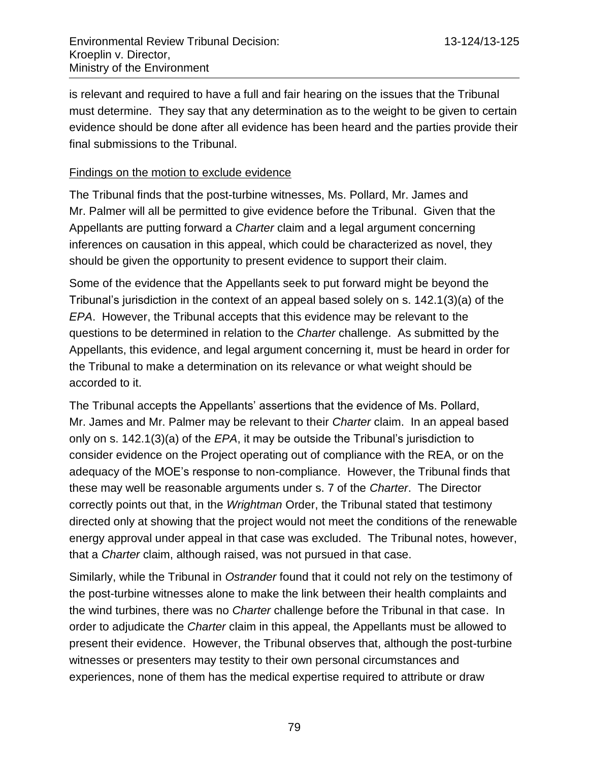is relevant and required to have a full and fair hearing on the issues that the Tribunal must determine. They say that any determination as to the weight to be given to certain evidence should be done after all evidence has been heard and the parties provide their final submissions to the Tribunal.

Findings on the motion to exclude evidence

The Tribunal finds that the post-turbine witnesses, Ms. Pollard, Mr. James and Mr. Palmer will all be permitted to give evidence before the Tribunal. Given that the Appellants are putting forward a *Charter* claim and a legal argument concerning inferences on causation in this appeal, which could be characterized as novel, they should be given the opportunity to present evidence to support their claim.

Some of the evidence that the Appellants seek to put forward might be beyond the Tribunal's jurisdiction in the context of an appeal based solely on s. 142.1(3)(a) of the *EPA*. However, the Tribunal accepts that this evidence may be relevant to the questions to be determined in relation to the *Charter* challenge. As submitted by the Appellants, this evidence, and legal argument concerning it, must be heard in order for the Tribunal to make a determination on its relevance or what weight should be accorded to it.

The Tribunal accepts the Appellants' assertions that the evidence of Ms. Pollard, Mr. James and Mr. Palmer may be relevant to their *Charter* claim. In an appeal based only on s. 142.1(3)(a) of the *EPA*, it may be outside the Tribunal's jurisdiction to consider evidence on the Project operating out of compliance with the REA, or on the adequacy of the MOE's response to non-compliance. However, the Tribunal finds that these may well be reasonable arguments under s. 7 of the *Charter*. The Director correctly points out that, in the *Wrightman* Order, the Tribunal stated that testimony directed only at showing that the project would not meet the conditions of the renewable energy approval under appeal in that case was excluded. The Tribunal notes, however, that a *Charter* claim, although raised, was not pursued in that case.

Similarly, while the Tribunal in *Ostrander* found that it could not rely on the testimony of the post-turbine witnesses alone to make the link between their health complaints and the wind turbines, there was no *Charter* challenge before the Tribunal in that case. In order to adjudicate the *Charter* claim in this appeal, the Appellants must be allowed to present their evidence. However, the Tribunal observes that, although the post-turbine witnesses or presenters may testity to their own personal circumstances and experiences, none of them has the medical expertise required to attribute or draw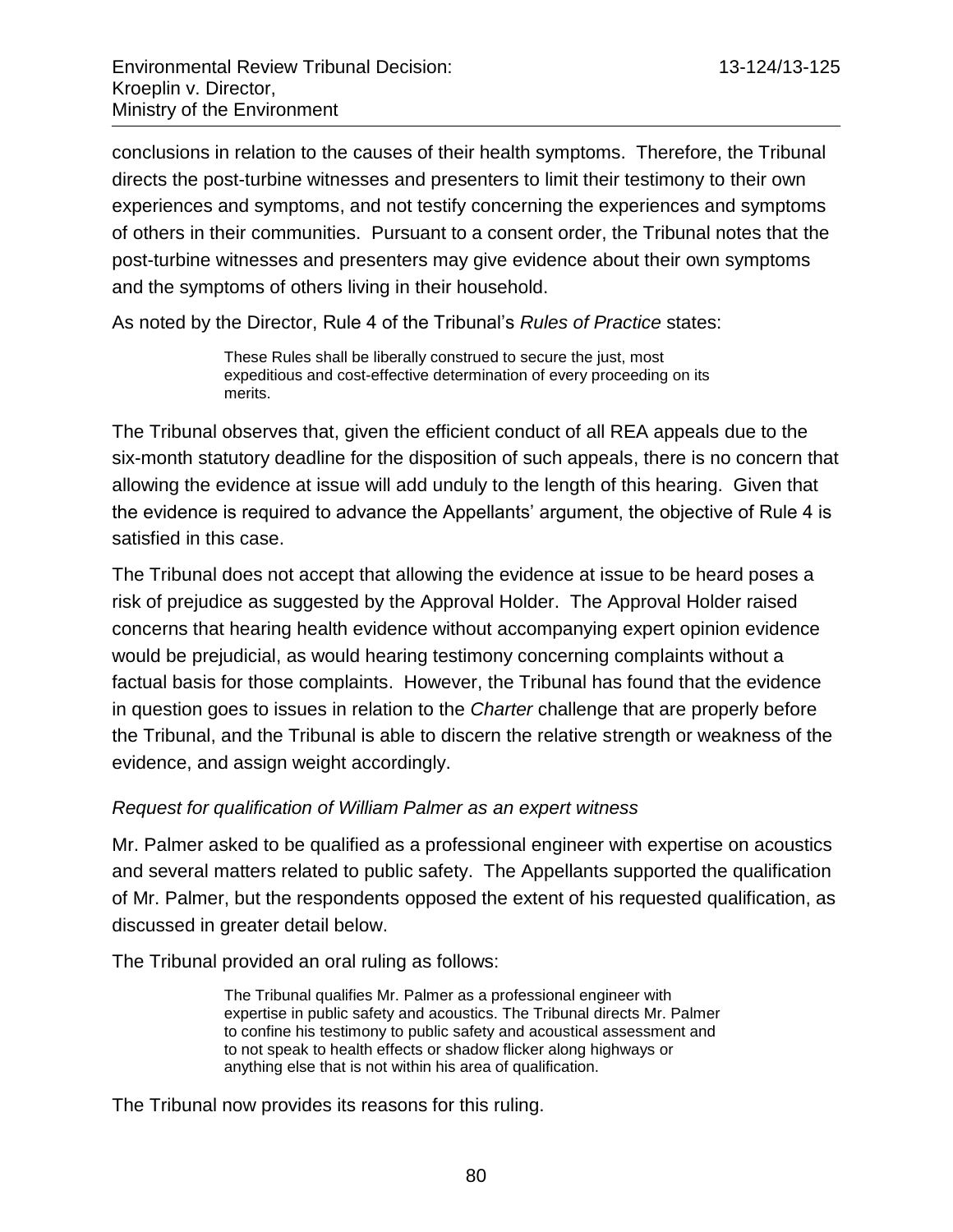conclusions in relation to the causes of their health symptoms. Therefore, the Tribunal directs the post-turbine witnesses and presenters to limit their testimony to their own experiences and symptoms, and not testify concerning the experiences and symptoms of others in their communities. Pursuant to a consent order, the Tribunal notes that the post-turbine witnesses and presenters may give evidence about their own symptoms and the symptoms of others living in their household.

As noted by the Director, Rule 4 of the Tribunal's *Rules of Practice* states:

> These Rules shall be liberally construed to secure the just, most expeditious and cost-effective determination of every proceeding on its merits.

The Tribunal observes that, given the efficient conduct of all REA appeals due to the six-month statutory deadline for the disposition of such appeals, there is no concern that allowing the evidence at issue will add unduly to the length of this hearing. Given that the evidence is required to advance the Appellants' argument, the objective of Rule 4 is satisfied in this case.

The Tribunal does not accept that allowing the evidence at issue to be heard poses a risk of prejudice as suggested by the Approval Holder. The Approval Holder raised concerns that hearing health evidence without accompanying expert opinion evidence would be prejudicial, as would hearing testimony concerning complaints without a factual basis for those complaints. However, the Tribunal has found that the evidence in question goes to issues in relation to the *Charter* challenge that are properly before the Tribunal, and the Tribunal is able to discern the relative strength or weakness of the evidence, and assign weight accordingly.

*Request for qualification of William Palmer as an expert witness*

Mr. Palmer asked to be qualified as a professional engineer with expertise on acoustics and several matters related to public safety. The Appellants supported the qualification of Mr. Palmer, but the respondents opposed the extent of his requested qualification, as discussed in greater detail below.

The Tribunal provided an oral ruling as follows:

> The Tribunal qualifies Mr. Palmer as a professional engineer with expertise in public safety and acoustics. The Tribunal directs Mr. Palmer to confine his testimony to public safety and acoustical assessment and to not speak to health effects or shadow flicker along highways or anything else that is not within his area of qualification.

The Tribunal now provides its reasons for this ruling.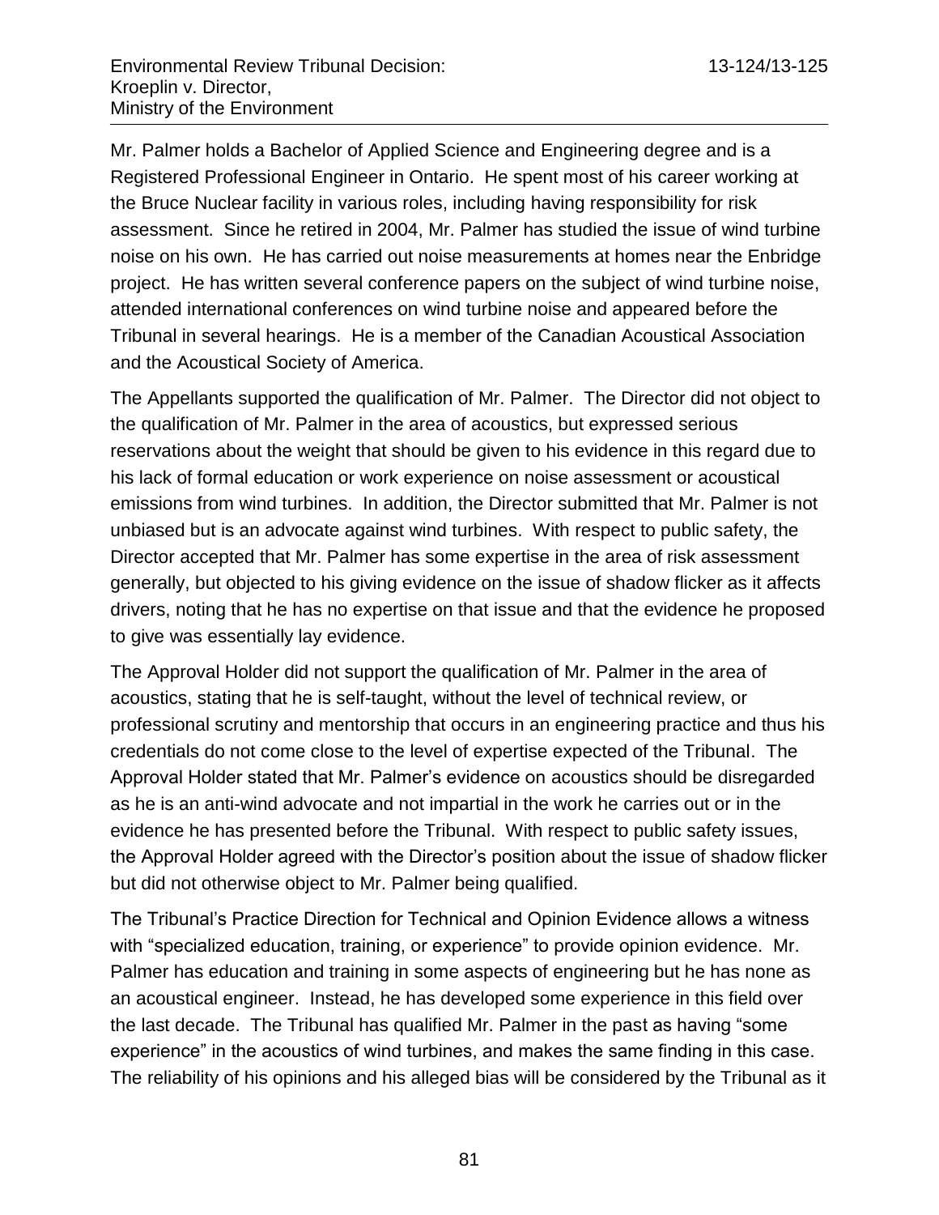Mr. Palmer holds a Bachelor of Applied Science and Engineering degree and is a Registered Professional Engineer in Ontario. He spent most of his career working at the Bruce Nuclear facility in various roles, including having responsibility for risk assessment. Since he retired in 2004, Mr. Palmer has studied the issue of wind turbine noise on his own. He has carried out noise measurements at homes near the Enbridge project. He has written several conference papers on the subject of wind turbine noise, attended international conferences on wind turbine noise and appeared before the Tribunal in several hearings. He is a member of the Canadian Acoustical Association and the Acoustical Society of America.

The Appellants supported the qualification of Mr. Palmer. The Director did not object to the qualification of Mr. Palmer in the area of acoustics, but expressed serious reservations about the weight that should be given to his evidence in this regard due to his lack of formal education or work experience on noise assessment or acoustical emissions from wind turbines. In addition, the Director submitted that Mr. Palmer is not unbiased but is an advocate against wind turbines. With respect to public safety, the Director accepted that Mr. Palmer has some expertise in the area of risk assessment generally, but objected to his giving evidence on the issue of shadow flicker as it affects drivers, noting that he has no expertise on that issue and that the evidence he proposed to give was essentially lay evidence.

The Approval Holder did not support the qualification of Mr. Palmer in the area of acoustics, stating that he is self-taught, without the level of technical review, or professional scrutiny and mentorship that occurs in an engineering practice and thus his credentials do not come close to the level of expertise expected of the Tribunal. The Approval Holder stated that Mr. Palmer's evidence on acoustics should be disregarded as he is an anti-wind advocate and not impartial in the work he carries out or in the evidence he has presented before the Tribunal. With respect to public safety issues, the Approval Holder agreed with the Director's position about the issue of shadow flicker but did not otherwise object to Mr. Palmer being qualified.

The Tribunal's Practice Direction for Technical and Opinion Evidence allows a witness with "specialized education, training, or experience" to provide opinion evidence. Mr. Palmer has education and training in some aspects of engineering but he has none as an acoustical engineer. Instead, he has developed some experience in this field over the last decade. The Tribunal has qualified Mr. Palmer in the past as having "some experience" in the acoustics of wind turbines, and makes the same finding in this case. The reliability of his opinions and his alleged bias will be considered by the Tribunal as it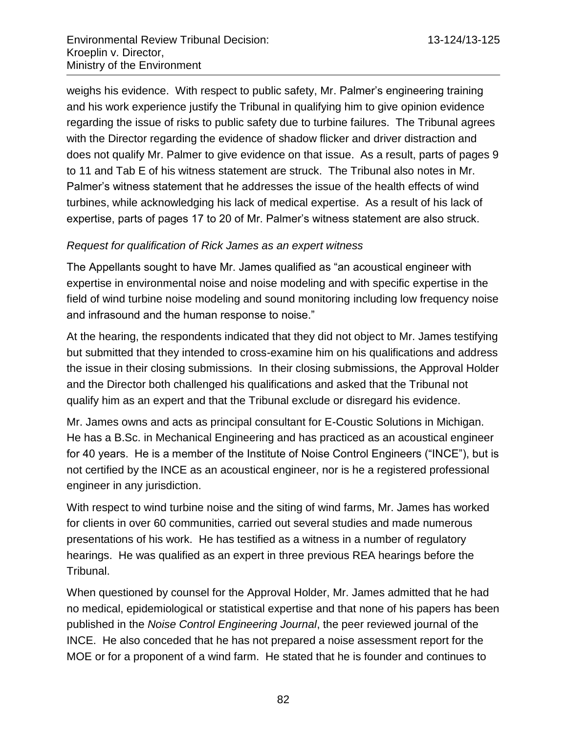weighs his evidence. With respect to public safety, Mr. Palmer's engineering training and his work experience justify the Tribunal in qualifying him to give opinion evidence regarding the issue of risks to public safety due to turbine failures. The Tribunal agrees with the Director regarding the evidence of shadow flicker and driver distraction and does not qualify Mr. Palmer to give evidence on that issue. As a result, parts of pages 9 to 11 and Tab E of his witness statement are struck. The Tribunal also notes in Mr. Palmer's witness statement that he addresses the issue of the health effects of wind turbines, while acknowledging his lack of medical expertise. As a result of his lack of expertise, parts of pages 17 to 20 of Mr. Palmer's witness statement are also struck.

*Request for qualification of Rick James as an expert witness*

The Appellants sought to have Mr. James qualified as "an acoustical engineer with expertise in environmental noise and noise modeling and with specific expertise in the field of wind turbine noise modeling and sound monitoring including low frequency noise and infrasound and the human response to noise."

At the hearing, the respondents indicated that they did not object to Mr. James testifying but submitted that they intended to cross-examine him on his qualifications and address the issue in their closing submissions. In their closing submissions, the Approval Holder and the Director both challenged his qualifications and asked that the Tribunal not qualify him as an expert and that the Tribunal exclude or disregard his evidence.

Mr. James owns and acts as principal consultant for E-Coustic Solutions in Michigan. He has a B.Sc. in Mechanical Engineering and has practiced as an acoustical engineer for 40 years. He is a member of the Institute of Noise Control Engineers ("INCE"), but is not certified by the INCE as an acoustical engineer, nor is he a registered professional engineer in any jurisdiction.

With respect to wind turbine noise and the siting of wind farms, Mr. James has worked for clients in over 60 communities, carried out several studies and made numerous presentations of his work. He has testified as a witness in a number of regulatory hearings. He was qualified as an expert in three previous REA hearings before the Tribunal.

When questioned by counsel for the Approval Holder, Mr. James admitted that he had no medical, epidemiological or statistical expertise and that none of his papers has been published in the *Noise Control Engineering Journal*, the peer reviewed journal of the INCE. He also conceded that he has not prepared a noise assessment report for the MOE or for a proponent of a wind farm. He stated that he is founder and continues to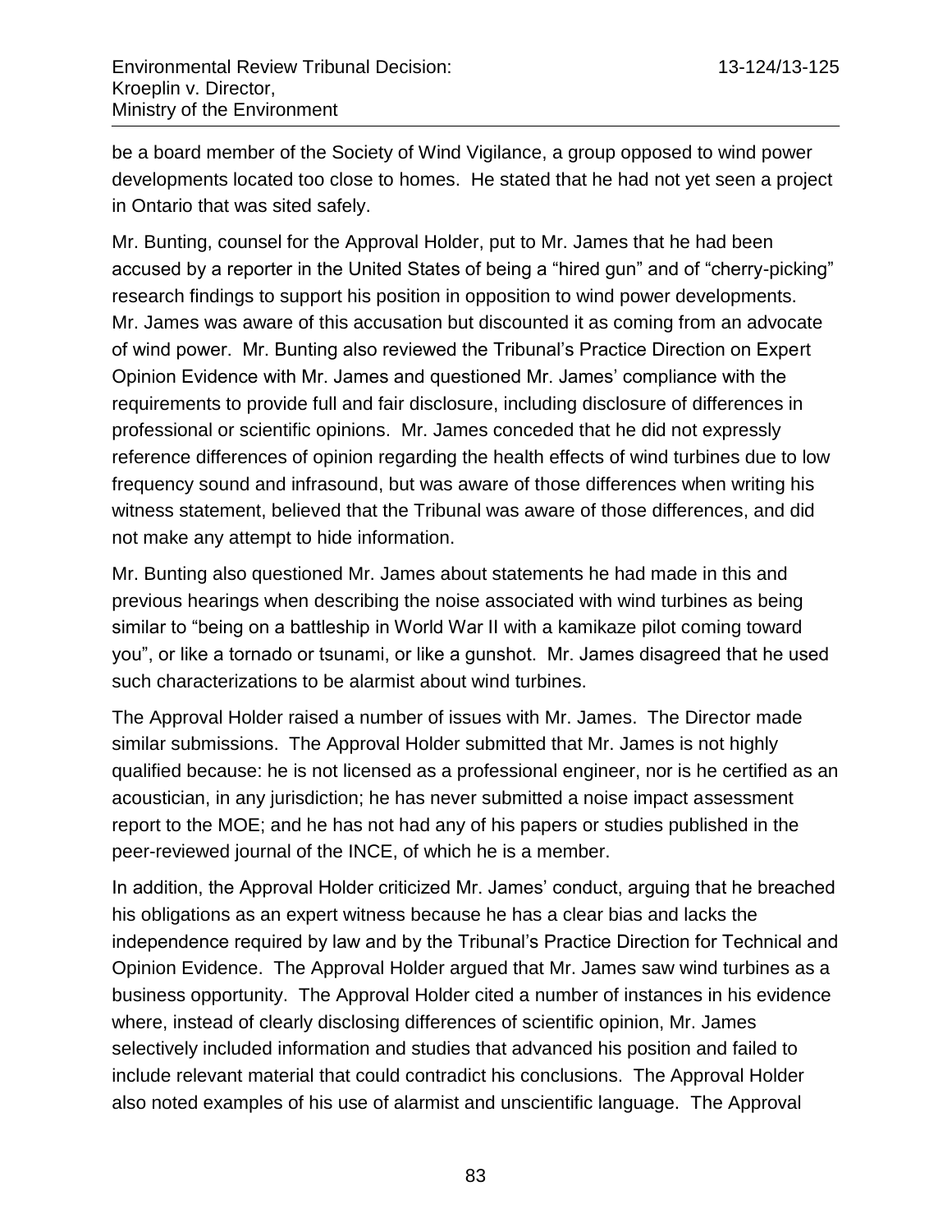be a board member of the Society of Wind Vigilance, a group opposed to wind power developments located too close to homes. He stated that he had not yet seen a project in Ontario that was sited safely.

Mr. Bunting, counsel for the Approval Holder, put to Mr. James that he had been accused by a reporter in the United States of being a "hired gun" and of "cherry-picking" research findings to support his position in opposition to wind power developments. Mr. James was aware of this accusation but discounted it as coming from an advocate of wind power. Mr. Bunting also reviewed the Tribunal's Practice Direction on Expert Opinion Evidence with Mr. James and questioned Mr. James' compliance with the requirements to provide full and fair disclosure, including disclosure of differences in professional or scientific opinions. Mr. James conceded that he did not expressly reference differences of opinion regarding the health effects of wind turbines due to low frequency sound and infrasound, but was aware of those differences when writing his witness statement, believed that the Tribunal was aware of those differences, and did not make any attempt to hide information.

Mr. Bunting also questioned Mr. James about statements he had made in this and previous hearings when describing the noise associated with wind turbines as being similar to "being on a battleship in World War II with a kamikaze pilot coming toward you", or like a tornado or tsunami, or like a gunshot. Mr. James disagreed that he used such characterizations to be alarmist about wind turbines.

The Approval Holder raised a number of issues with Mr. James. The Director made similar submissions. The Approval Holder submitted that Mr. James is not highly qualified because: he is not licensed as a professional engineer, nor is he certified as an acoustician, in any jurisdiction; he has never submitted a noise impact assessment report to the MOE; and he has not had any of his papers or studies published in the peer-reviewed journal of the INCE, of which he is a member.

In addition, the Approval Holder criticized Mr. James' conduct, arguing that he breached his obligations as an expert witness because he has a clear bias and lacks the independence required by law and by the Tribunal's Practice Direction for Technical and Opinion Evidence. The Approval Holder argued that Mr. James saw wind turbines as a business opportunity. The Approval Holder cited a number of instances in his evidence where, instead of clearly disclosing differences of scientific opinion, Mr. James selectively included information and studies that advanced his position and failed to include relevant material that could contradict his conclusions. The Approval Holder also noted examples of his use of alarmist and unscientific language. The Approval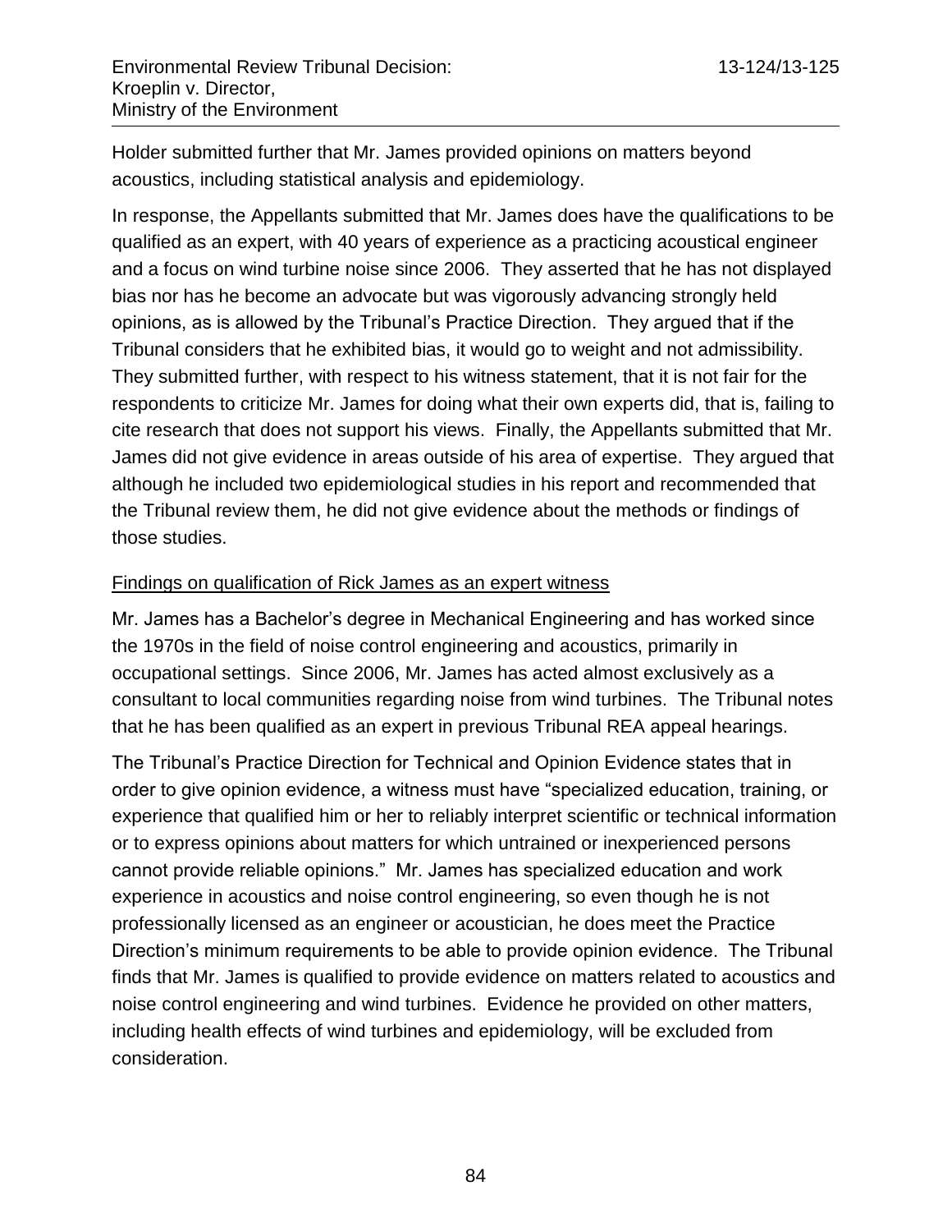Holder submitted further that Mr. James provided opinions on matters beyond acoustics, including statistical analysis and epidemiology.

In response, the Appellants submitted that Mr. James does have the qualifications to be qualified as an expert, with 40 years of experience as a practicing acoustical engineer and a focus on wind turbine noise since 2006. They asserted that he has not displayed bias nor has he become an advocate but was vigorously advancing strongly held opinions, as is allowed by the Tribunal's Practice Direction. They argued that if the Tribunal considers that he exhibited bias, it would go to weight and not admissibility. They submitted further, with respect to his witness statement, that it is not fair for the respondents to criticize Mr. James for doing what their own experts did, that is, failing to cite research that does not support his views. Finally, the Appellants submitted that Mr. James did not give evidence in areas outside of his area of expertise. They argued that although he included two epidemiological studies in his report and recommended that the Tribunal review them, he did not give evidence about the methods or findings of those studies.

<u>Findings on qualification of Rick James as an expert witness</u>

Mr. James has a Bachelor's degree in Mechanical Engineering and has worked since the 1970s in the field of noise control engineering and acoustics, primarily in occupational settings. Since 2006, Mr. James has acted almost exclusively as a consultant to local communities regarding noise from wind turbines. The Tribunal notes that he has been qualified as an expert in previous Tribunal REA appeal hearings.

The Tribunal's Practice Direction for Technical and Opinion Evidence states that in order to give opinion evidence, a witness must have "specialized education, training, or experience that qualified him or her to reliably interpret scientific or technical information or to express opinions about matters for which untrained or inexperienced persons cannot provide reliable opinions." Mr. James has specialized education and work experience in acoustics and noise control engineering, so even though he is not professionally licensed as an engineer or acoustician, he does meet the Practice Direction's minimum requirements to be able to provide opinion evidence. The Tribunal finds that Mr. James is qualified to provide evidence on matters related to acoustics and noise control engineering and wind turbines. Evidence he provided on other matters, including health effects of wind turbines and epidemiology, will be excluded from consideration.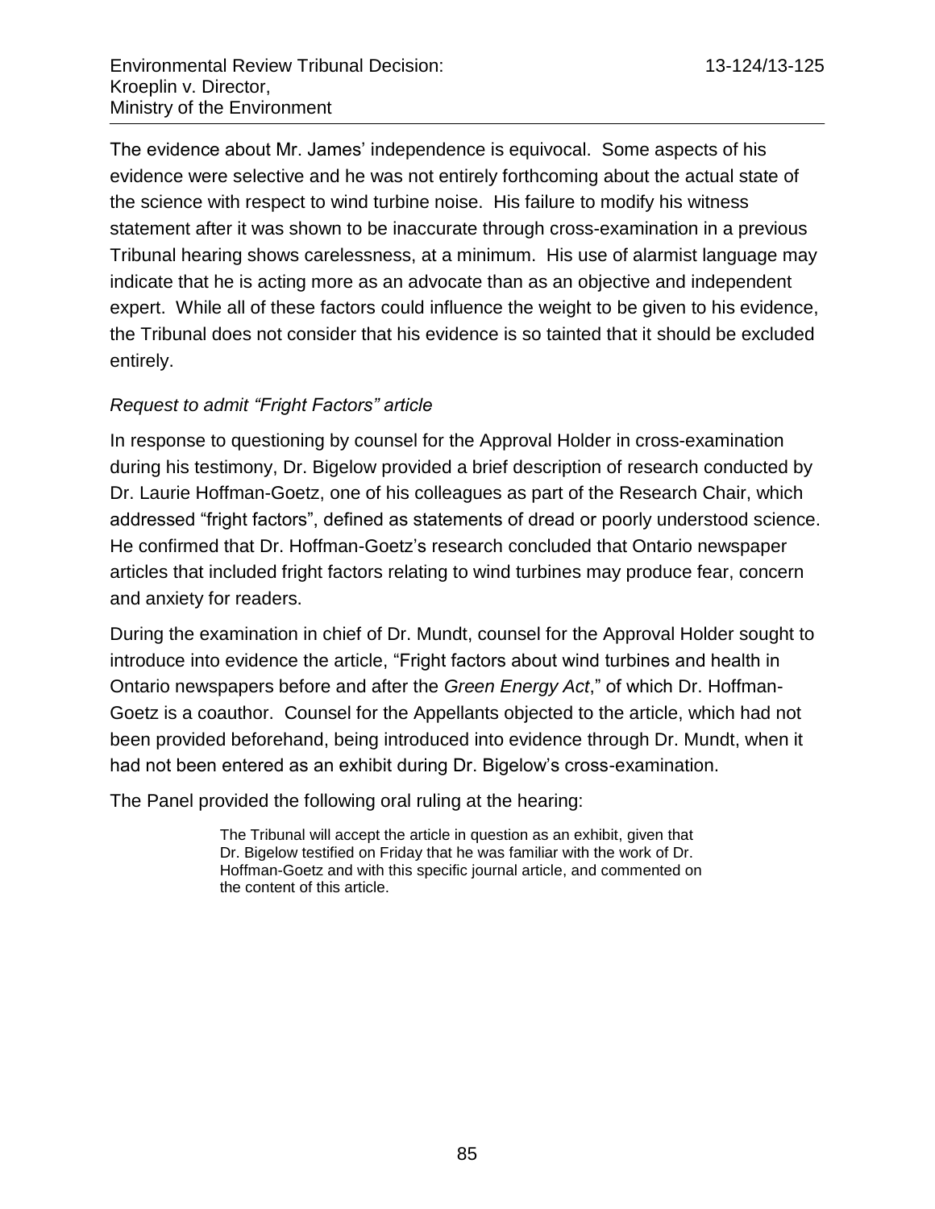The evidence about Mr. James' independence is equivocal. Some aspects of his evidence were selective and he was not entirely forthcoming about the actual state of the science with respect to wind turbine noise. His failure to modify his witness statement after it was shown to be inaccurate through cross-examination in a previous Tribunal hearing shows carelessness, at a minimum. His use of alarmist language may indicate that he is acting more as an advocate than as an objective and independent expert. While all of these factors could influence the weight to be given to his evidence, the Tribunal does not consider that his evidence is so tainted that it should be excluded entirely.

*Request to admit "Fright Factors" article*

In response to questioning by counsel for the Approval Holder in cross-examination during his testimony, Dr. Bigelow provided a brief description of research conducted by Dr. Laurie Hoffman-Goetz, one of his colleagues as part of the Research Chair, which addressed "fright factors", defined as statements of dread or poorly understood science. He confirmed that Dr. Hoffman-Goetz's research concluded that Ontario newspaper articles that included fright factors relating to wind turbines may produce fear, concern and anxiety for readers.

During the examination in chief of Dr. Mundt, counsel for the Approval Holder sought to introduce into evidence the article, "Fright factors about wind turbines and health in Ontario newspapers before and after the *Green Energy Act*," of which Dr. Hoffman-Goetz is a coauthor. Counsel for the Appellants objected to the article, which had not been provided beforehand, being introduced into evidence through Dr. Mundt, when it had not been entered as an exhibit during Dr. Bigelow's cross-examination.

The Panel provided the following oral ruling at the hearing:

> The Tribunal will accept the article in question as an exhibit, given that Dr. Bigelow testified on Friday that he was familiar with the work of Dr. Hoffman-Goetz and with this specific journal article, and commented on the content of this article.